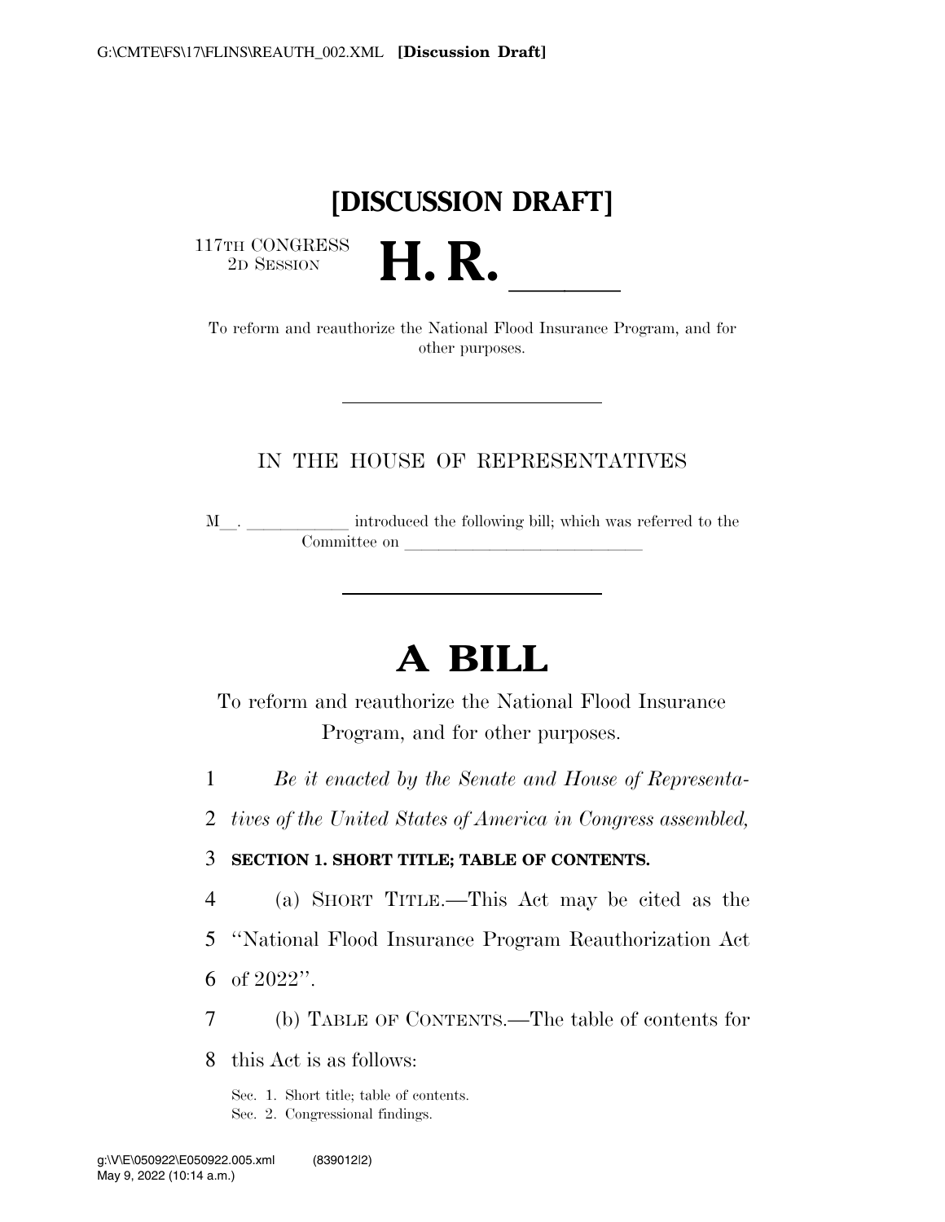# [DISCUSSION DRAFT]

117TH CONGRESS
2D SESSION

# H. R. ______

To reform and reauthorize the National Flood Insurance Program, and for other purposes.

---

IN THE HOUSE OF REPRESENTATIVES

M__. ____________ introduced the following bill; which was referred to the Committee on ____________________________

---

# A BILL

To reform and reauthorize the National Flood Insurance Program, and for other purposes.

*Be it enacted by the Senate and House of Representatives of the United States of America in Congress assembled,*

**SECTION 1. SHORT TITLE; TABLE OF CONTENTS.**

(a) SHORT TITLE.—This Act may be cited as the "National Flood Insurance Program Reauthorization Act of 2022".

(b) TABLE OF CONTENTS.—The table of contents for this Act is as follows:

Sec. 1. Short title; table of contents.
Sec. 2. Congressional findings.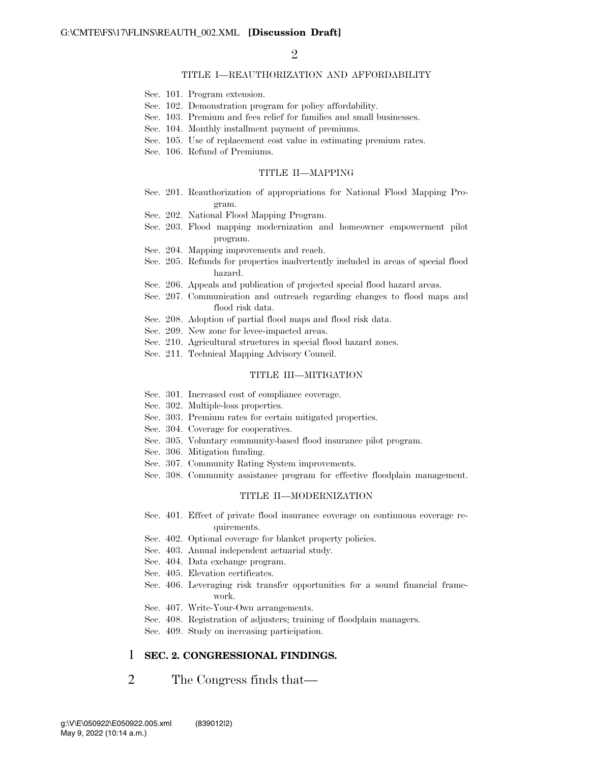TITLE I—REAUTHORIZATION AND AFFORDABILITY

Sec. 101. Program extension.
Sec. 102. Demonstration program for policy affordability.
Sec. 103. Premium and fees relief for families and small businesses.
Sec. 104. Monthly installment payment of premiums.
Sec. 105. Use of replacement cost value in estimating premium rates.
Sec. 106. Refund of Premiums.

TITLE II—MAPPING

Sec. 201. Reauthorization of appropriations for National Flood Mapping Program.
Sec. 202. National Flood Mapping Program.
Sec. 203. Flood mapping modernization and homeowner empowerment pilot program.
Sec. 204. Mapping improvements and reach.
Sec. 205. Refunds for properties inadvertently included in areas of special flood hazard.
Sec. 206. Appeals and publication of projected special flood hazard areas.
Sec. 207. Communication and outreach regarding changes to flood maps and flood risk data.
Sec. 208. Adoption of partial flood maps and flood risk data.
Sec. 209. New zone for levee-impacted areas.
Sec. 210. Agricultural structures in special flood hazard zones.
Sec. 211. Technical Mapping Advisory Council.

TITLE III—MITIGATION

Sec. 301. Increased cost of compliance coverage.
Sec. 302. Multiple-loss properties.
Sec. 303. Premium rates for certain mitigated properties.
Sec. 304. Coverage for cooperatives.
Sec. 305. Voluntary community-based flood insurance pilot program.
Sec. 306. Mitigation funding.
Sec. 307. Community Rating System improvements.
Sec. 308. Community assistance program for effective floodplain management.

TITLE II—MODERNIZATION

Sec. 401. Effect of private flood insurance coverage on continuous coverage requirements.
Sec. 402. Optional coverage for blanket property policies.
Sec. 403. Annual independent actuarial study.
Sec. 404. Data exchange program.
Sec. 405. Elevation certificates.
Sec. 406. Leveraging risk transfer opportunities for a sound financial framework.
Sec. 407. Write-Your-Own arrangements.
Sec. 408. Registration of adjusters; training of floodplain managers.
Sec. 409. Study on increasing participation.

1 **SEC. 2. CONGRESSIONAL FINDINGS.**

2 The Congress finds that—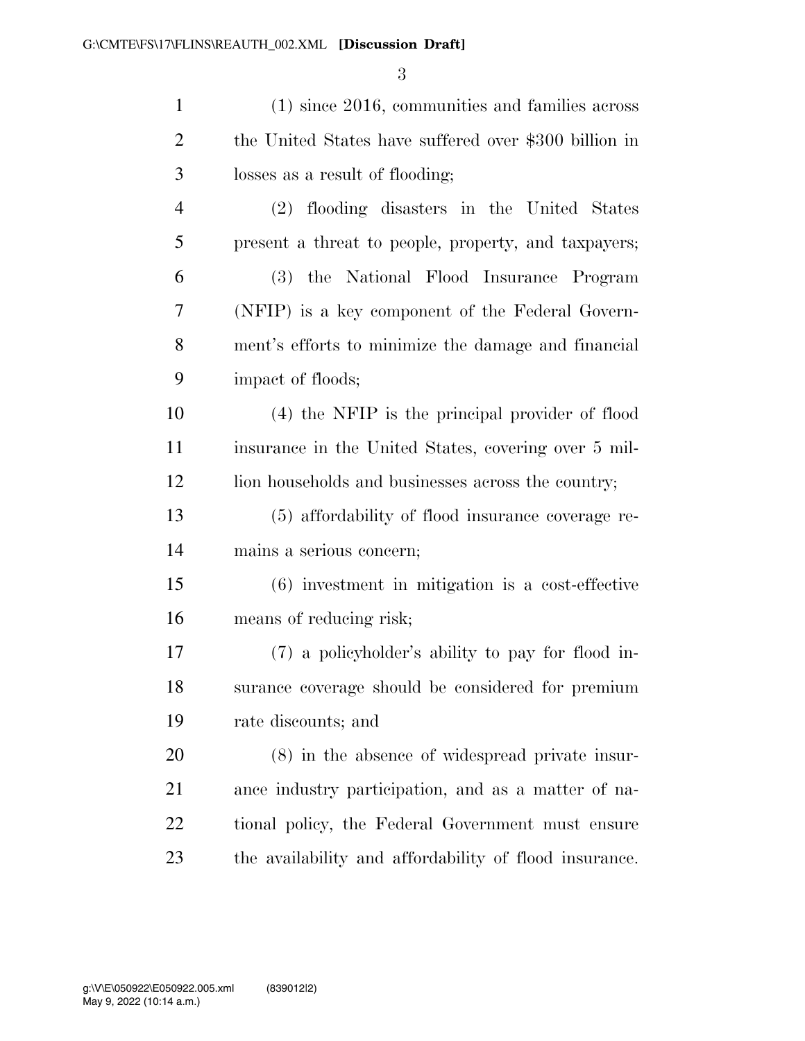(1) since 2016, communities and families across the United States have suffered over $300 billion in losses as a result of flooding;

(2) flooding disasters in the United States present a threat to people, property, and taxpayers;

(3) the National Flood Insurance Program (NFIP) is a key component of the Federal Government's efforts to minimize the damage and financial impact of floods;

(4) the NFIP is the principal provider of flood insurance in the United States, covering over 5 million households and businesses across the country;

(5) affordability of flood insurance coverage remains a serious concern;

(6) investment in mitigation is a cost-effective means of reducing risk;

(7) a policyholder's ability to pay for flood insurance coverage should be considered for premium rate discounts; and

(8) in the absence of widespread private insurance industry participation, and as a matter of national policy, the Federal Government must ensure the availability and affordability of flood insurance.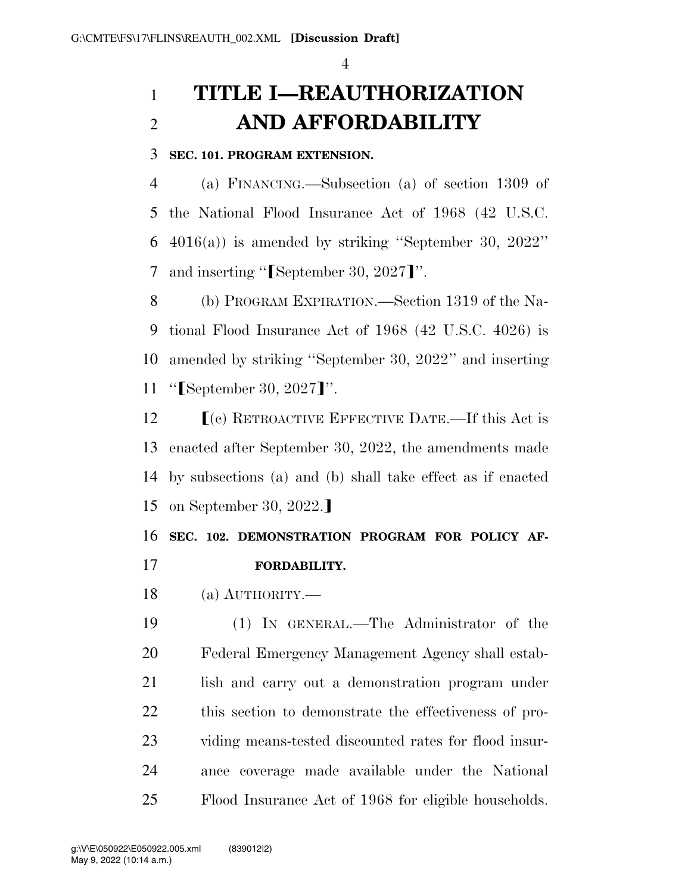# TITLE I—REAUTHORIZATION AND AFFORDABILITY

### SEC. 101. PROGRAM EXTENSION.

(a) FINANCING.—Subsection (a) of section 1309 of the National Flood Insurance Act of 1968 (42 U.S.C. 4016(a)) is amended by striking ''September 30, 2022'' and inserting ''⟦September 30, 2027⟧''.

(b) PROGRAM EXPIRATION.—Section 1319 of the National Flood Insurance Act of 1968 (42 U.S.C. 4026) is amended by striking ''September 30, 2022'' and inserting ''⟦September 30, 2027⟧''.

⟦(c) RETROACTIVE EFFECTIVE DATE.—If this Act is enacted after September 30, 2022, the amendments made by subsections (a) and (b) shall take effect as if enacted on September 30, 2022.⟧

### SEC. 102. DEMONSTRATION PROGRAM FOR POLICY AFFORDABILITY.

(a) AUTHORITY.—

(1) IN GENERAL.—The Administrator of the Federal Emergency Management Agency shall establish and carry out a demonstration program under this section to demonstrate the effectiveness of providing means-tested discounted rates for flood insurance coverage made available under the National Flood Insurance Act of 1968 for eligible households.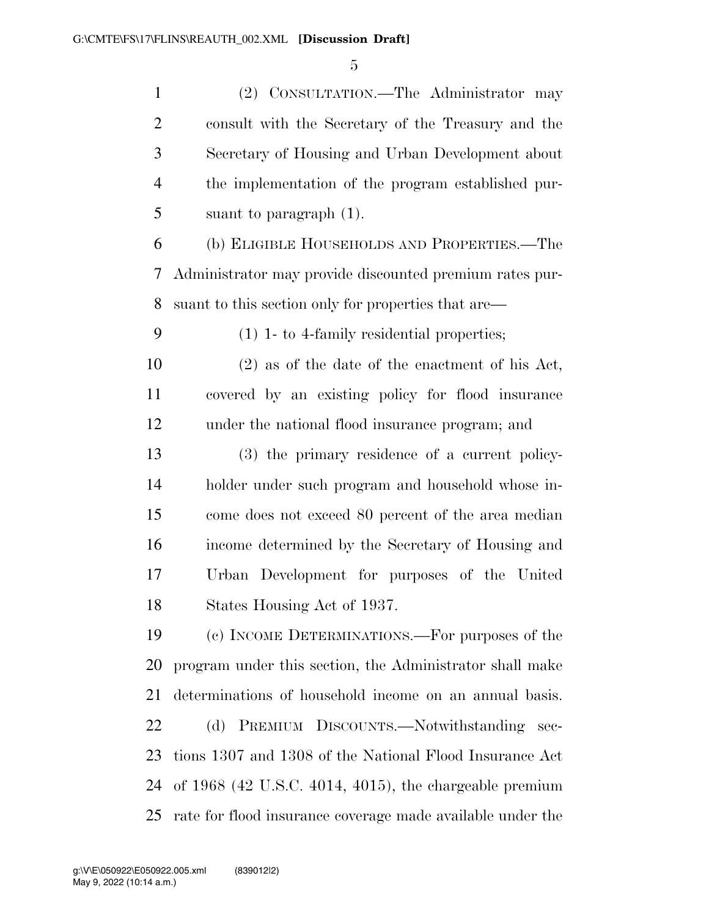(2) CONSULTATION.—The Administrator may consult with the Secretary of the Treasury and the Secretary of Housing and Urban Development about the implementation of the program established pursuant to paragraph (1).

(b) ELIGIBLE HOUSEHOLDS AND PROPERTIES.—The Administrator may provide discounted premium rates pursuant to this section only for properties that are—

(1) 1- to 4-family residential properties;

(2) as of the date of the enactment of his Act, covered by an existing policy for flood insurance under the national flood insurance program; and

(3) the primary residence of a current policyholder under such program and household whose income does not exceed 80 percent of the area median income determined by the Secretary of Housing and Urban Development for purposes of the United States Housing Act of 1937.

(c) INCOME DETERMINATIONS.—For purposes of the program under this section, the Administrator shall make determinations of household income on an annual basis.

(d) PREMIUM DISCOUNTS.—Notwithstanding sections 1307 and 1308 of the National Flood Insurance Act of 1968 (42 U.S.C. 4014, 4015), the chargeable premium rate for flood insurance coverage made available under the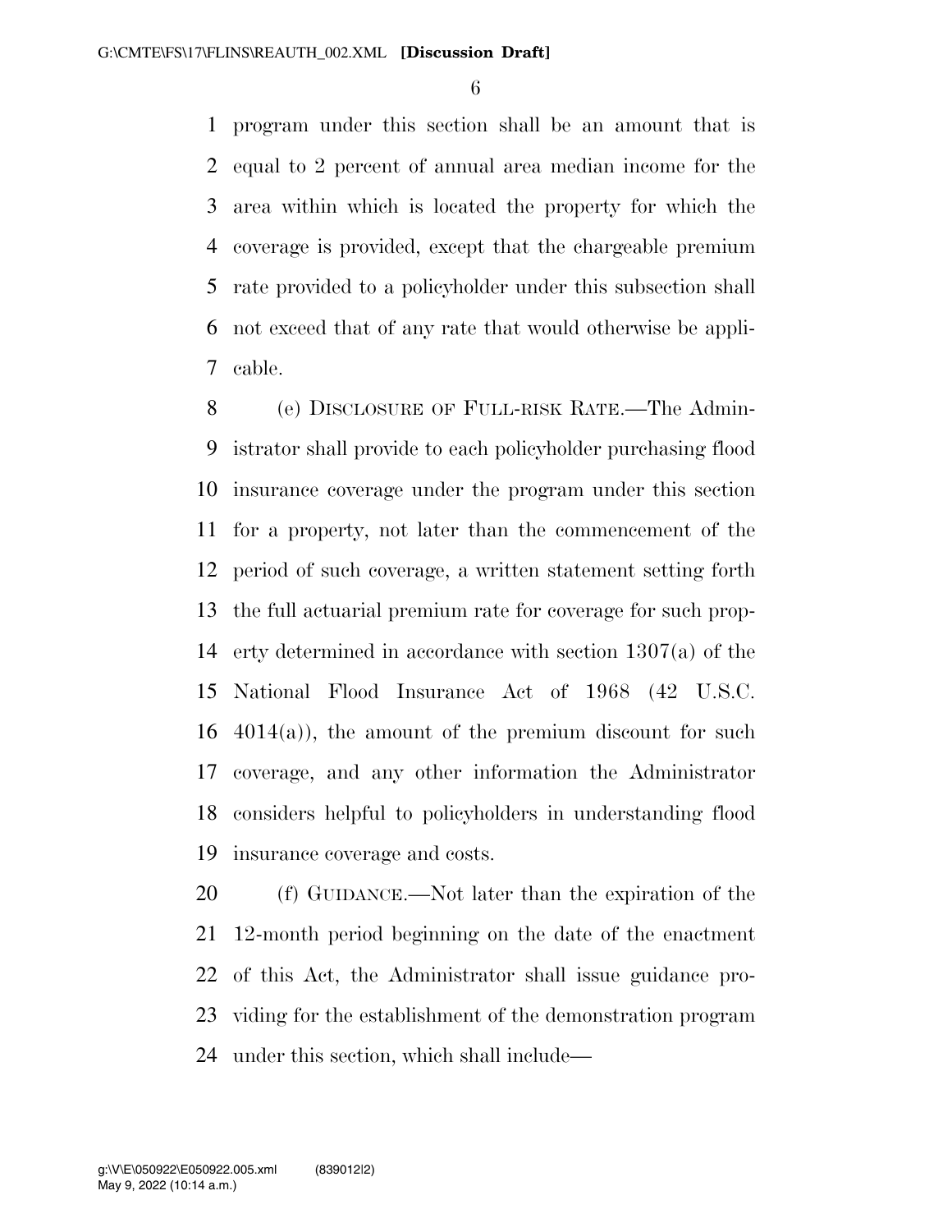program under this section shall be an amount that is equal to 2 percent of annual area median income for the area within which is located the property for which the coverage is provided, except that the chargeable premium rate provided to a policyholder under this subsection shall not exceed that of any rate that would otherwise be applicable.

(e) DISCLOSURE OF FULL-RISK RATE.—The Administrator shall provide to each policyholder purchasing flood insurance coverage under the program under this section for a property, not later than the commencement of the period of such coverage, a written statement setting forth the full actuarial premium rate for coverage for such property determined in accordance with section 1307(a) of the National Flood Insurance Act of 1968 (42 U.S.C. 4014(a)), the amount of the premium discount for such coverage, and any other information the Administrator considers helpful to policyholders in understanding flood insurance coverage and costs.

(f) GUIDANCE.—Not later than the expiration of the 12-month period beginning on the date of the enactment of this Act, the Administrator shall issue guidance providing for the establishment of the demonstration program under this section, which shall include—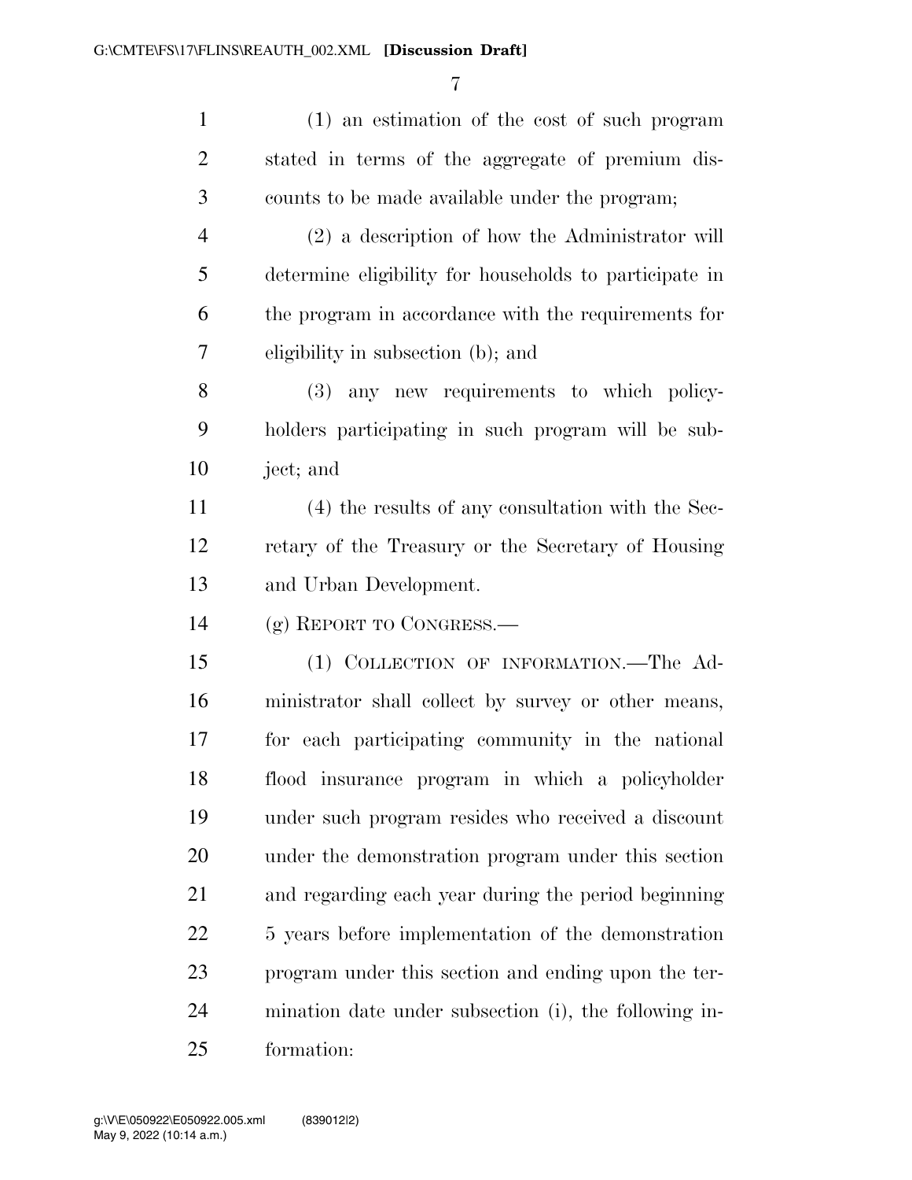(1) an estimation of the cost of such program stated in terms of the aggregate of premium discounts to be made available under the program;

(2) a description of how the Administrator will determine eligibility for households to participate in the program in accordance with the requirements for eligibility in subsection (b); and

(3) any new requirements to which policyholders participating in such program will be subject; and

(4) the results of any consultation with the Secretary of the Treasury or the Secretary of Housing and Urban Development.

(g) REPORT TO CONGRESS.—

(1) COLLECTION OF INFORMATION.—The Administrator shall collect by survey or other means, for each participating community in the national flood insurance program in which a policyholder under such program resides who received a discount under the demonstration program under this section and regarding each year during the period beginning 5 years before implementation of the demonstration program under this section and ending upon the termination date under subsection (i), the following information: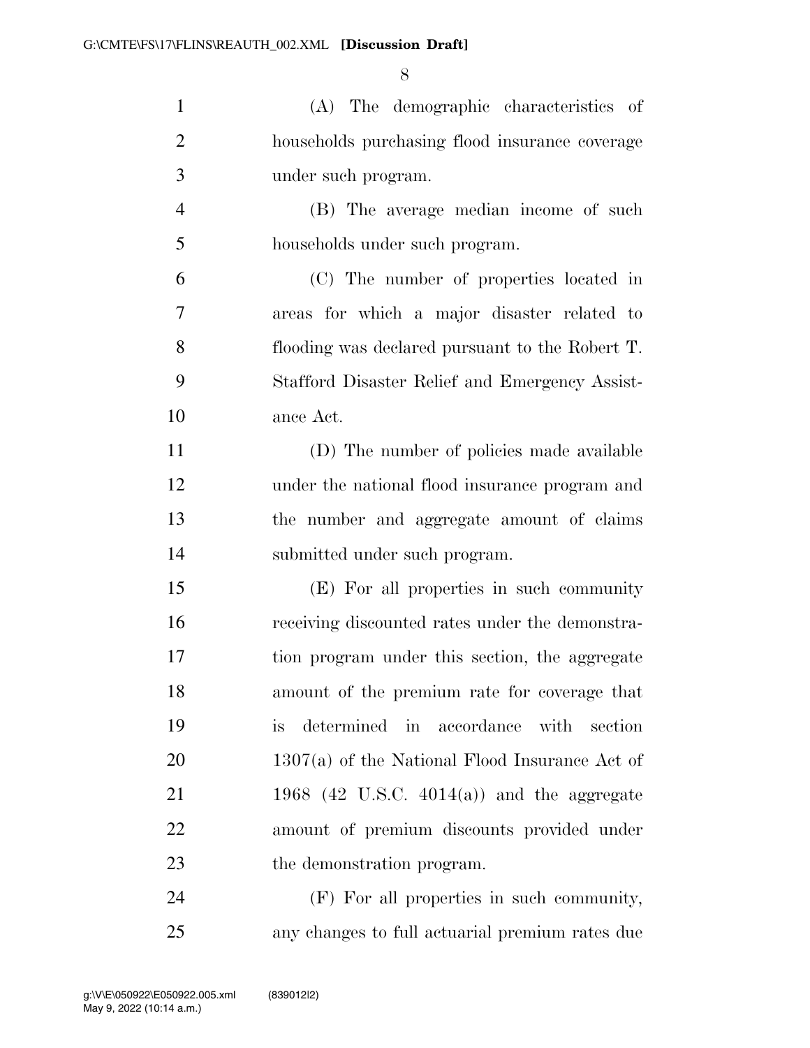(A) The demographic characteristics of households purchasing flood insurance coverage under such program.

(B) The average median income of such households under such program.

(C) The number of properties located in areas for which a major disaster related to flooding was declared pursuant to the Robert T. Stafford Disaster Relief and Emergency Assistance Act.

(D) The number of policies made available under the national flood insurance program and the number and aggregate amount of claims submitted under such program.

(E) For all properties in such community receiving discounted rates under the demonstration program under this section, the aggregate amount of the premium rate for coverage that is determined in accordance with section 1307(a) of the National Flood Insurance Act of 1968 (42 U.S.C. 4014(a)) and the aggregate amount of premium discounts provided under the demonstration program.

(F) For all properties in such community, any changes to full actuarial premium rates due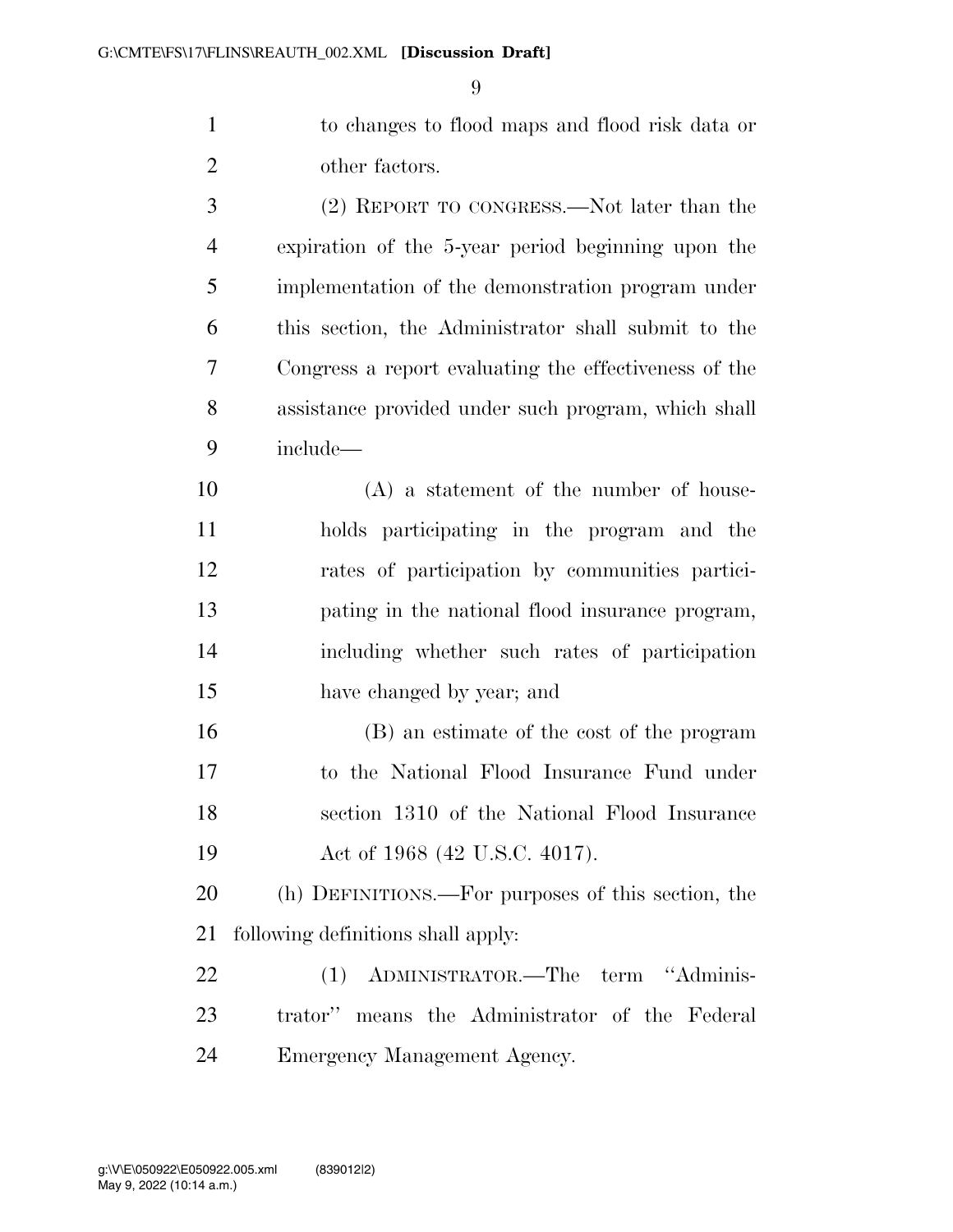to changes to flood maps and flood risk data or other factors.

(2) REPORT TO CONGRESS.—Not later than the expiration of the 5-year period beginning upon the implementation of the demonstration program under this section, the Administrator shall submit to the Congress a report evaluating the effectiveness of the assistance provided under such program, which shall include—

(A) a statement of the number of households participating in the program and the rates of participation by communities participating in the national flood insurance program, including whether such rates of participation have changed by year; and

(B) an estimate of the cost of the program to the National Flood Insurance Fund under section 1310 of the National Flood Insurance Act of 1968 (42 U.S.C. 4017).

(h) DEFINITIONS.—For purposes of this section, the following definitions shall apply:

(1) ADMINISTRATOR.—The term ''Administrator'' means the Administrator of the Federal Emergency Management Agency.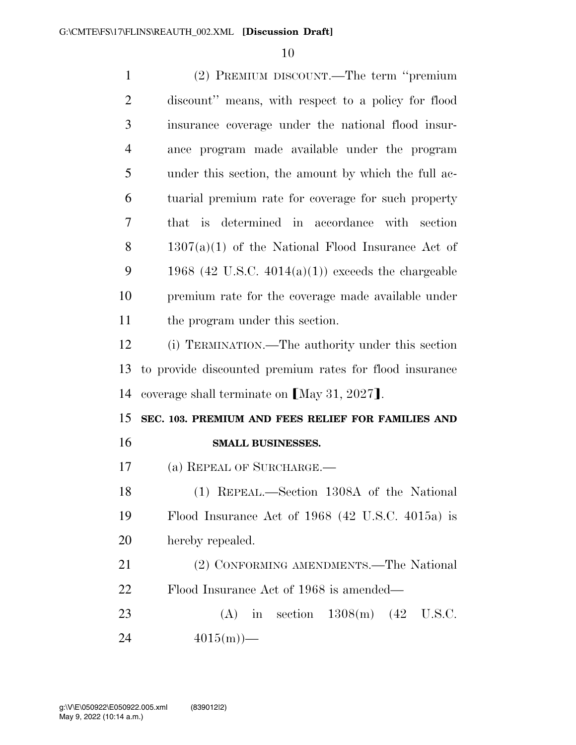(2) PREMIUM DISCOUNT.—The term ''premium discount'' means, with respect to a policy for flood insurance coverage under the national flood insurance program made available under the program under this section, the amount by which the full actuarial premium rate for coverage for such property that is determined in accordance with section 1307(a)(1) of the National Flood Insurance Act of 1968 (42 U.S.C. 4014(a)(1)) exceeds the chargeable premium rate for the coverage made available under the program under this section.

(i) TERMINATION.—The authority under this section to provide discounted premium rates for flood insurance coverage shall terminate on ⟦May 31, 2027⟧.

**SEC. 103. PREMIUM AND FEES RELIEF FOR FAMILIES AND SMALL BUSINESSES.**

(a) REPEAL OF SURCHARGE.—

(1) REPEAL.—Section 1308A of the National Flood Insurance Act of 1968 (42 U.S.C. 4015a) is hereby repealed.

(2) CONFORMING AMENDMENTS.—The National Flood Insurance Act of 1968 is amended—

(A) in section 1308(m) (42 U.S.C. 4015(m))—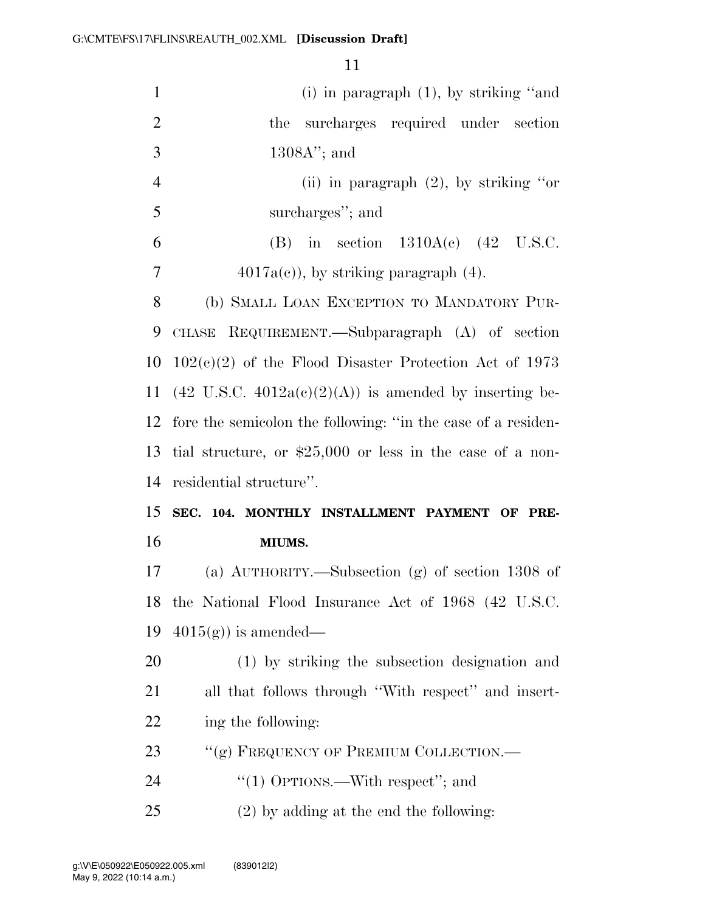(i) in paragraph (1), by striking "and the surcharges required under section 1308A"; and

(ii) in paragraph (2), by striking "or surcharges"; and

(B) in section 1310A(c) (42 U.S.C. 4017a(c)), by striking paragraph (4).

(b) SMALL LOAN EXCEPTION TO MANDATORY PURCHASE REQUIREMENT.—Subparagraph (A) of section 102(c)(2) of the Flood Disaster Protection Act of 1973 (42 U.S.C. 4012a(c)(2)(A)) is amended by inserting before the semicolon the following: "in the case of a residential structure, or $25,000 or less in the case of a nonresidential structure".

**SEC. 104. MONTHLY INSTALLMENT PAYMENT OF PREMIUMS.**

(a) AUTHORITY.—Subsection (g) of section 1308 of the National Flood Insurance Act of 1968 (42 U.S.C. 4015(g)) is amended—

(1) by striking the subsection designation and all that follows through "With respect" and inserting the following:

"(g) FREQUENCY OF PREMIUM COLLECTION.—

"(1) OPTIONS.—With respect"; and

(2) by adding at the end the following: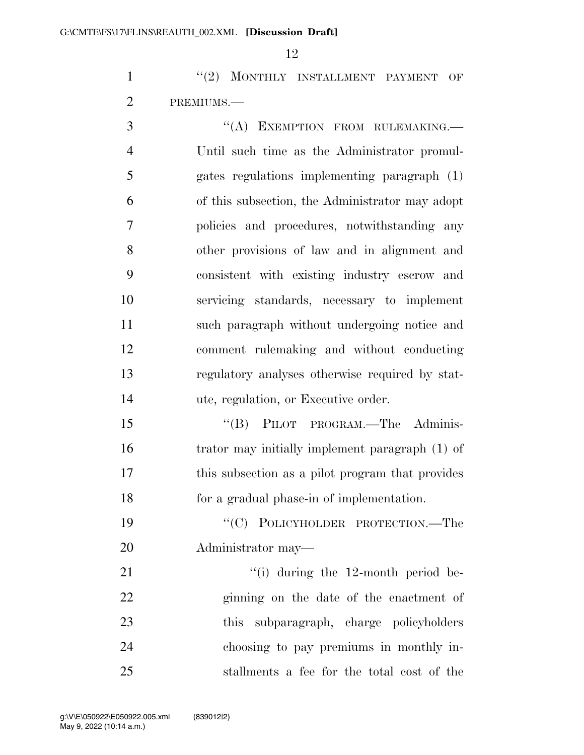"(2) MONTHLY INSTALLMENT PAYMENT OF PREMIUMS.—

"(A) EXEMPTION FROM RULEMAKING.— Until such time as the Administrator promulgates regulations implementing paragraph (1) of this subsection, the Administrator may adopt policies and procedures, notwithstanding any other provisions of law and in alignment and consistent with existing industry escrow and servicing standards, necessary to implement such paragraph without undergoing notice and comment rulemaking and without conducting regulatory analyses otherwise required by statute, regulation, or Executive order.

"(B) PILOT PROGRAM.—The Administrator may initially implement paragraph (1) of this subsection as a pilot program that provides for a gradual phase-in of implementation.

"(C) POLICYHOLDER PROTECTION.—The Administrator may—

"(i) during the 12-month period beginning on the date of the enactment of this subparagraph, charge policyholders choosing to pay premiums in monthly installments a fee for the total cost of the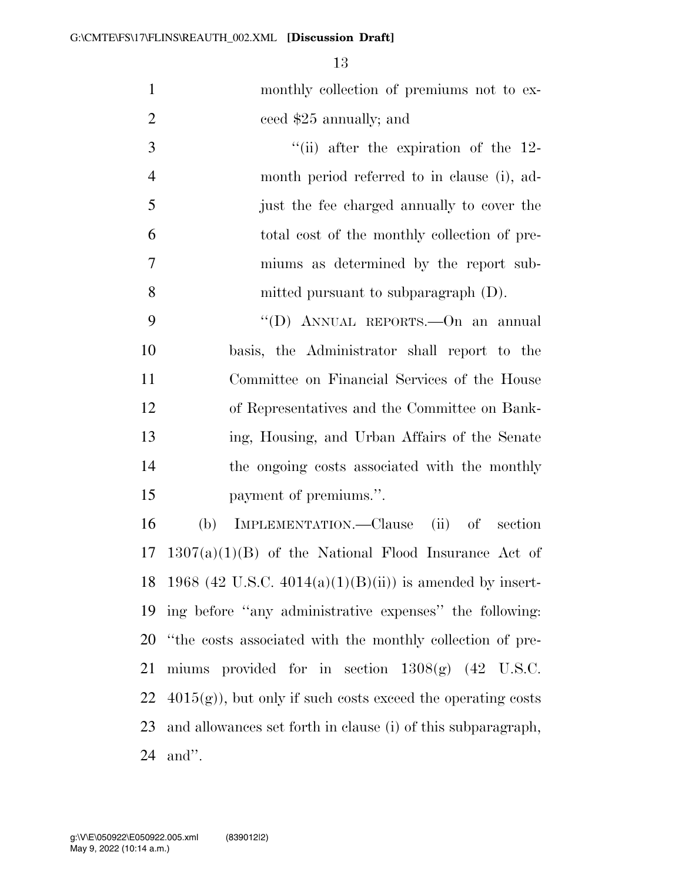monthly collection of premiums not to exceed $25 annually; and

"(ii) after the expiration of the 12-month period referred to in clause (i), adjust the fee charged annually to cover the total cost of the monthly collection of premiums as determined by the report submitted pursuant to subparagraph (D).

"(D) ANNUAL REPORTS.—On an annual basis, the Administrator shall report to the Committee on Financial Services of the House of Representatives and the Committee on Banking, Housing, and Urban Affairs of the Senate the ongoing costs associated with the monthly payment of premiums.".

(b) IMPLEMENTATION.—Clause (ii) of section 1307(a)(1)(B) of the National Flood Insurance Act of 1968 (42 U.S.C. 4014(a)(1)(B)(ii)) is amended by inserting before "any administrative expenses" the following: "the costs associated with the monthly collection of premiums provided for in section 1308(g) (42 U.S.C. 4015(g)), but only if such costs exceed the operating costs and allowances set forth in clause (i) of this subparagraph, and".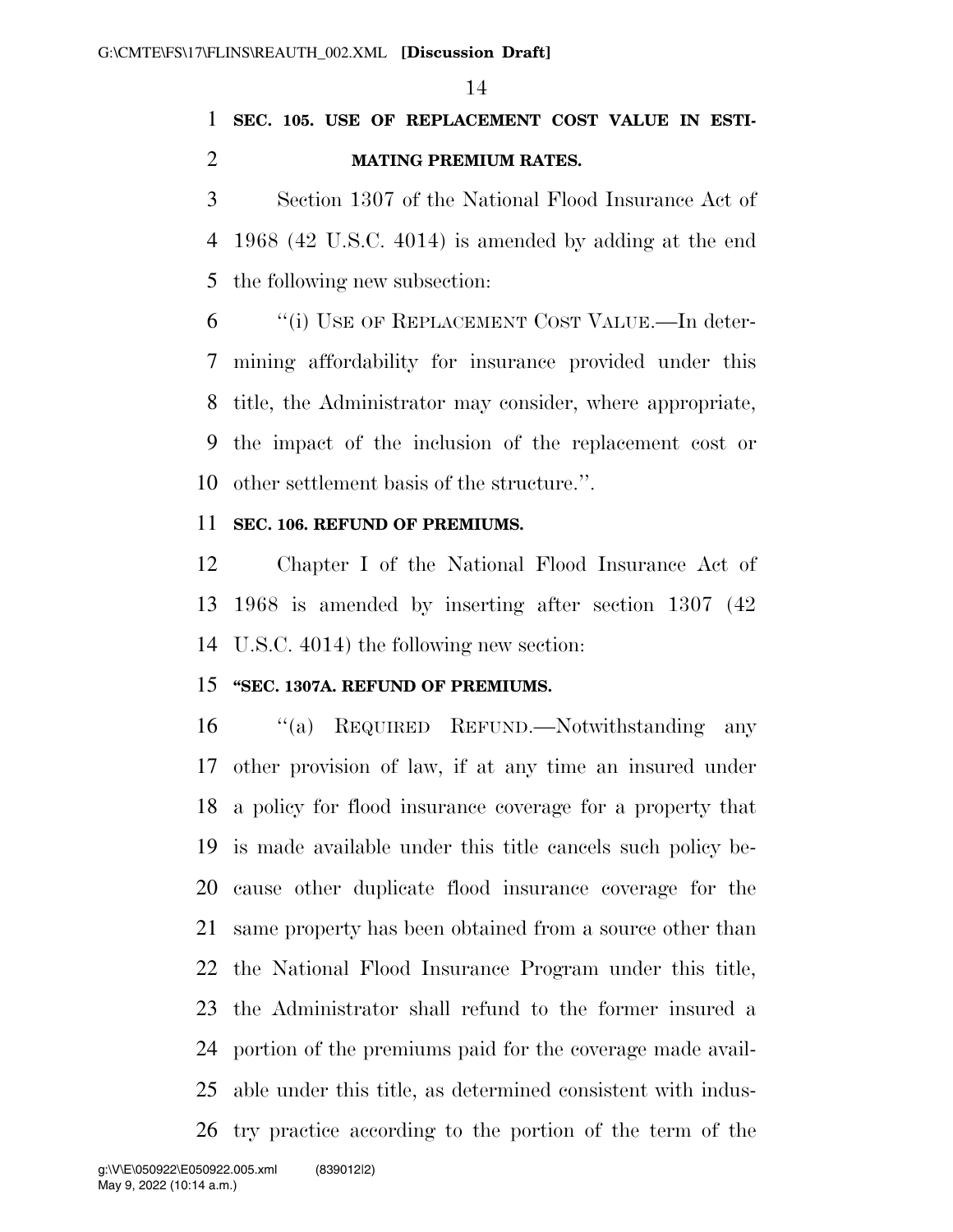**SEC. 105. USE OF REPLACEMENT COST VALUE IN ESTIMATING PREMIUM RATES.**

Section 1307 of the National Flood Insurance Act of 1968 (42 U.S.C. 4014) is amended by adding at the end the following new subsection:

"(i) USE OF REPLACEMENT COST VALUE.—In determining affordability for insurance provided under this title, the Administrator may consider, where appropriate, the impact of the inclusion of the replacement cost or other settlement basis of the structure.".

**SEC. 106. REFUND OF PREMIUMS.**

Chapter I of the National Flood Insurance Act of 1968 is amended by inserting after section 1307 (42 U.S.C. 4014) the following new section:

**"SEC. 1307A. REFUND OF PREMIUMS.**

"(a) REQUIRED REFUND.—Notwithstanding any other provision of law, if at any time an insured under a policy for flood insurance coverage for a property that is made available under this title cancels such policy because other duplicate flood insurance coverage for the same property has been obtained from a source other than the National Flood Insurance Program under this title, the Administrator shall refund to the former insured a portion of the premiums paid for the coverage made available under this title, as determined consistent with industry practice according to the portion of the term of the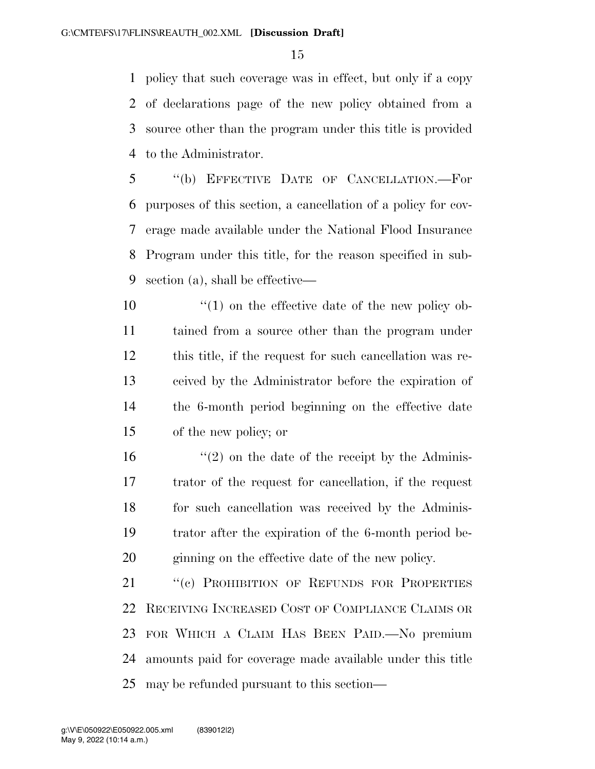policy that such coverage was in effect, but only if a copy of declarations page of the new policy obtained from a source other than the program under this title is provided to the Administrator.

"(b) EFFECTIVE DATE OF CANCELLATION.—For purposes of this section, a cancellation of a policy for coverage made available under the National Flood Insurance Program under this title, for the reason specified in subsection (a), shall be effective—

"(1) on the effective date of the new policy obtained from a source other than the program under this title, if the request for such cancellation was received by the Administrator before the expiration of the 6-month period beginning on the effective date of the new policy; or

"(2) on the date of the receipt by the Administrator of the request for cancellation, if the request for such cancellation was received by the Administrator after the expiration of the 6-month period beginning on the effective date of the new policy.

"(c) PROHIBITION OF REFUNDS FOR PROPERTIES RECEIVING INCREASED COST OF COMPLIANCE CLAIMS OR FOR WHICH A CLAIM HAS BEEN PAID.—No premium amounts paid for coverage made available under this title may be refunded pursuant to this section—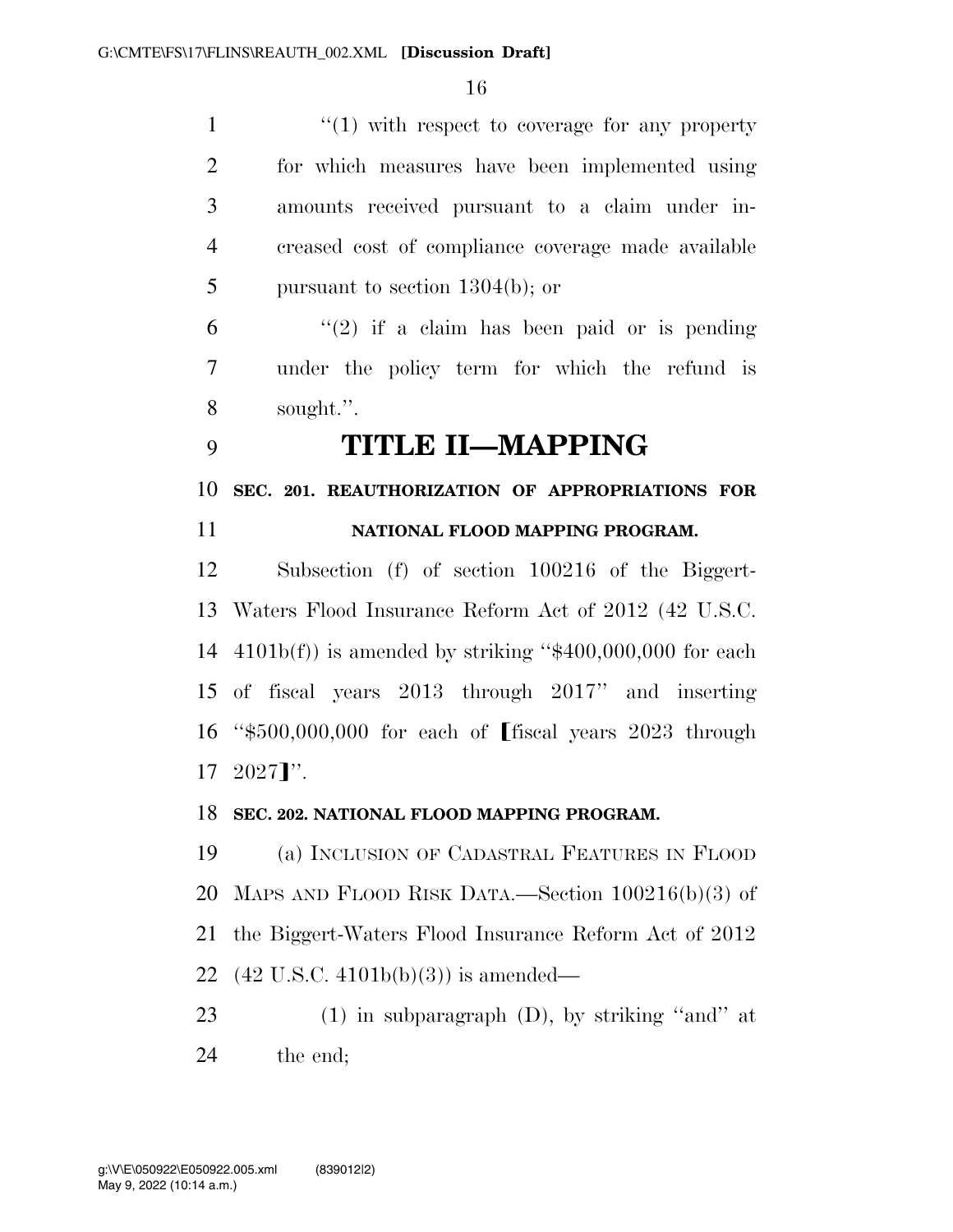''(1) with respect to coverage for any property for which measures have been implemented using amounts received pursuant to a claim under increased cost of compliance coverage made available pursuant to section 1304(b); or

''(2) if a claim has been paid or is pending under the policy term for which the refund is sought.''.

# TITLE II—MAPPING

## SEC. 201. REAUTHORIZATION OF APPROPRIATIONS FOR NATIONAL FLOOD MAPPING PROGRAM.

Subsection (f) of section 100216 of the Biggert-Waters Flood Insurance Reform Act of 2012 (42 U.S.C. 4101b(f)) is amended by striking ''$400,000,000 for each of fiscal years 2013 through 2017'' and inserting ''$500,000,000 for each of [fiscal years 2023 through 2027]''.

## SEC. 202. NATIONAL FLOOD MAPPING PROGRAM.

(a) INCLUSION OF CADASTRAL FEATURES IN FLOOD MAPS AND FLOOD RISK DATA.—Section 100216(b)(3) of the Biggert-Waters Flood Insurance Reform Act of 2012 (42 U.S.C. 4101b(b)(3)) is amended—

(1) in subparagraph (D), by striking ''and'' at the end;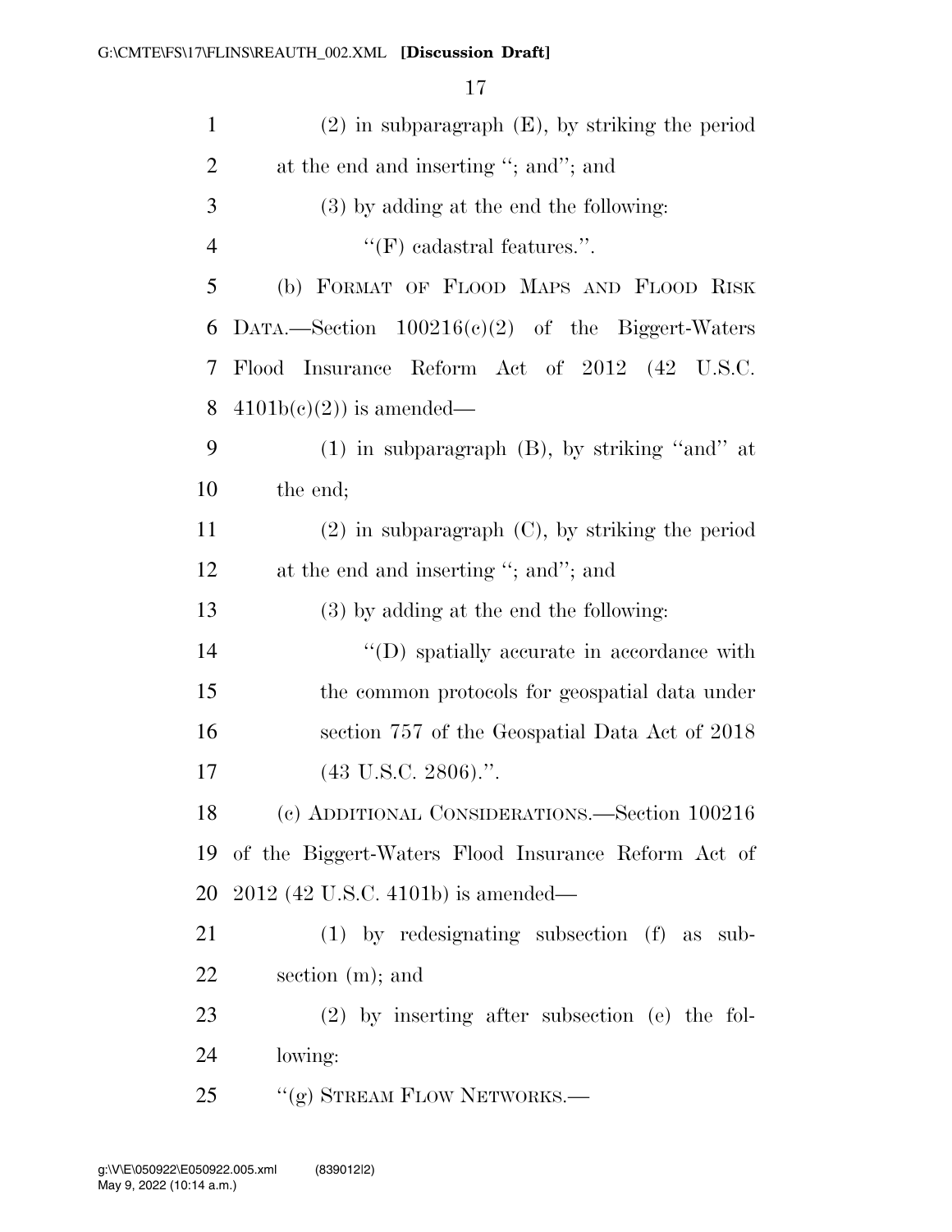(2) in subparagraph (E), by striking the period at the end and inserting ''; and''; and

(3) by adding at the end the following:

''(F) cadastral features.''.

(b) FORMAT OF FLOOD MAPS AND FLOOD RISK DATA.—Section 100216(c)(2) of the Biggert-Waters Flood Insurance Reform Act of 2012 (42 U.S.C. 4101b(c)(2)) is amended—

(1) in subparagraph (B), by striking ''and'' at the end;

(2) in subparagraph (C), by striking the period at the end and inserting ''; and''; and

(3) by adding at the end the following:

''(D) spatially accurate in accordance with the common protocols for geospatial data under section 757 of the Geospatial Data Act of 2018 (43 U.S.C. 2806).''.

(c) ADDITIONAL CONSIDERATIONS.—Section 100216 of the Biggert-Waters Flood Insurance Reform Act of 2012 (42 U.S.C. 4101b) is amended—

(1) by redesignating subsection (f) as subsection (m); and

(2) by inserting after subsection (e) the following:

''(g) STREAM FLOW NETWORKS.—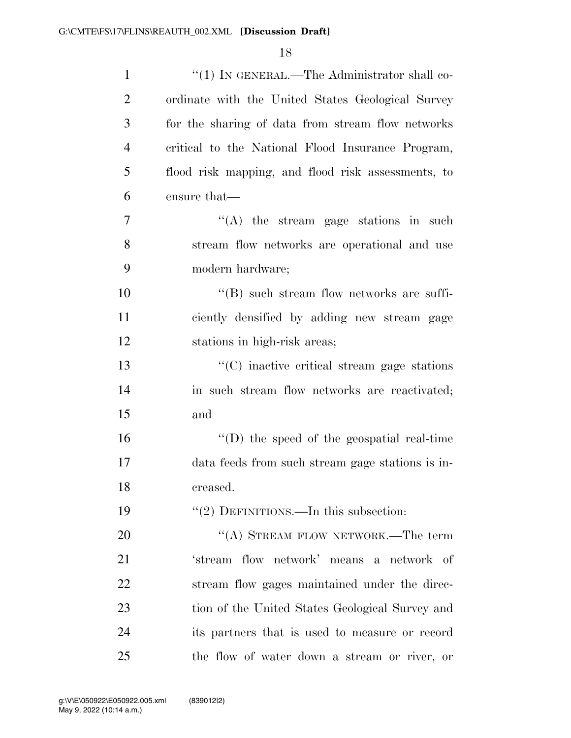"(1) IN GENERAL.—The Administrator shall coordinate with the United States Geological Survey for the sharing of data from stream flow networks critical to the National Flood Insurance Program, flood risk mapping, and flood risk assessments, to ensure that—

"(A) the stream gage stations in such stream flow networks are operational and use modern hardware;

"(B) such stream flow networks are sufficiently densified by adding new stream gage stations in high-risk areas;

"(C) inactive critical stream gage stations in such stream flow networks are reactivated; and

"(D) the speed of the geospatial real-time data feeds from such stream gage stations is increased.

"(2) DEFINITIONS.—In this subsection:

"(A) STREAM FLOW NETWORK.—The term 'stream flow network' means a network of stream flow gages maintained under the direction of the United States Geological Survey and its partners that is used to measure or record the flow of water down a stream or river, or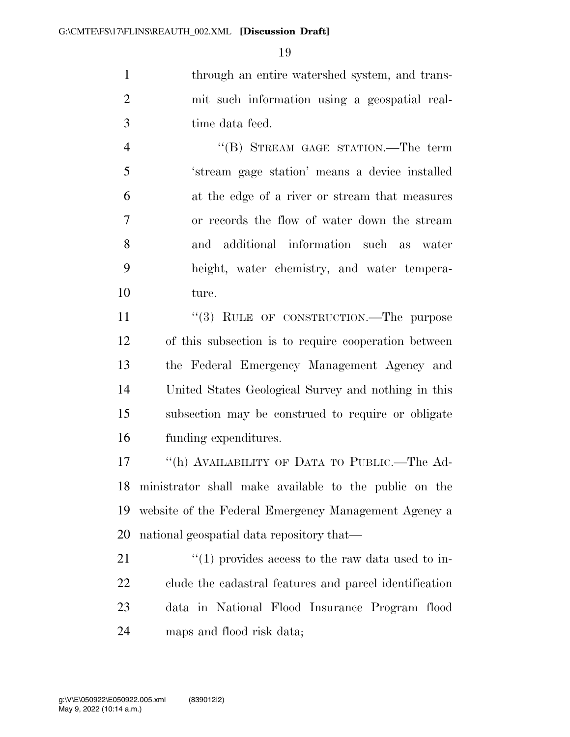through an entire watershed system, and transmit such information using a geospatial real-time data feed.

"(B) STREAM GAGE STATION.—The term 'stream gage station' means a device installed at the edge of a river or stream that measures or records the flow of water down the stream and additional information such as water height, water chemistry, and water temperature.

"(3) RULE OF CONSTRUCTION.—The purpose of this subsection is to require cooperation between the Federal Emergency Management Agency and United States Geological Survey and nothing in this subsection may be construed to require or obligate funding expenditures.

"(h) AVAILABILITY OF DATA TO PUBLIC.—The Administrator shall make available to the public on the website of the Federal Emergency Management Agency a national geospatial data repository that—

"(1) provides access to the raw data used to include the cadastral features and parcel identification data in National Flood Insurance Program flood maps and flood risk data;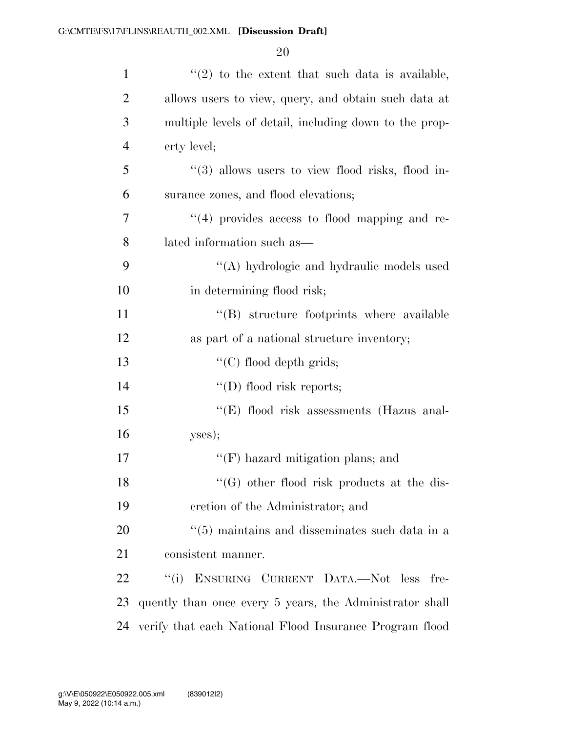"(2) to the extent that such data is available, allows users to view, query, and obtain such data at multiple levels of detail, including down to the property level;

"(3) allows users to view flood risks, flood insurance zones, and flood elevations;

"(4) provides access to flood mapping and related information such as—

"(A) hydrologic and hydraulic models used in determining flood risk;

"(B) structure footprints where available as part of a national structure inventory;

"(C) flood depth grids;

"(D) flood risk reports;

"(E) flood risk assessments (Hazus analyses);

"(F) hazard mitigation plans; and

"(G) other flood risk products at the discretion of the Administrator; and

"(5) maintains and disseminates such data in a consistent manner.

"(i) ENSURING CURRENT DATA.—Not less frequently than once every 5 years, the Administrator shall verify that each National Flood Insurance Program flood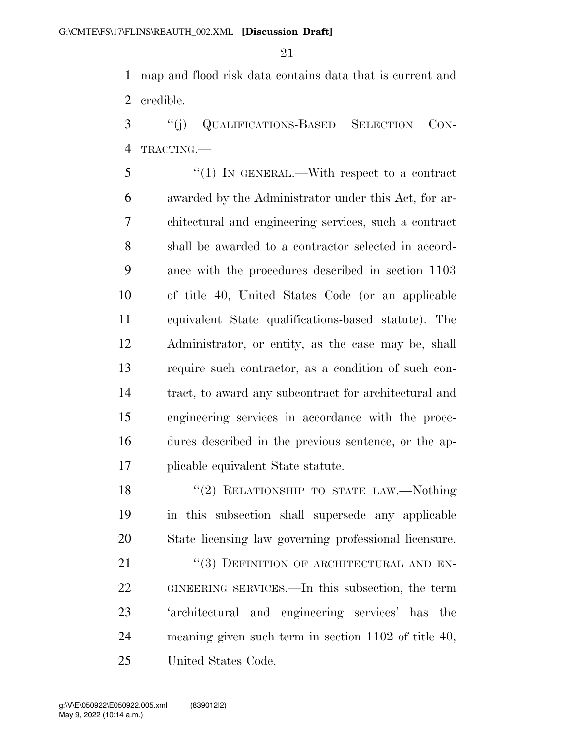map and flood risk data contains data that is current and credible.

"(j) QUALIFICATIONS-BASED SELECTION CONTRACTING.—

"(1) IN GENERAL.—With respect to a contract awarded by the Administrator under this Act, for architectural and engineering services, such a contract shall be awarded to a contractor selected in accordance with the procedures described in section 1103 of title 40, United States Code (or an applicable equivalent State qualifications-based statute). The Administrator, or entity, as the case may be, shall require such contractor, as a condition of such contract, to award any subcontract for architectural and engineering services in accordance with the procedures described in the previous sentence, or the applicable equivalent State statute.

"(2) RELATIONSHIP TO STATE LAW.—Nothing in this subsection shall supersede any applicable State licensing law governing professional licensure.

"(3) DEFINITION OF ARCHITECTURAL AND ENGINEERING SERVICES.—In this subsection, the term 'architectural and engineering services' has the meaning given such term in section 1102 of title 40, United States Code.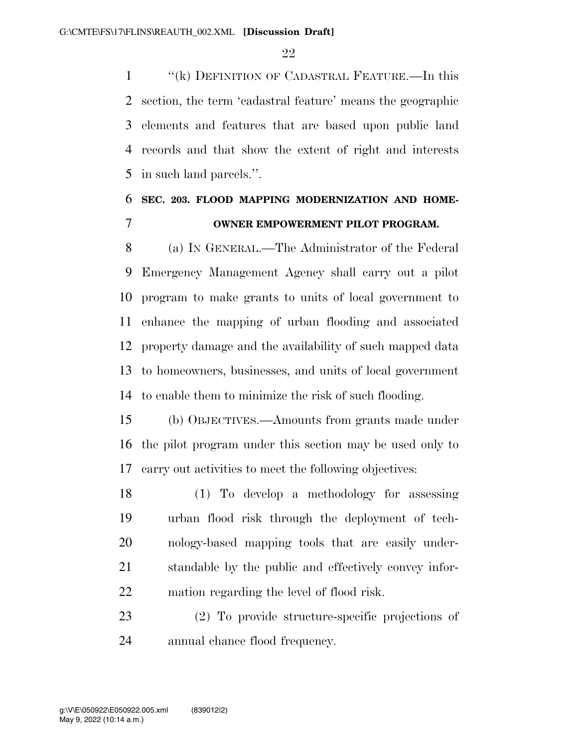"(k) DEFINITION OF CADASTRAL FEATURE.—In this section, the term 'cadastral feature' means the geographic elements and features that are based upon public land records and that show the extent of right and interests in such land parcels.".

## SEC. 203. FLOOD MAPPING MODERNIZATION AND HOMEOWNER EMPOWERMENT PILOT PROGRAM.

(a) IN GENERAL.—The Administrator of the Federal Emergency Management Agency shall carry out a pilot program to make grants to units of local government to enhance the mapping of urban flooding and associated property damage and the availability of such mapped data to homeowners, businesses, and units of local government to enable them to minimize the risk of such flooding.

(b) OBJECTIVES.—Amounts from grants made under the pilot program under this section may be used only to carry out activities to meet the following objectives:

(1) To develop a methodology for assessing urban flood risk through the deployment of technology-based mapping tools that are easily understandable by the public and effectively convey information regarding the level of flood risk.

(2) To provide structure-specific projections of annual chance flood frequency.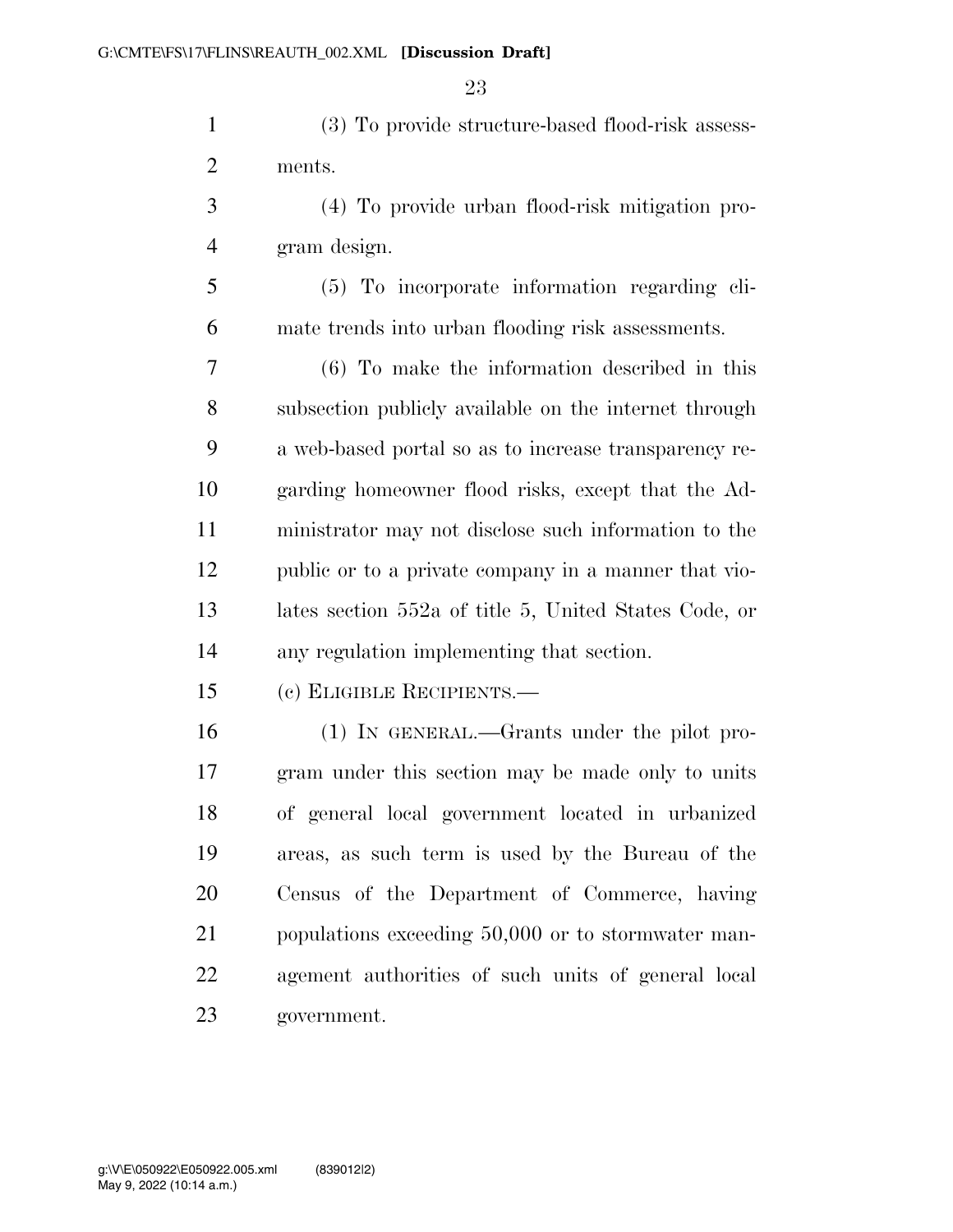(3) To provide structure-based flood-risk assessments.

(4) To provide urban flood-risk mitigation program design.

(5) To incorporate information regarding climate trends into urban flooding risk assessments.

(6) To make the information described in this subsection publicly available on the internet through a web-based portal so as to increase transparency regarding homeowner flood risks, except that the Administrator may not disclose such information to the public or to a private company in a manner that violates section 552a of title 5, United States Code, or any regulation implementing that section.

(c) ELIGIBLE RECIPIENTS.—

(1) IN GENERAL.—Grants under the pilot program under this section may be made only to units of general local government located in urbanized areas, as such term is used by the Bureau of the Census of the Department of Commerce, having populations exceeding 50,000 or to stormwater management authorities of such units of general local government.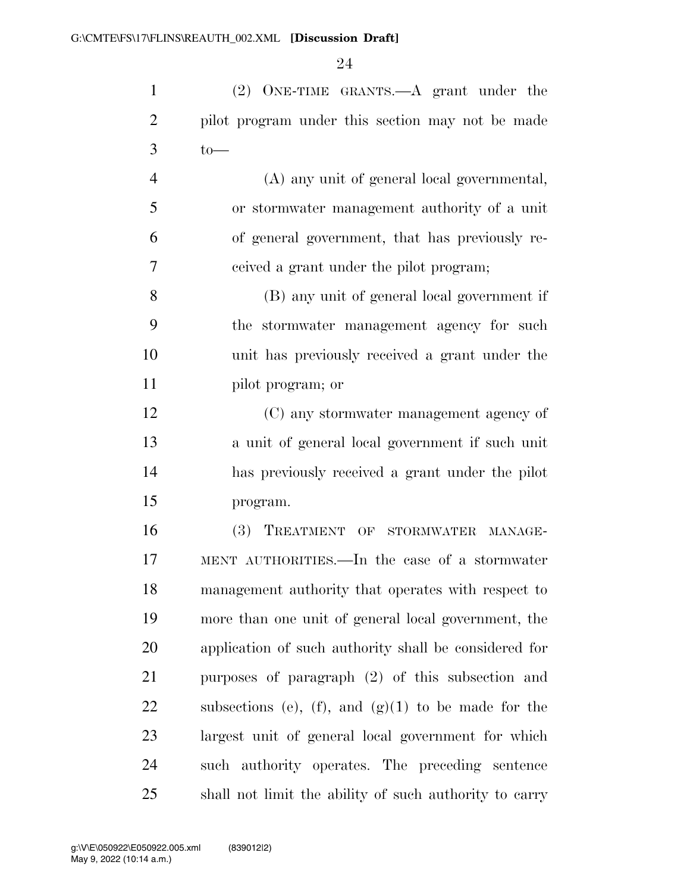(2) ONE-TIME GRANTS.—A grant under the pilot program under this section may not be made to—

(A) any unit of general local governmental, or stormwater management authority of a unit of general government, that has previously received a grant under the pilot program;

(B) any unit of general local government if the stormwater management agency for such unit has previously received a grant under the pilot program; or

(C) any stormwater management agency of a unit of general local government if such unit has previously received a grant under the pilot program.

(3) TREATMENT OF STORMWATER MANAGEMENT AUTHORITIES.—In the case of a stormwater management authority that operates with respect to more than one unit of general local government, the application of such authority shall be considered for purposes of paragraph (2) of this subsection and subsections (e), (f), and (g)(1) to be made for the largest unit of general local government for which such authority operates. The preceding sentence shall not limit the ability of such authority to carry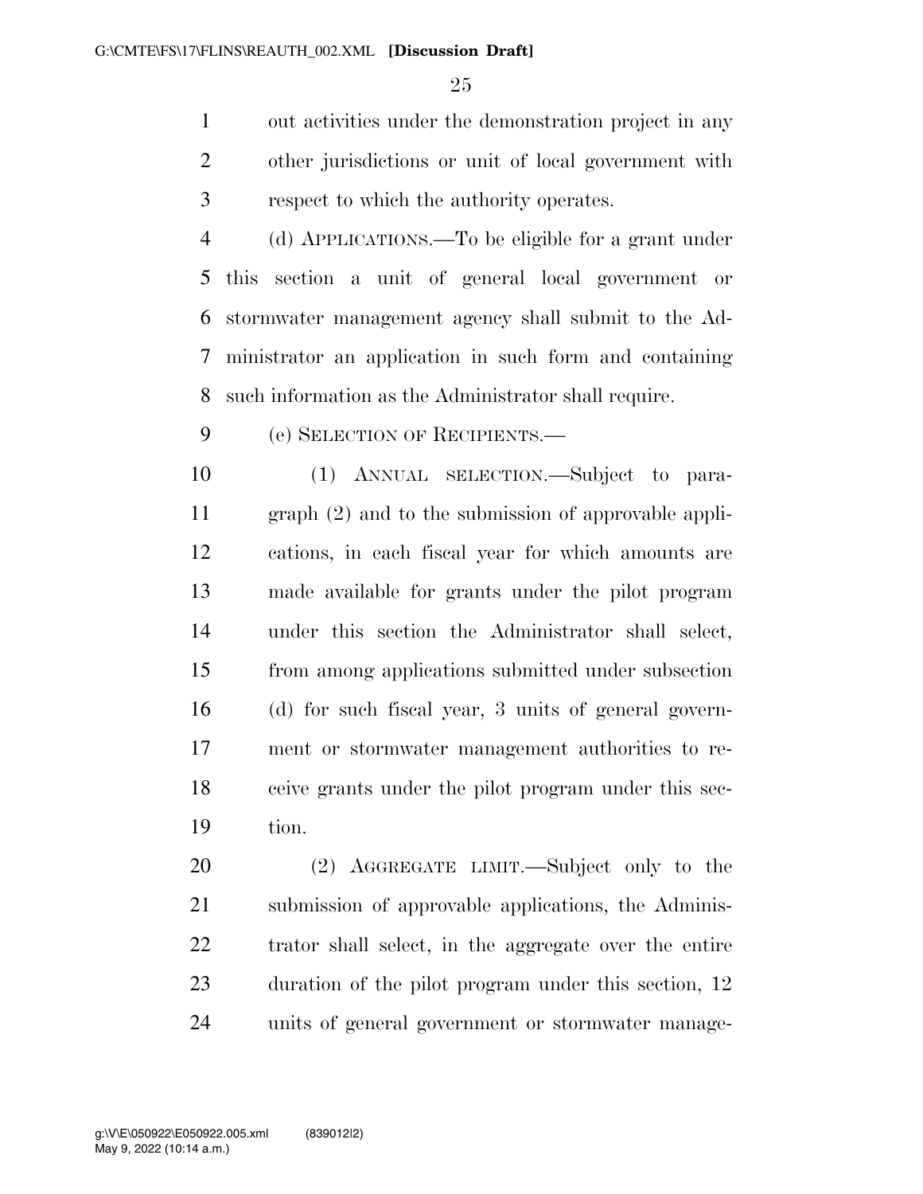out activities under the demonstration project in any other jurisdictions or unit of local government with respect to which the authority operates.

(d) APPLICATIONS.—To be eligible for a grant under this section a unit of general local government or stormwater management agency shall submit to the Administrator an application in such form and containing such information as the Administrator shall require.

(e) SELECTION OF RECIPIENTS.—

(1) ANNUAL SELECTION.—Subject to paragraph (2) and to the submission of approvable applications, in each fiscal year for which amounts are made available for grants under the pilot program under this section the Administrator shall select, from among applications submitted under subsection (d) for such fiscal year, 3 units of general government or stormwater management authorities to receive grants under the pilot program under this section.

(2) AGGREGATE LIMIT.—Subject only to the submission of approvable applications, the Administrator shall select, in the aggregate over the entire duration of the pilot program under this section, 12 units of general government or stormwater manage-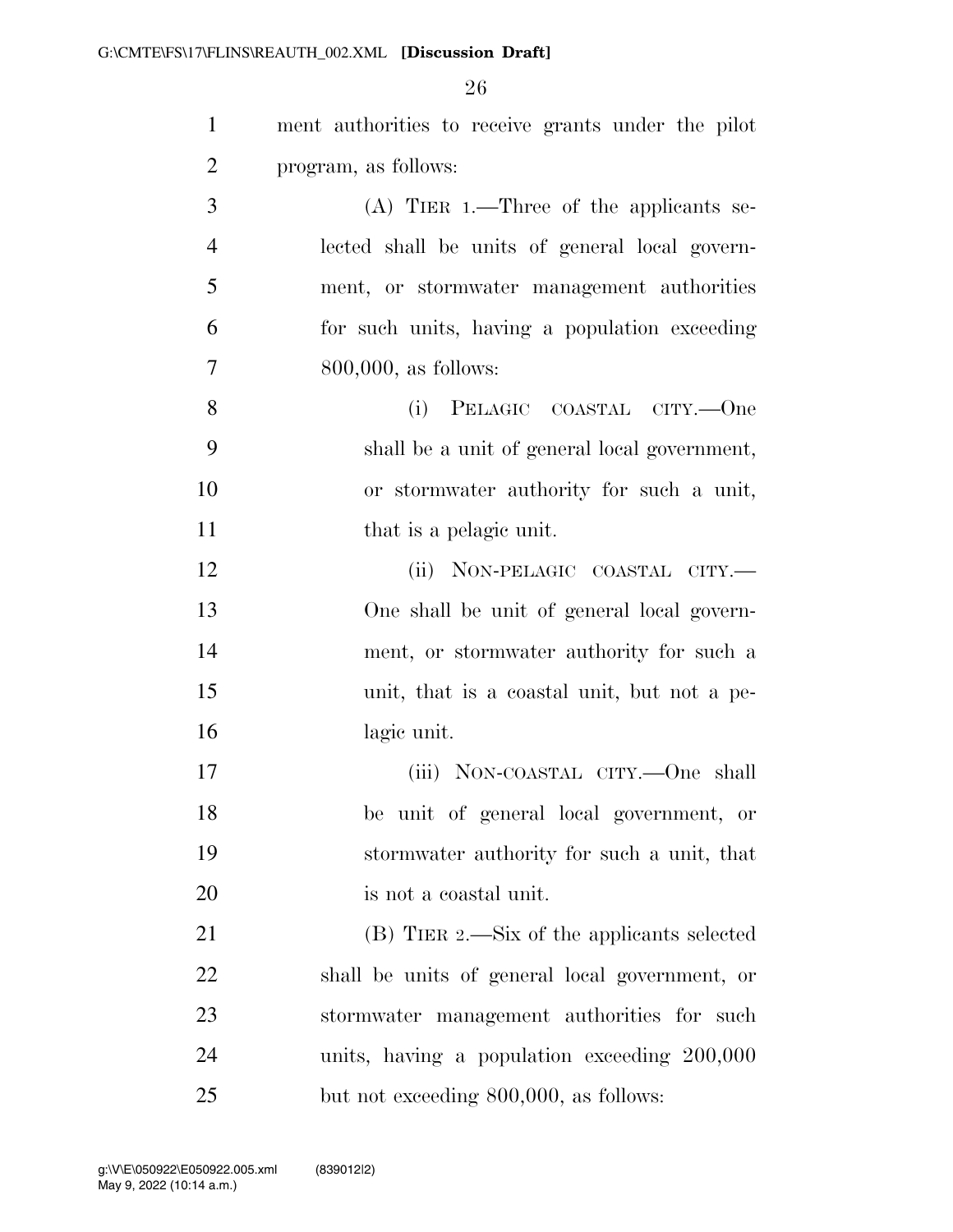ment authorities to receive grants under the pilot program, as follows:

(A) TIER 1.—Three of the applicants selected shall be units of general local government, or stormwater management authorities for such units, having a population exceeding 800,000, as follows:

(i) PELAGIC COASTAL CITY.—One shall be a unit of general local government, or stormwater authority for such a unit, that is a pelagic unit.

(ii) NON-PELAGIC COASTAL CITY.—One shall be unit of general local government, or stormwater authority for such a unit, that is a coastal unit, but not a pelagic unit.

(iii) NON-COASTAL CITY.—One shall be unit of general local government, or stormwater authority for such a unit, that is not a coastal unit.

(B) TIER 2.—Six of the applicants selected shall be units of general local government, or stormwater management authorities for such units, having a population exceeding 200,000 but not exceeding 800,000, as follows: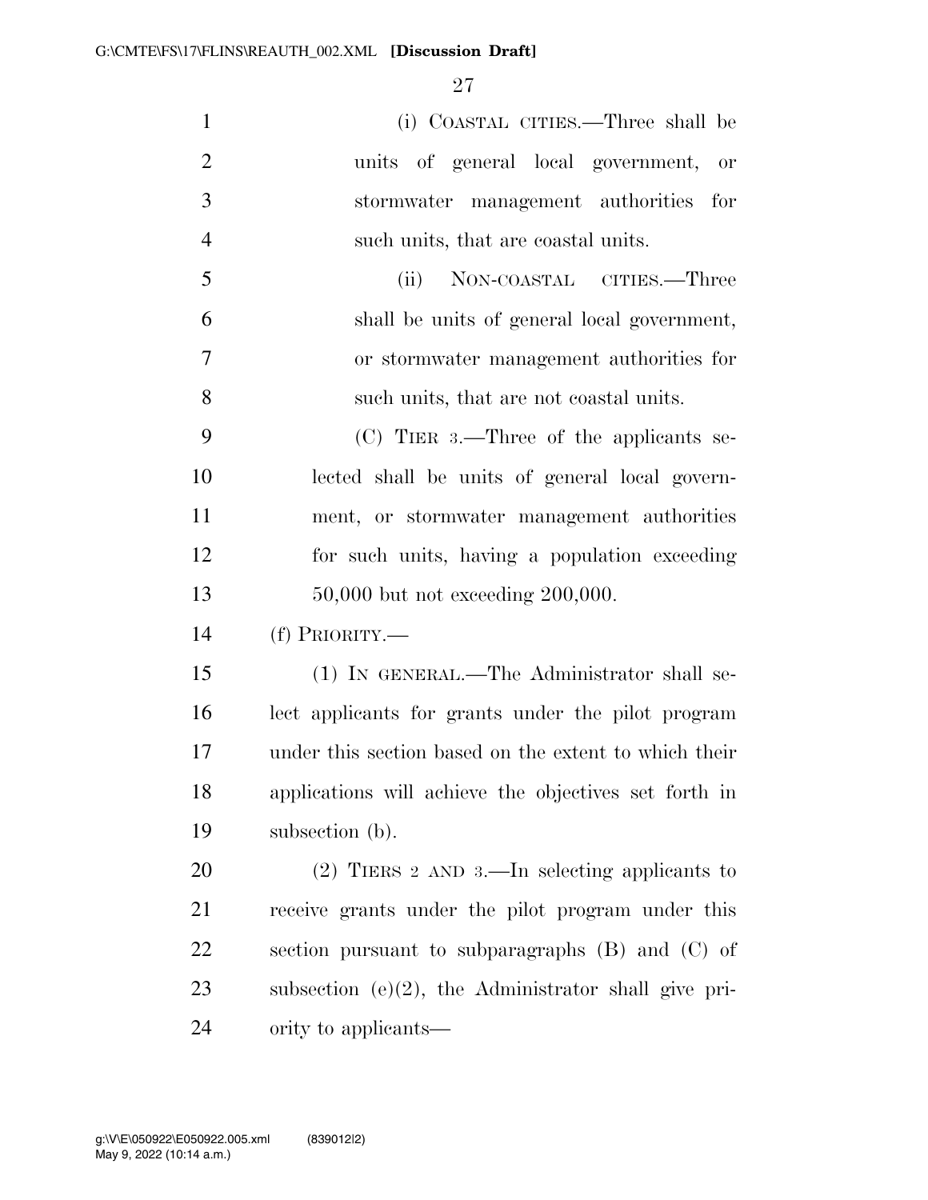(i) COASTAL CITIES.—Three shall be units of general local government, or stormwater management authorities for such units, that are coastal units.

(ii) NON-COASTAL CITIES.—Three shall be units of general local government, or stormwater management authorities for such units, that are not coastal units.

(C) TIER 3.—Three of the applicants selected shall be units of general local government, or stormwater management authorities for such units, having a population exceeding 50,000 but not exceeding 200,000.

(f) PRIORITY.—

(1) IN GENERAL.—The Administrator shall select applicants for grants under the pilot program under this section based on the extent to which their applications will achieve the objectives set forth in subsection (b).

(2) TIERS 2 AND 3.—In selecting applicants to receive grants under the pilot program under this section pursuant to subparagraphs (B) and (C) of subsection (e)(2), the Administrator shall give priority to applicants—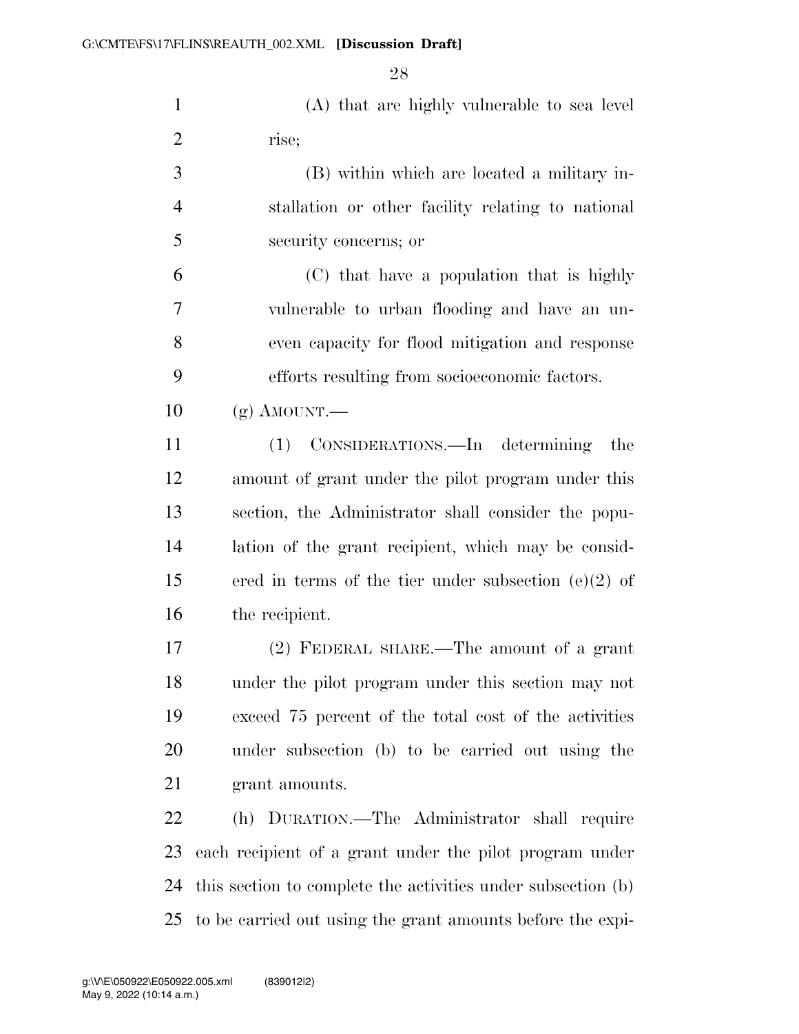(A) that are highly vulnerable to sea level rise;

(B) within which are located a military installation or other facility relating to national security concerns; or

(C) that have a population that is highly vulnerable to urban flooding and have an uneven capacity for flood mitigation and response efforts resulting from socioeconomic factors.

(g) AMOUNT.—

(1) CONSIDERATIONS.—In determining the amount of grant under the pilot program under this section, the Administrator shall consider the population of the grant recipient, which may be considered in terms of the tier under subsection (e)(2) of the recipient.

(2) FEDERAL SHARE.—The amount of a grant under the pilot program under this section may not exceed 75 percent of the total cost of the activities under subsection (b) to be carried out using the grant amounts.

(h) DURATION.—The Administrator shall require each recipient of a grant under the pilot program under this section to complete the activities under subsection (b) to be carried out using the grant amounts before the expi-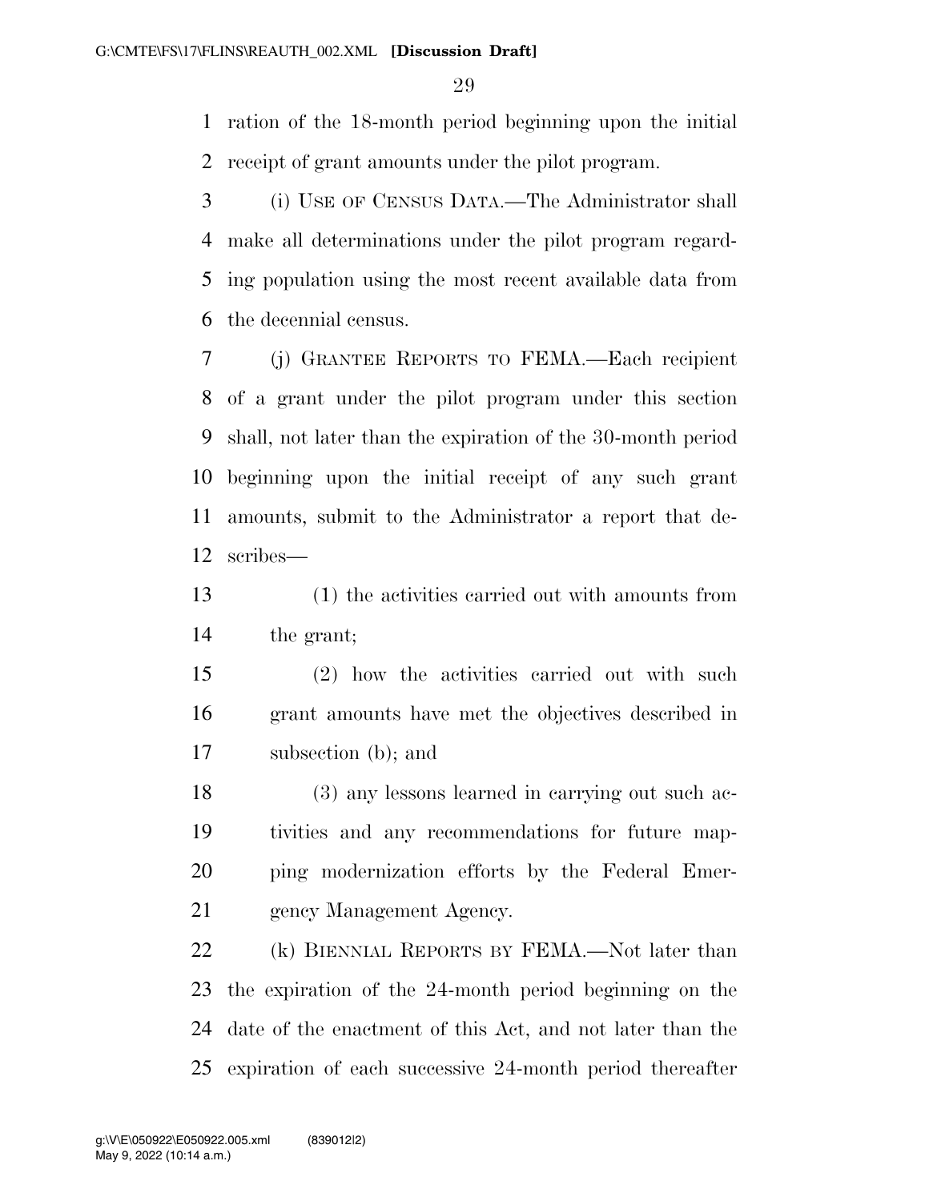ration of the 18-month period beginning upon the initial receipt of grant amounts under the pilot program.

(i) USE OF CENSUS DATA.—The Administrator shall make all determinations under the pilot program regarding population using the most recent available data from the decennial census.

(j) GRANTEE REPORTS TO FEMA.—Each recipient of a grant under the pilot program under this section shall, not later than the expiration of the 30-month period beginning upon the initial receipt of any such grant amounts, submit to the Administrator a report that describes—

(1) the activities carried out with amounts from the grant;

(2) how the activities carried out with such grant amounts have met the objectives described in subsection (b); and

(3) any lessons learned in carrying out such activities and any recommendations for future mapping modernization efforts by the Federal Emergency Management Agency.

(k) BIENNIAL REPORTS BY FEMA.—Not later than the expiration of the 24-month period beginning on the date of the enactment of this Act, and not later than the expiration of each successive 24-month period thereafter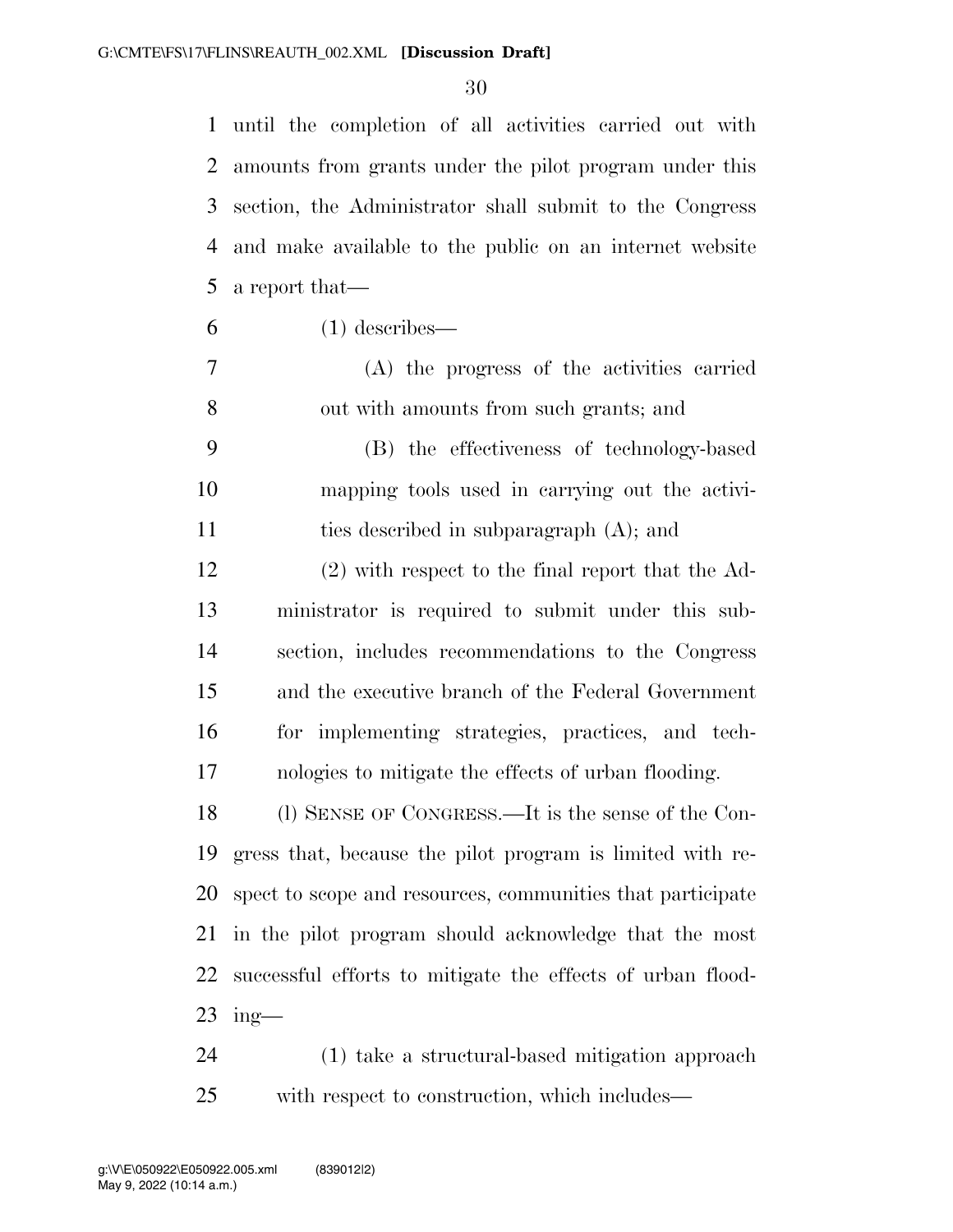until the completion of all activities carried out with amounts from grants under the pilot program under this section, the Administrator shall submit to the Congress and make available to the public on an internet website a report that—

(1) describes—

(A) the progress of the activities carried out with amounts from such grants; and

(B) the effectiveness of technology-based mapping tools used in carrying out the activities described in subparagraph (A); and

(2) with respect to the final report that the Administrator is required to submit under this subsection, includes recommendations to the Congress and the executive branch of the Federal Government for implementing strategies, practices, and technologies to mitigate the effects of urban flooding.

(l) SENSE OF CONGRESS.—It is the sense of the Congress that, because the pilot program is limited with respect to scope and resources, communities that participate in the pilot program should acknowledge that the most successful efforts to mitigate the effects of urban flooding—

(1) take a structural-based mitigation approach with respect to construction, which includes—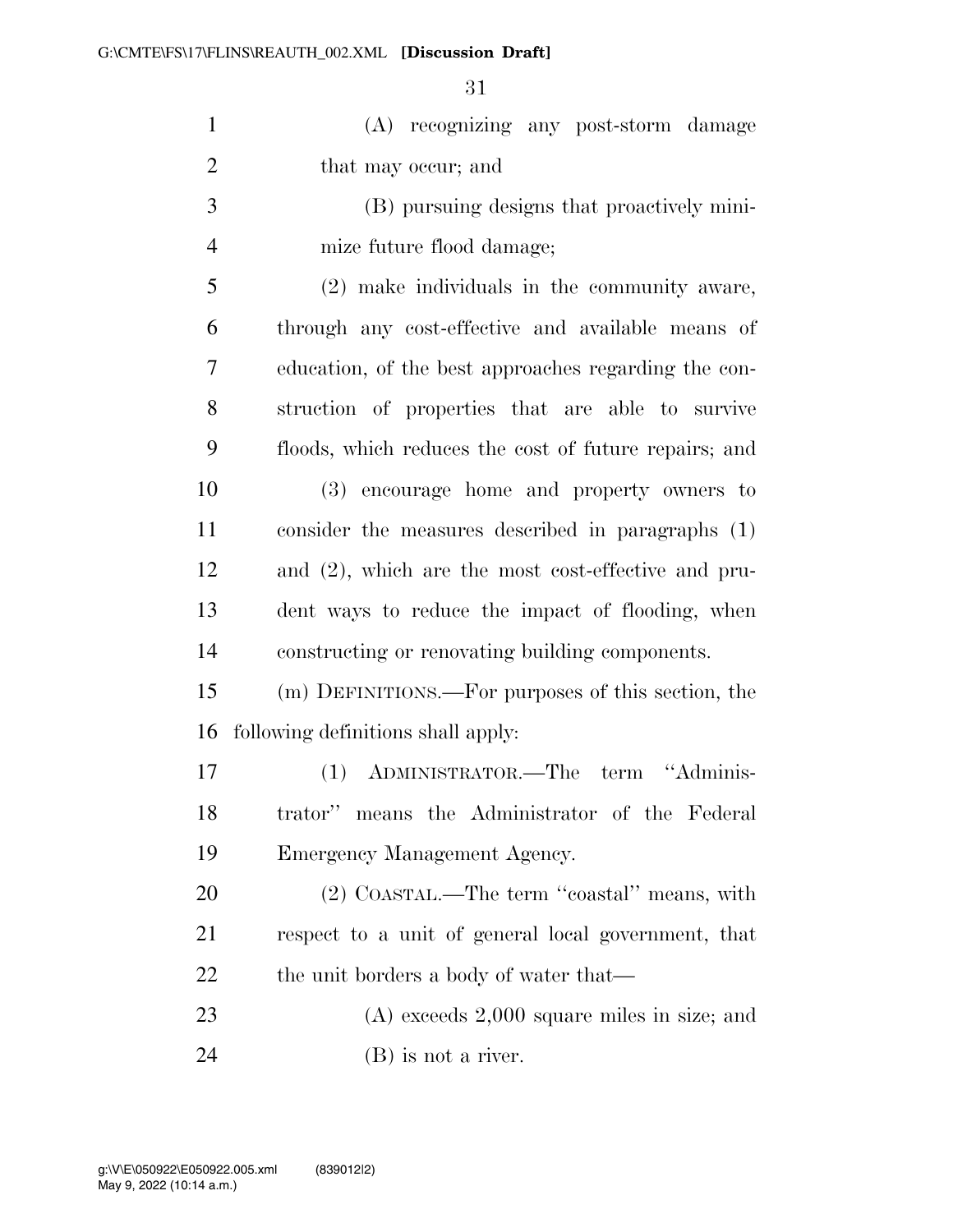(A) recognizing any post-storm damage that may occur; and

(B) pursuing designs that proactively minimize future flood damage;

(2) make individuals in the community aware, through any cost-effective and available means of education, of the best approaches regarding the construction of properties that are able to survive floods, which reduces the cost of future repairs; and

(3) encourage home and property owners to consider the measures described in paragraphs (1) and (2), which are the most cost-effective and prudent ways to reduce the impact of flooding, when constructing or renovating building components.

(m) DEFINITIONS.—For purposes of this section, the following definitions shall apply:

(1) ADMINISTRATOR.—The term ''Administrator'' means the Administrator of the Federal Emergency Management Agency.

(2) COASTAL.—The term ''coastal'' means, with respect to a unit of general local government, that the unit borders a body of water that—

(A) exceeds 2,000 square miles in size; and

(B) is not a river.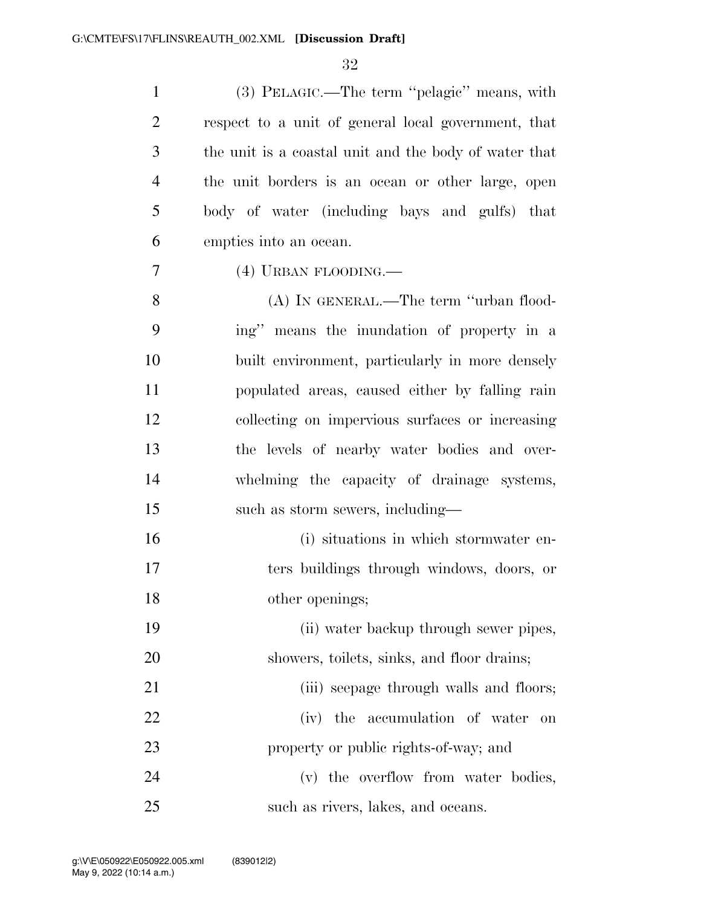(3) PELAGIC.—The term ''pelagic'' means, with respect to a unit of general local government, that the unit is a coastal unit and the body of water that the unit borders is an ocean or other large, open body of water (including bays and gulfs) that empties into an ocean.

(4) URBAN FLOODING.—

(A) IN GENERAL.—The term ''urban flooding'' means the inundation of property in a built environment, particularly in more densely populated areas, caused either by falling rain collecting on impervious surfaces or increasing the levels of nearby water bodies and overwhelming the capacity of drainage systems, such as storm sewers, including—

(i) situations in which stormwater enters buildings through windows, doors, or other openings;

(ii) water backup through sewer pipes, showers, toilets, sinks, and floor drains;

(iii) seepage through walls and floors;

(iv) the accumulation of water on property or public rights-of-way; and

(v) the overflow from water bodies, such as rivers, lakes, and oceans.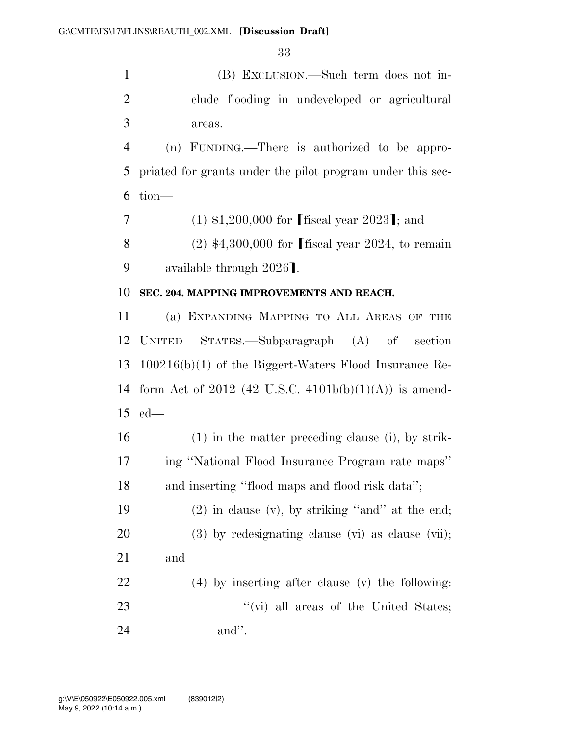(B) EXCLUSION.—Such term does not include flooding in undeveloped or agricultural areas.

(n) FUNDING.—There is authorized to be appropriated for grants under the pilot program under this section—

(1) $1,200,000 for ⟦fiscal year 2023⟧; and

(2) $4,300,000 for ⟦fiscal year 2024, to remain available through 2026⟧.

**SEC. 204. MAPPING IMPROVEMENTS AND REACH.**

(a) EXPANDING MAPPING TO ALL AREAS OF THE UNITED STATES.—Subparagraph (A) of section 100216(b)(1) of the Biggert-Waters Flood Insurance Reform Act of 2012 (42 U.S.C. 4101b(b)(1)(A)) is amended—

(1) in the matter preceding clause (i), by striking ''National Flood Insurance Program rate maps'' and inserting ''flood maps and flood risk data'';

(2) in clause (v), by striking ''and'' at the end;

(3) by redesignating clause (vi) as clause (vii); and

(4) by inserting after clause (v) the following:

''(vi) all areas of the United States; and''.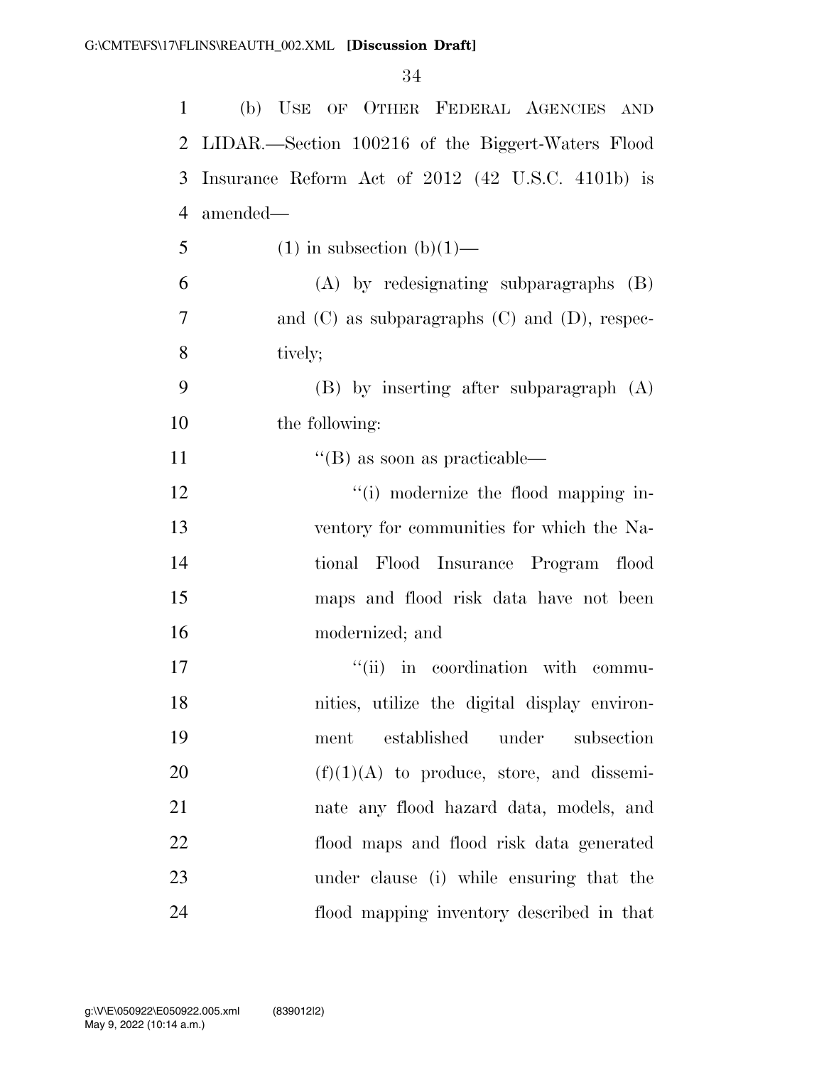(b) USE OF OTHER FEDERAL AGENCIES AND LIDAR.—Section 100216 of the Biggert-Waters Flood Insurance Reform Act of 2012 (42 U.S.C. 4101b) is amended—

(1) in subsection (b)(1)—

(A) by redesignating subparagraphs (B) and (C) as subparagraphs (C) and (D), respectively;

(B) by inserting after subparagraph (A) the following:

''(B) as soon as practicable—

''(i) modernize the flood mapping inventory for communities for which the National Flood Insurance Program flood maps and flood risk data have not been modernized; and

''(ii) in coordination with communities, utilize the digital display environment established under subsection (f)(1)(A) to produce, store, and disseminate any flood hazard data, models, and flood maps and flood risk data generated under clause (i) while ensuring that the flood mapping inventory described in that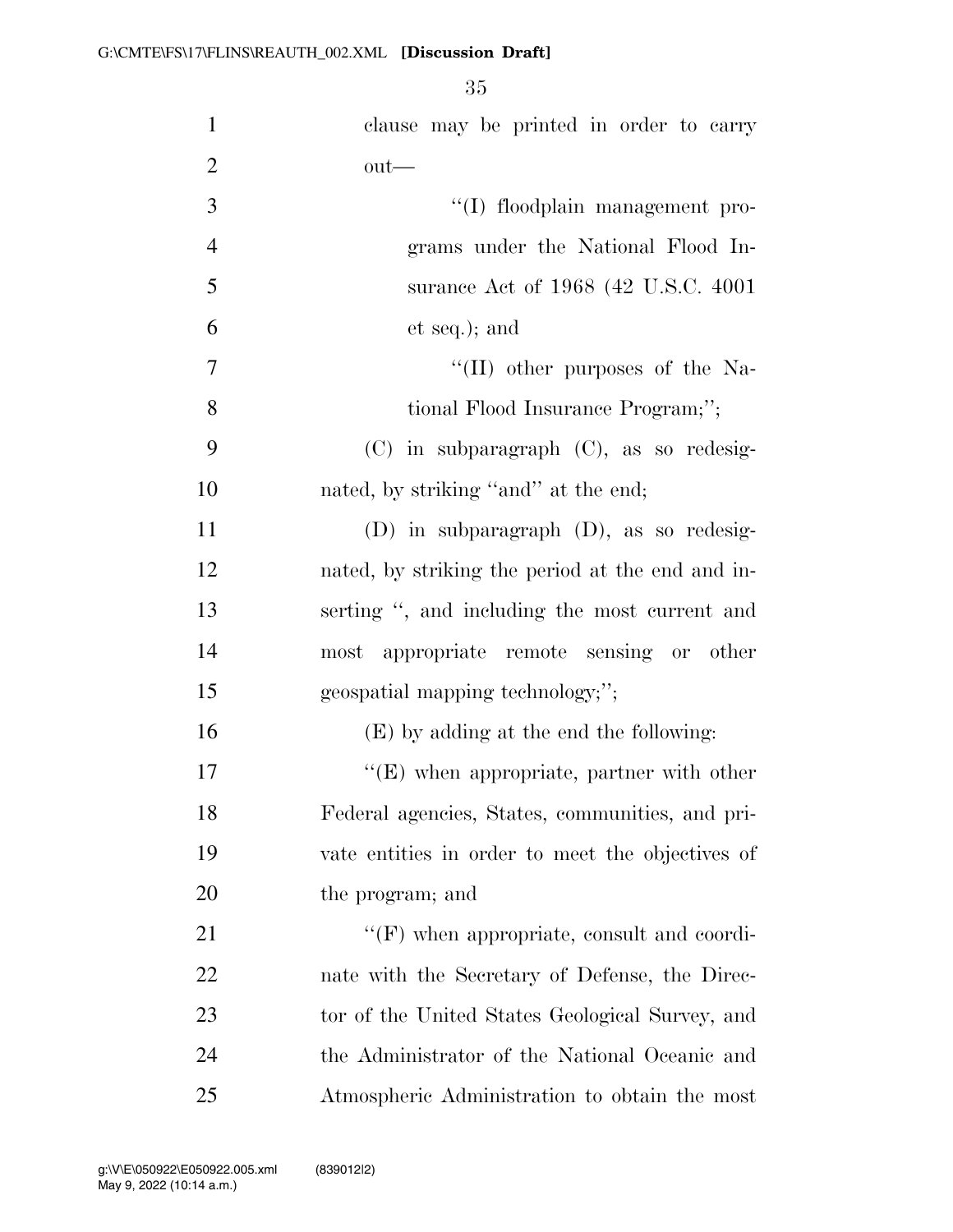clause may be printed in order to carry out—

''(I) floodplain management programs under the National Flood Insurance Act of 1968 (42 U.S.C. 4001 et seq.); and

''(II) other purposes of the National Flood Insurance Program;'';

(C) in subparagraph (C), as so redesignated, by striking ''and'' at the end;

(D) in subparagraph (D), as so redesignated, by striking the period at the end and inserting '', and including the most current and most appropriate remote sensing or other geospatial mapping technology;'';

(E) by adding at the end the following:

''(E) when appropriate, partner with other Federal agencies, States, communities, and private entities in order to meet the objectives of the program; and

''(F) when appropriate, consult and coordinate with the Secretary of Defense, the Director of the United States Geological Survey, and the Administrator of the National Oceanic and Atmospheric Administration to obtain the most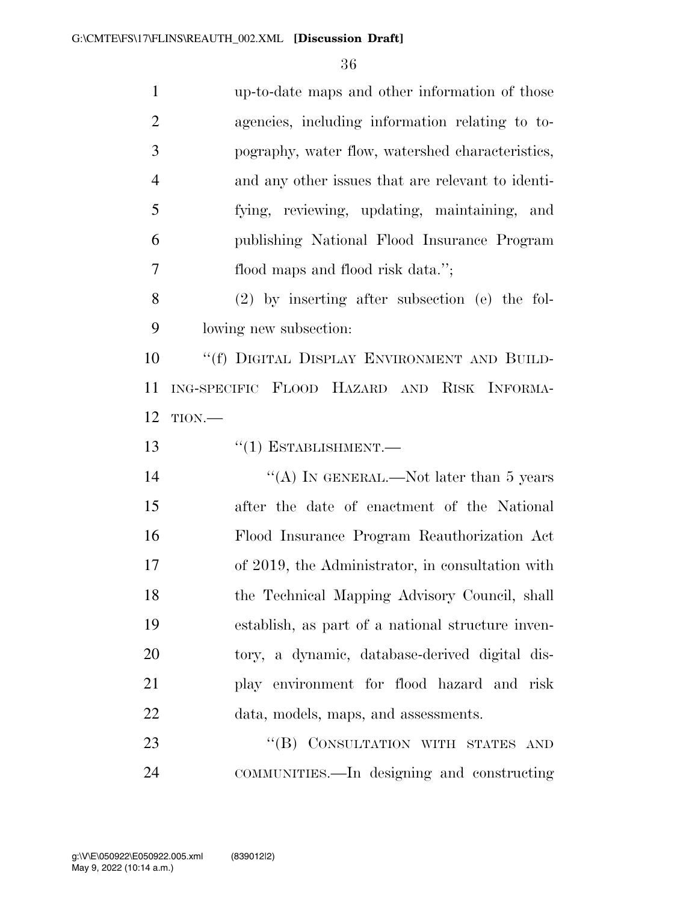up-to-date maps and other information of those agencies, including information relating to topography, water flow, watershed characteristics, and any other issues that are relevant to identifying, reviewing, updating, maintaining, and publishing National Flood Insurance Program flood maps and flood risk data.'';

(2) by inserting after subsection (e) the following new subsection:

''(f) DIGITAL DISPLAY ENVIRONMENT AND BUILDING-SPECIFIC FLOOD HAZARD AND RISK INFORMATION.—

''(1) ESTABLISHMENT.—

''(A) IN GENERAL.—Not later than 5 years after the date of enactment of the National Flood Insurance Program Reauthorization Act of 2019, the Administrator, in consultation with the Technical Mapping Advisory Council, shall establish, as part of a national structure inventory, a dynamic, database-derived digital display environment for flood hazard and risk data, models, maps, and assessments.

''(B) CONSULTATION WITH STATES AND COMMUNITIES.—In designing and constructing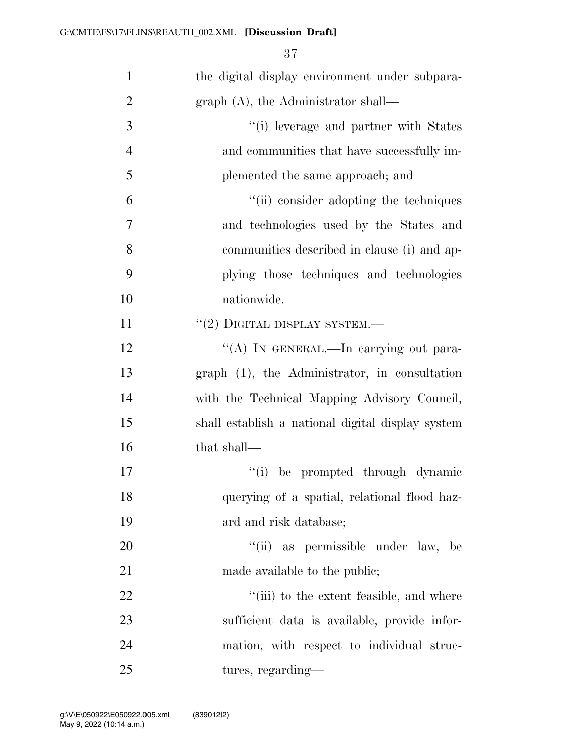the digital display environment under subparagraph (A), the Administrator shall—

''(i) leverage and partner with States and communities that have successfully implemented the same approach; and

''(ii) consider adopting the techniques and technologies used by the States and communities described in clause (i) and applying those techniques and technologies nationwide.

''(2) DIGITAL DISPLAY SYSTEM.—

''(A) IN GENERAL.—In carrying out paragraph (1), the Administrator, in consultation with the Technical Mapping Advisory Council, shall establish a national digital display system that shall—

''(i) be prompted through dynamic querying of a spatial, relational flood hazard and risk database;

''(ii) as permissible under law, be made available to the public;

''(iii) to the extent feasible, and where sufficient data is available, provide information, with respect to individual structures, regarding—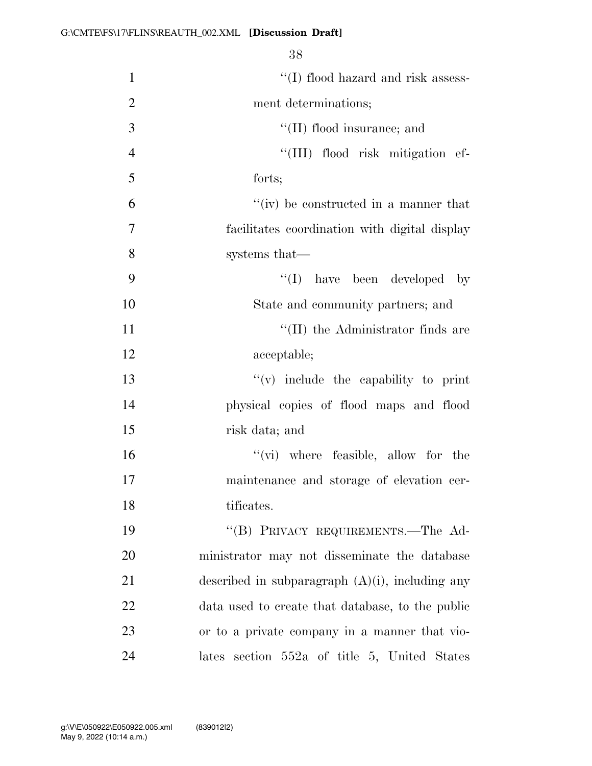''(I) flood hazard and risk assessment determinations;

''(II) flood insurance; and

''(III) flood risk mitigation efforts;

''(iv) be constructed in a manner that facilitates coordination with digital display systems that—

''(I) have been developed by State and community partners; and

''(II) the Administrator finds are acceptable;

''(v) include the capability to print physical copies of flood maps and flood risk data; and

''(vi) where feasible, allow for the maintenance and storage of elevation certificates.

''(B) PRIVACY REQUIREMENTS.—The Administrator may not disseminate the database described in subparagraph (A)(i), including any data used to create that database, to the public or to a private company in a manner that violates section 552a of title 5, United States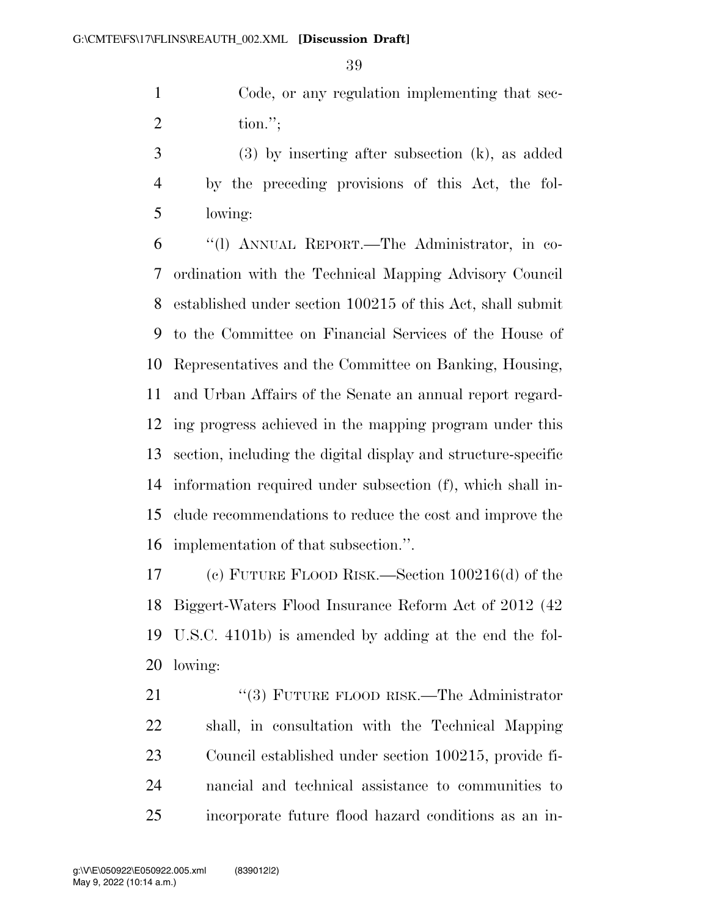Code, or any regulation implementing that section.'';

(3) by inserting after subsection (k), as added by the preceding provisions of this Act, the following:

''(l) ANNUAL REPORT.—The Administrator, in coordination with the Technical Mapping Advisory Council established under section 100215 of this Act, shall submit to the Committee on Financial Services of the House of Representatives and the Committee on Banking, Housing, and Urban Affairs of the Senate an annual report regarding progress achieved in the mapping program under this section, including the digital display and structure-specific information required under subsection (f), which shall include recommendations to reduce the cost and improve the implementation of that subsection.''.

(c) FUTURE FLOOD RISK.—Section 100216(d) of the Biggert-Waters Flood Insurance Reform Act of 2012 (42 U.S.C. 4101b) is amended by adding at the end the following:

''(3) FUTURE FLOOD RISK.—The Administrator shall, in consultation with the Technical Mapping Council established under section 100215, provide financial and technical assistance to communities to incorporate future flood hazard conditions as an in-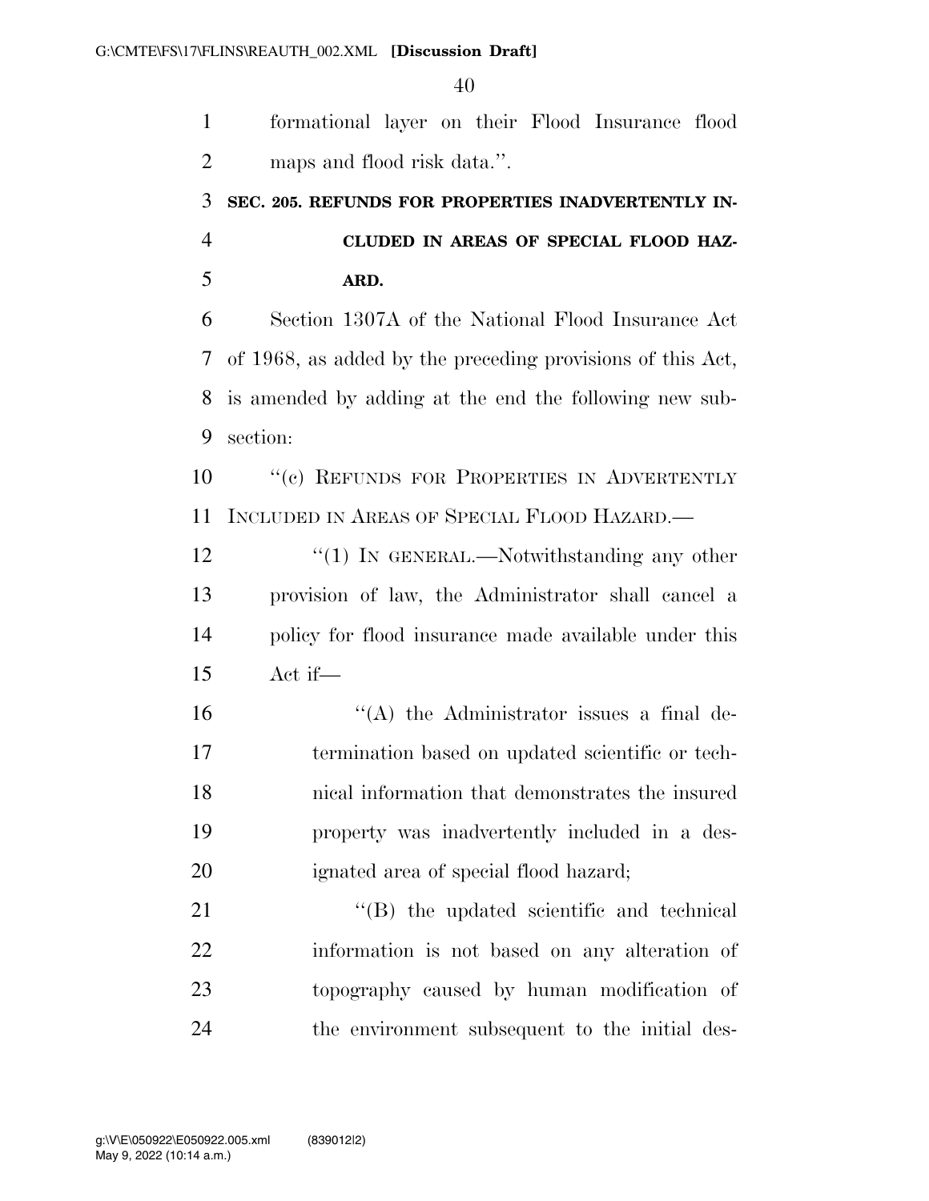formational layer on their Flood Insurance flood maps and flood risk data.''.

**SEC. 205. REFUNDS FOR PROPERTIES INADVERTENTLY INCLUDED IN AREAS OF SPECIAL FLOOD HAZARD.**

Section 1307A of the National Flood Insurance Act of 1968, as added by the preceding provisions of this Act, is amended by adding at the end the following new subsection:

''(c) REFUNDS FOR PROPERTIES IN ADVERTENTLY INCLUDED IN AREAS OF SPECIAL FLOOD HAZARD.—

''(1) IN GENERAL.—Notwithstanding any other provision of law, the Administrator shall cancel a policy for flood insurance made available under this Act if—

''(A) the Administrator issues a final determination based on updated scientific or technical information that demonstrates the insured property was inadvertently included in a designated area of special flood hazard;

''(B) the updated scientific and technical information is not based on any alteration of topography caused by human modification of the environment subsequent to the initial des-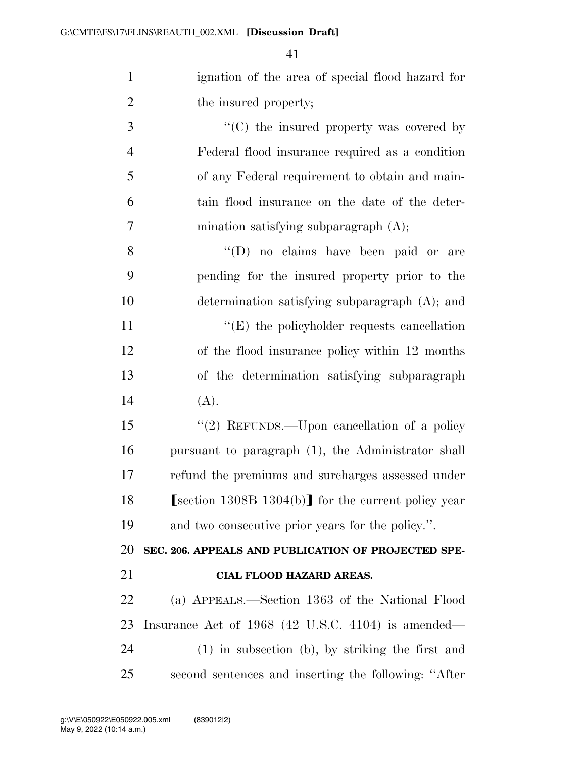ignation of the area of special flood hazard for the insured property;

"(C) the insured property was covered by Federal flood insurance required as a condition of any Federal requirement to obtain and maintain flood insurance on the date of the determination satisfying subparagraph (A);

"(D) no claims have been paid or are pending for the insured property prior to the determination satisfying subparagraph (A); and

"(E) the policyholder requests cancellation of the flood insurance policy within 12 months of the determination satisfying subparagraph (A).

"(2) REFUNDS.—Upon cancellation of a policy pursuant to paragraph (1), the Administrator shall refund the premiums and surcharges assessed under ⟦section 1308B 1304(b)⟧ for the current policy year and two consecutive prior years for the policy.".

**SEC. 206. APPEALS AND PUBLICATION OF PROJECTED SPECIAL FLOOD HAZARD AREAS.**

(a) APPEALS.—Section 1363 of the National Flood Insurance Act of 1968 (42 U.S.C. 4104) is amended—

(1) in subsection (b), by striking the first and second sentences and inserting the following: "After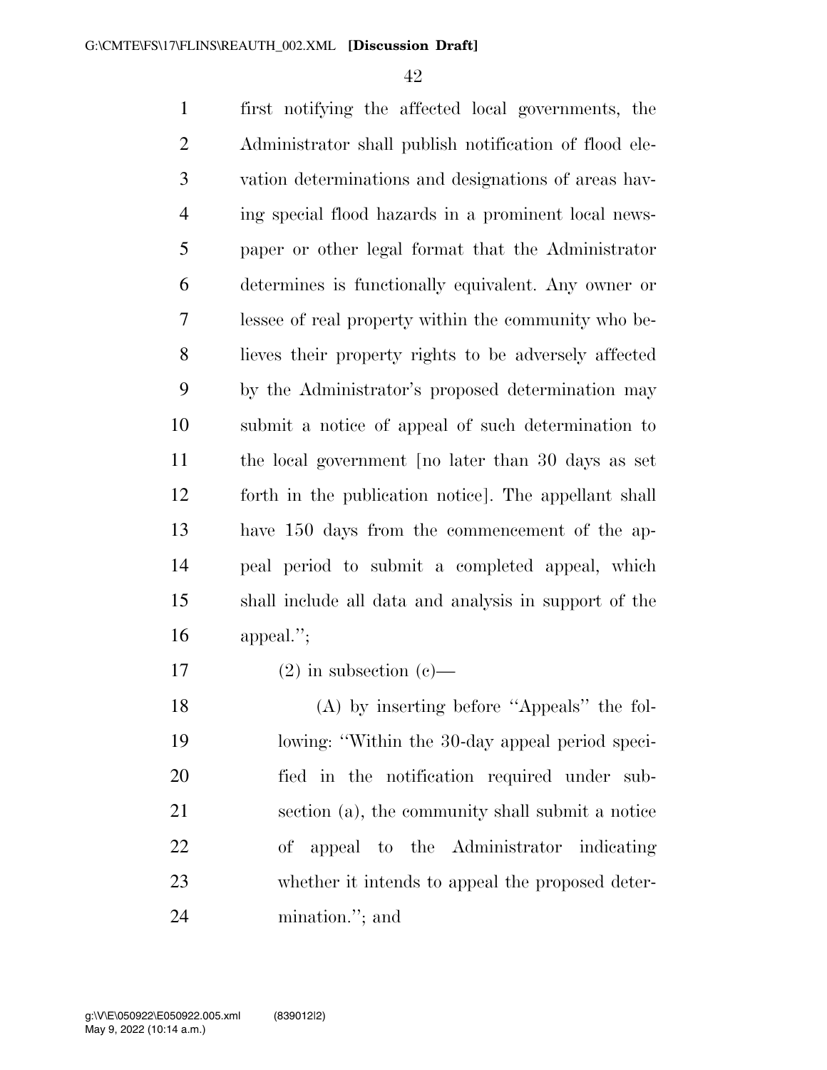first notifying the affected local governments, the Administrator shall publish notification of flood elevation determinations and designations of areas having special flood hazards in a prominent local newspaper or other legal format that the Administrator determines is functionally equivalent. Any owner or lessee of real property within the community who believes their property rights to be adversely affected by the Administrator's proposed determination may submit a notice of appeal of such determination to the local government [no later than 30 days as set forth in the publication notice]. The appellant shall have 150 days from the commencement of the appeal period to submit a completed appeal, which shall include all data and analysis in support of the appeal.'';

(2) in subsection (c)—

(A) by inserting before ''Appeals'' the following: ''Within the 30-day appeal period specified in the notification required under subsection (a), the community shall submit a notice of appeal to the Administrator indicating whether it intends to appeal the proposed determination.''; and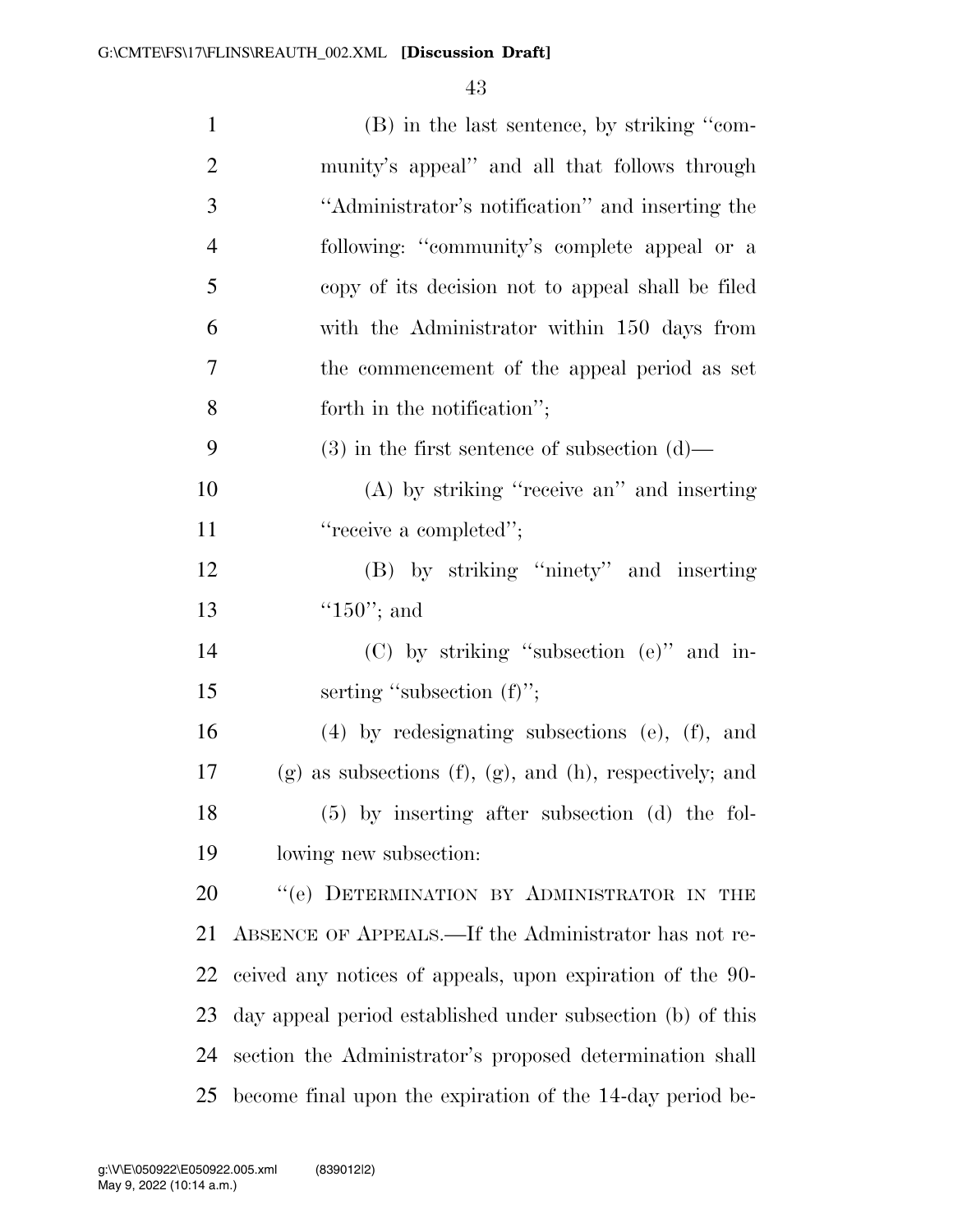(B) in the last sentence, by striking "community's appeal" and all that follows through "Administrator's notification" and inserting the following: "community's complete appeal or a copy of its decision not to appeal shall be filed with the Administrator within 150 days from the commencement of the appeal period as set forth in the notification";

(3) in the first sentence of subsection (d)—

(A) by striking "receive an" and inserting "receive a completed";

(B) by striking "ninety" and inserting "150"; and

(C) by striking "subsection (e)" and inserting "subsection (f)";

(4) by redesignating subsections (e), (f), and (g) as subsections (f), (g), and (h), respectively; and

(5) by inserting after subsection (d) the following new subsection:

"(e) DETERMINATION BY ADMINISTRATOR IN THE ABSENCE OF APPEALS.—If the Administrator has not received any notices of appeals, upon expiration of the 90-day appeal period established under subsection (b) of this section the Administrator's proposed determination shall become final upon the expiration of the 14-day period be-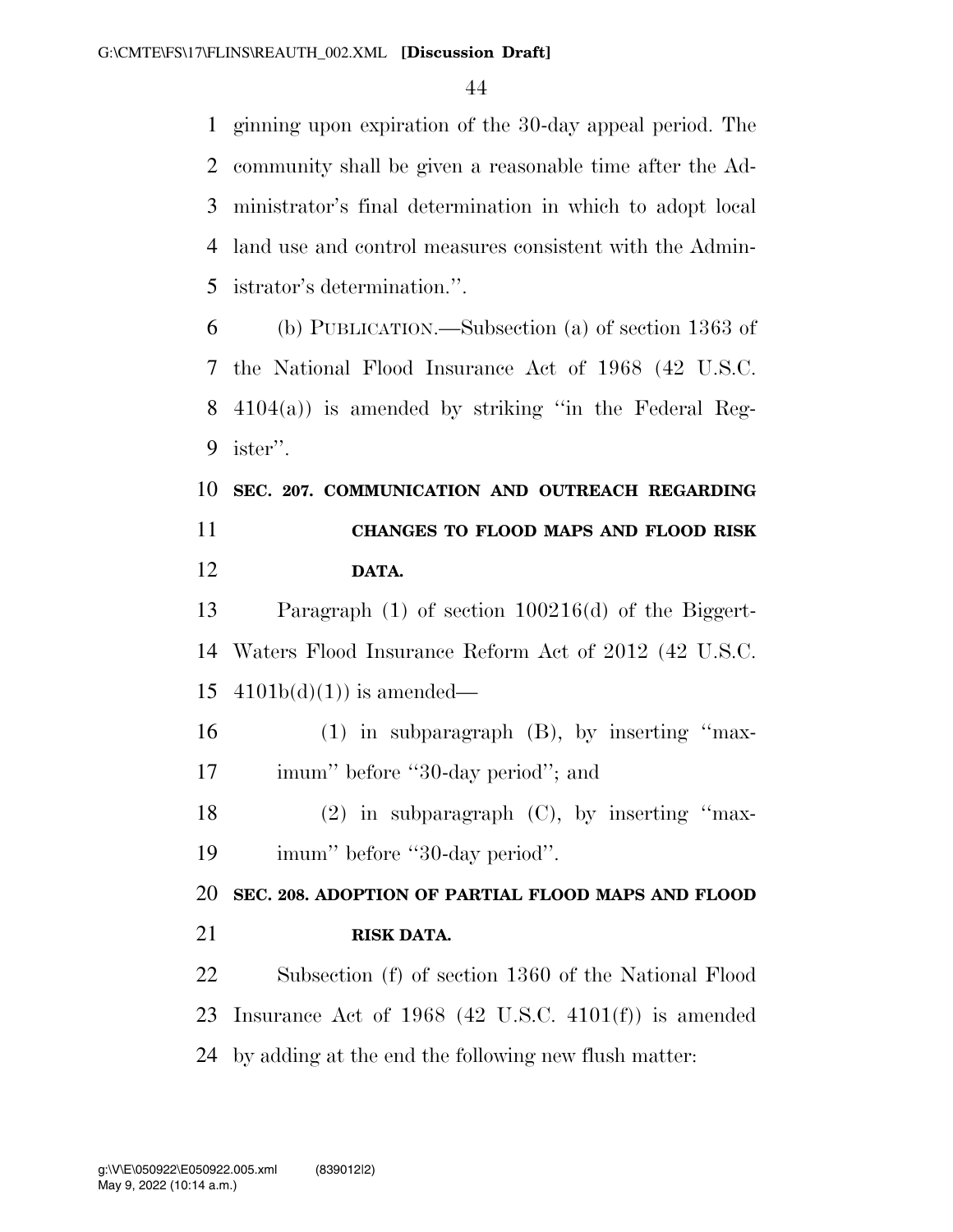ginning upon expiration of the 30-day appeal period. The community shall be given a reasonable time after the Administrator's final determination in which to adopt local land use and control measures consistent with the Administrator's determination.''.

(b) PUBLICATION.—Subsection (a) of section 1363 of the National Flood Insurance Act of 1968 (42 U.S.C. 4104(a)) is amended by striking ''in the Federal Register''.

**SEC. 207. COMMUNICATION AND OUTREACH REGARDING CHANGES TO FLOOD MAPS AND FLOOD RISK DATA.**

Paragraph (1) of section 100216(d) of the Biggert-Waters Flood Insurance Reform Act of 2012 (42 U.S.C. 4101b(d)(1)) is amended—

(1) in subparagraph (B), by inserting ''maximum'' before ''30-day period''; and

(2) in subparagraph (C), by inserting ''maximum'' before ''30-day period''.

**SEC. 208. ADOPTION OF PARTIAL FLOOD MAPS AND FLOOD RISK DATA.**

Subsection (f) of section 1360 of the National Flood Insurance Act of 1968 (42 U.S.C. 4101(f)) is amended by adding at the end the following new flush matter: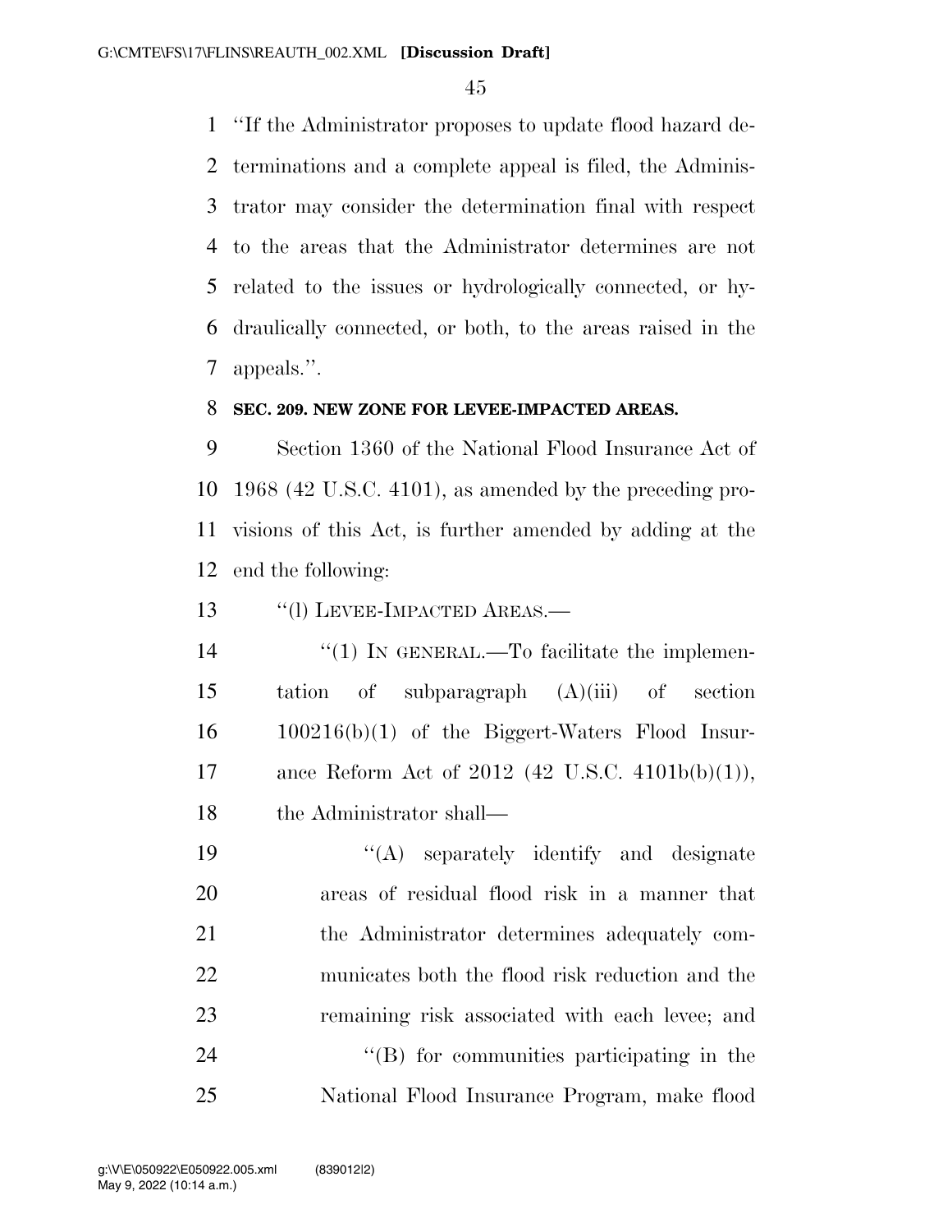"If the Administrator proposes to update flood hazard determinations and a complete appeal is filed, the Administrator may consider the determination final with respect to the areas that the Administrator determines are not related to the issues or hydrologically connected, or hydraulically connected, or both, to the areas raised in the appeals.".

**SEC. 209. NEW ZONE FOR LEVEE-IMPACTED AREAS.**

Section 1360 of the National Flood Insurance Act of 1968 (42 U.S.C. 4101), as amended by the preceding provisions of this Act, is further amended by adding at the end the following:

"(l) LEVEE-IMPACTED AREAS.—

"(1) IN GENERAL.—To facilitate the implementation of subparagraph (A)(iii) of section 100216(b)(1) of the Biggert-Waters Flood Insurance Reform Act of 2012 (42 U.S.C. 4101b(b)(1)), the Administrator shall—

"(A) separately identify and designate areas of residual flood risk in a manner that the Administrator determines adequately communicates both the flood risk reduction and the remaining risk associated with each levee; and

"(B) for communities participating in the National Flood Insurance Program, make flood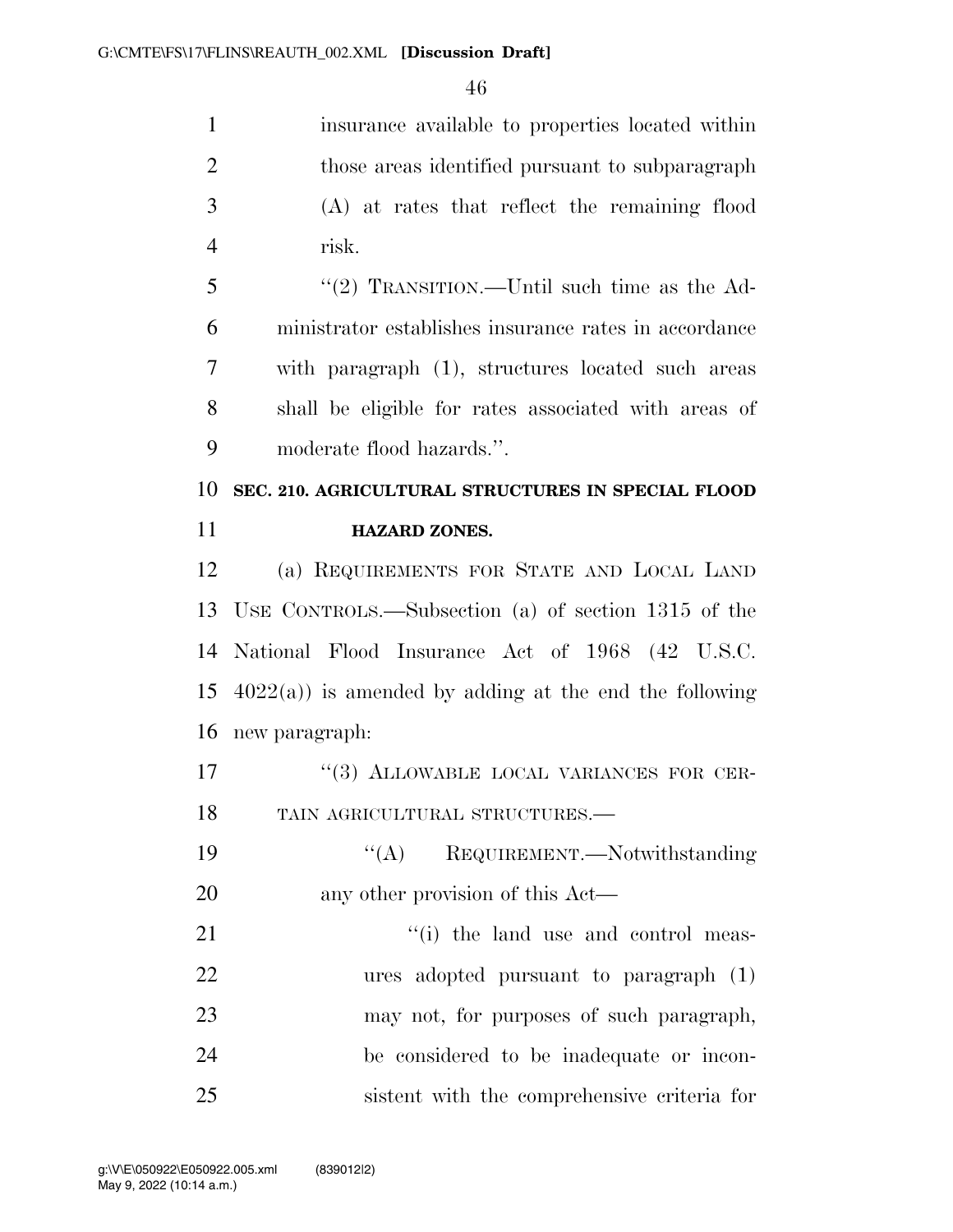insurance available to properties located within those areas identified pursuant to subparagraph (A) at rates that reflect the remaining flood risk.

"(2) TRANSITION.—Until such time as the Administrator establishes insurance rates in accordance with paragraph (1), structures located such areas shall be eligible for rates associated with areas of moderate flood hazards.".

**SEC. 210. AGRICULTURAL STRUCTURES IN SPECIAL FLOOD HAZARD ZONES.**

(a) REQUIREMENTS FOR STATE AND LOCAL LAND USE CONTROLS.—Subsection (a) of section 1315 of the National Flood Insurance Act of 1968 (42 U.S.C. 4022(a)) is amended by adding at the end the following new paragraph:

"(3) ALLOWABLE LOCAL VARIANCES FOR CERTAIN AGRICULTURAL STRUCTURES.—

"(A) REQUIREMENT.—Notwithstanding any other provision of this Act—

"(i) the land use and control measures adopted pursuant to paragraph (1) may not, for purposes of such paragraph, be considered to be inadequate or inconsistent with the comprehensive criteria for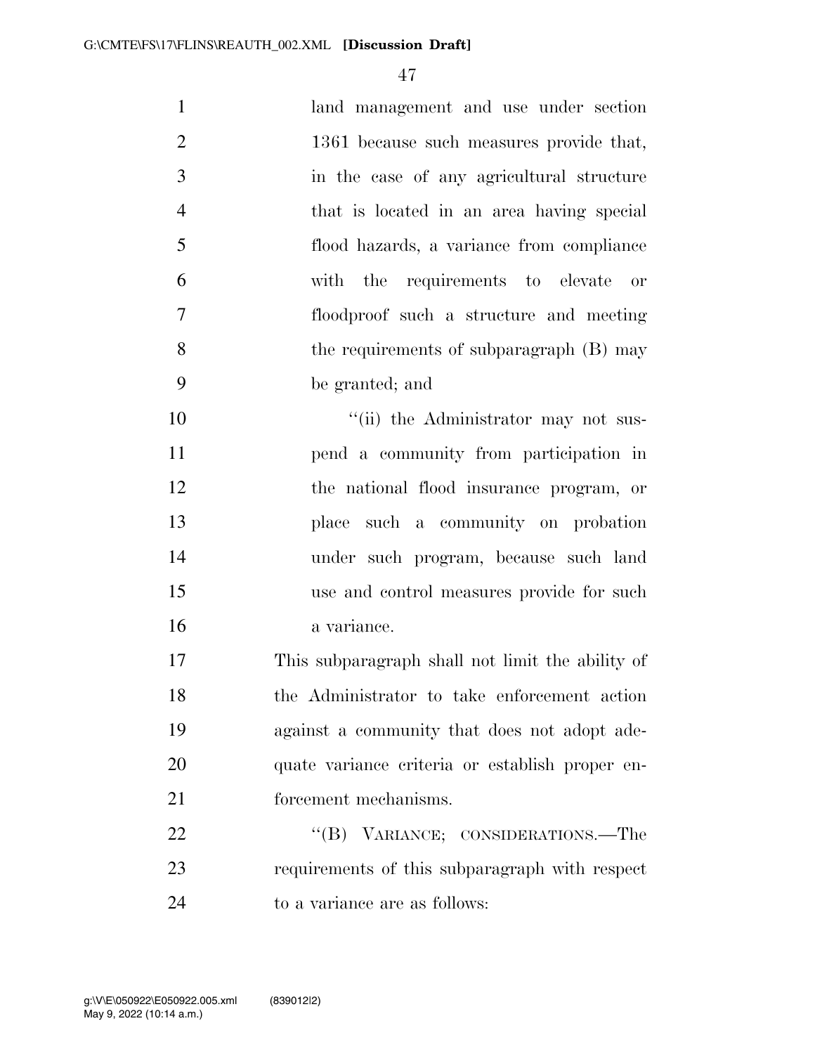land management and use under section 1361 because such measures provide that, in the case of any agricultural structure that is located in an area having special flood hazards, a variance from compliance with the requirements to elevate or floodproof such a structure and meeting the requirements of subparagraph (B) may be granted; and

"(ii) the Administrator may not suspend a community from participation in the national flood insurance program, or place such a community on probation under such program, because such land use and control measures provide for such a variance.

This subparagraph shall not limit the ability of the Administrator to take enforcement action against a community that does not adopt adequate variance criteria or establish proper enforcement mechanisms.

"(B) VARIANCE; CONSIDERATIONS.—The requirements of this subparagraph with respect to a variance are as follows: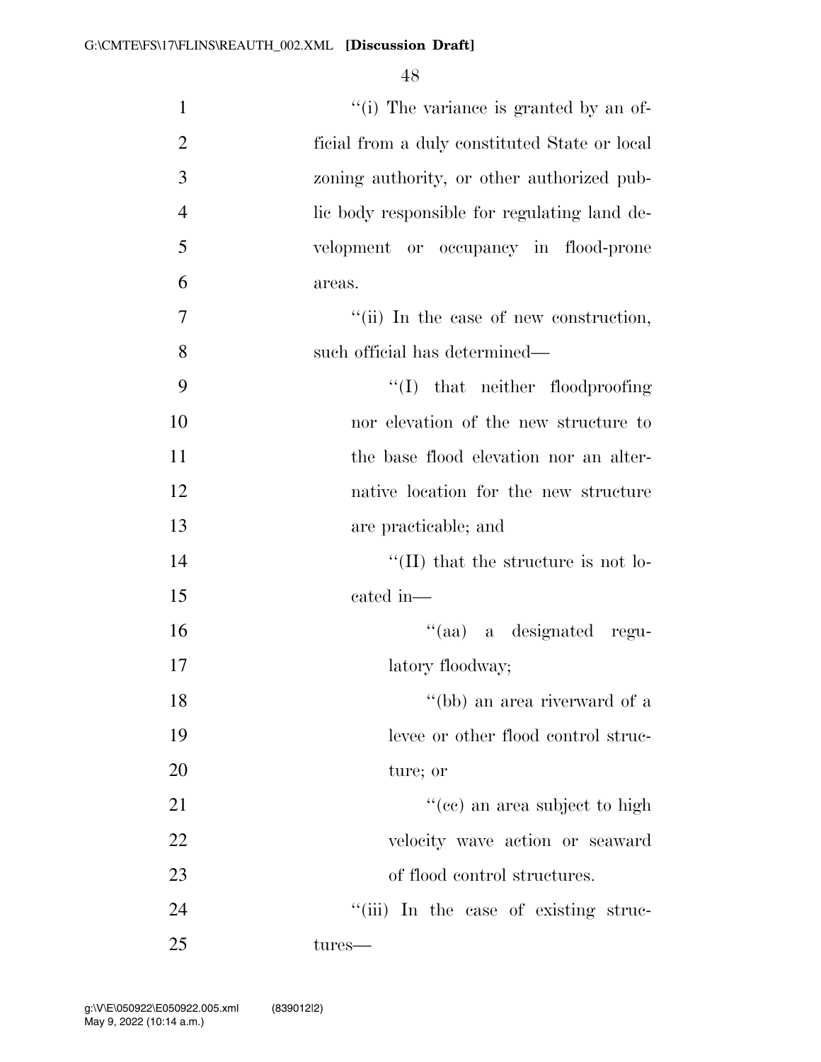''(i) The variance is granted by an official from a duly constituted State or local zoning authority, or other authorized public body responsible for regulating land development or occupancy in flood-prone areas.

''(ii) In the case of new construction, such official has determined—

''(I) that neither floodproofing nor elevation of the new structure to the base flood elevation nor an alternative location for the new structure are practicable; and

''(II) that the structure is not located in—

''(aa) a designated regulatory floodway;

''(bb) an area riverward of a levee or other flood control structure; or

''(cc) an area subject to high velocity wave action or seaward of flood control structures.

''(iii) In the case of existing structures—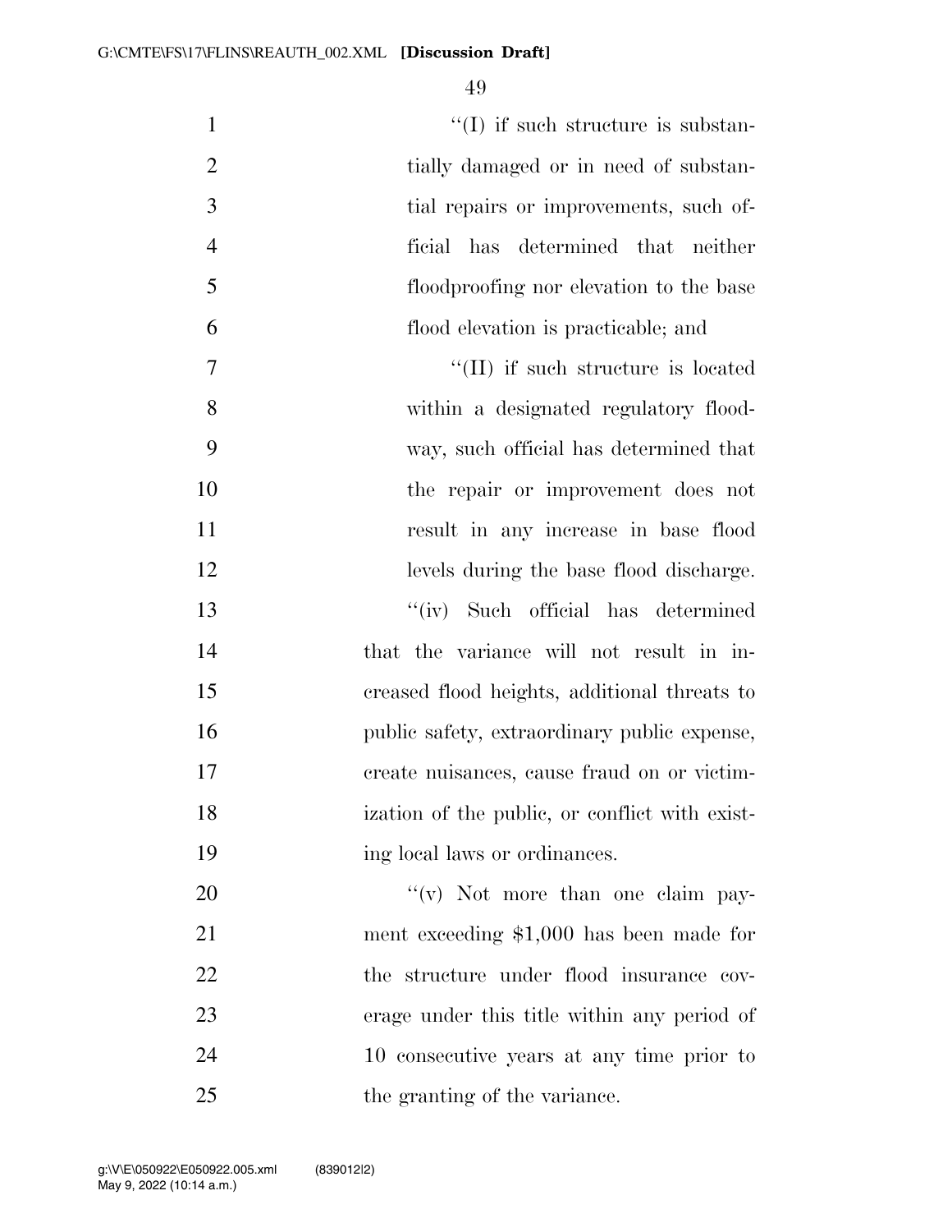"(I) if such structure is substantially damaged or in need of substantial repairs or improvements, such official has determined that neither floodproofing nor elevation to the base flood elevation is practicable; and

"(II) if such structure is located within a designated regulatory floodway, such official has determined that the repair or improvement does not result in any increase in base flood levels during the base flood discharge.

"(iv) Such official has determined that the variance will not result in increased flood heights, additional threats to public safety, extraordinary public expense, create nuisances, cause fraud on or victimization of the public, or conflict with existing local laws or ordinances.

"(v) Not more than one claim payment exceeding $1,000 has been made for the structure under flood insurance coverage under this title within any period of 10 consecutive years at any time prior to the granting of the variance.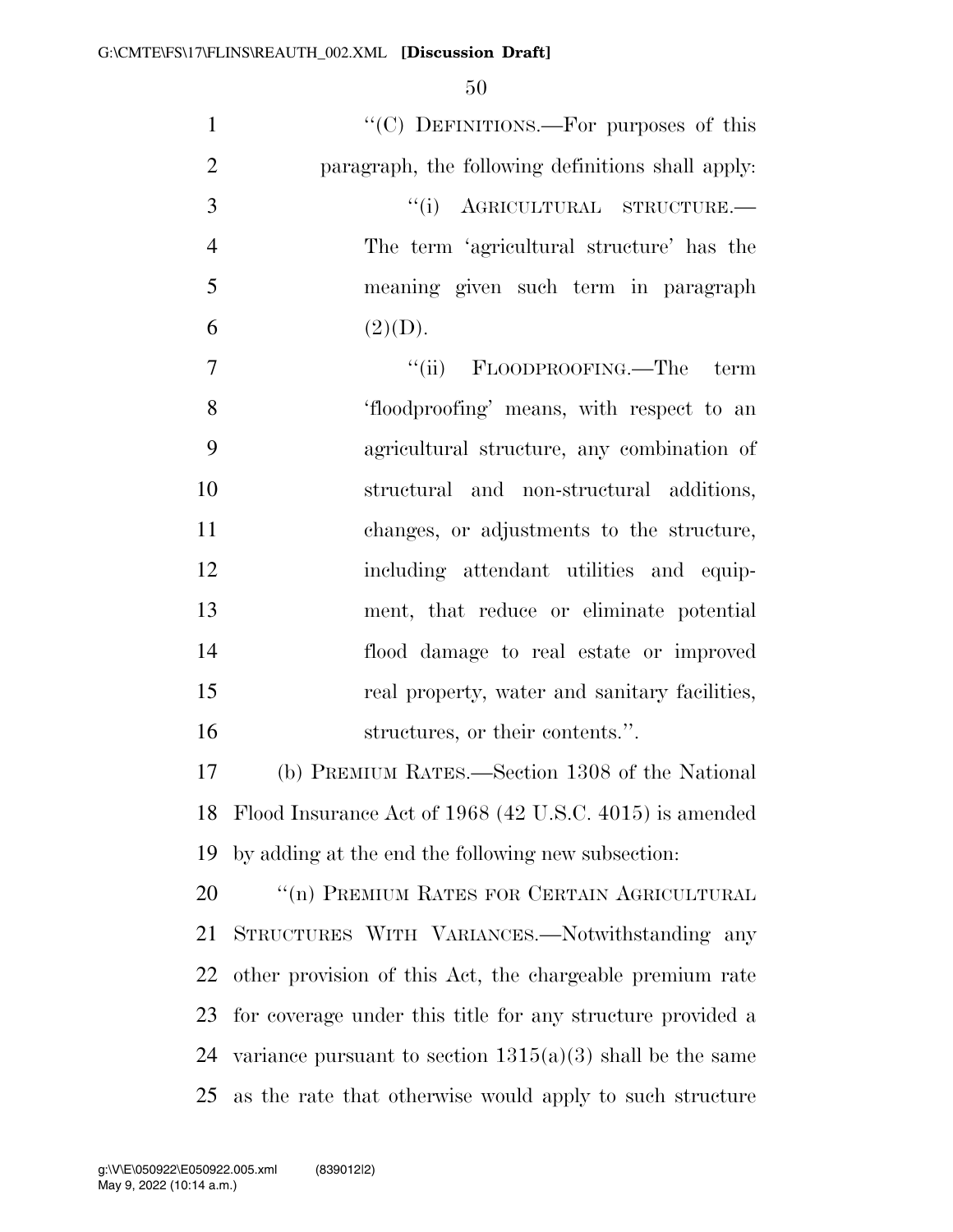"(C) DEFINITIONS.—For purposes of this paragraph, the following definitions shall apply:

"(i) AGRICULTURAL STRUCTURE.—The term 'agricultural structure' has the meaning given such term in paragraph (2)(D).

"(ii) FLOODPROOFING.—The term 'floodproofing' means, with respect to an agricultural structure, any combination of structural and non-structural additions, changes, or adjustments to the structure, including attendant utilities and equipment, that reduce or eliminate potential flood damage to real estate or improved real property, water and sanitary facilities, structures, or their contents.".

(b) PREMIUM RATES.—Section 1308 of the National Flood Insurance Act of 1968 (42 U.S.C. 4015) is amended by adding at the end the following new subsection:

"(n) PREMIUM RATES FOR CERTAIN AGRICULTURAL STRUCTURES WITH VARIANCES.—Notwithstanding any other provision of this Act, the chargeable premium rate for coverage under this title for any structure provided a variance pursuant to section 1315(a)(3) shall be the same as the rate that otherwise would apply to such structure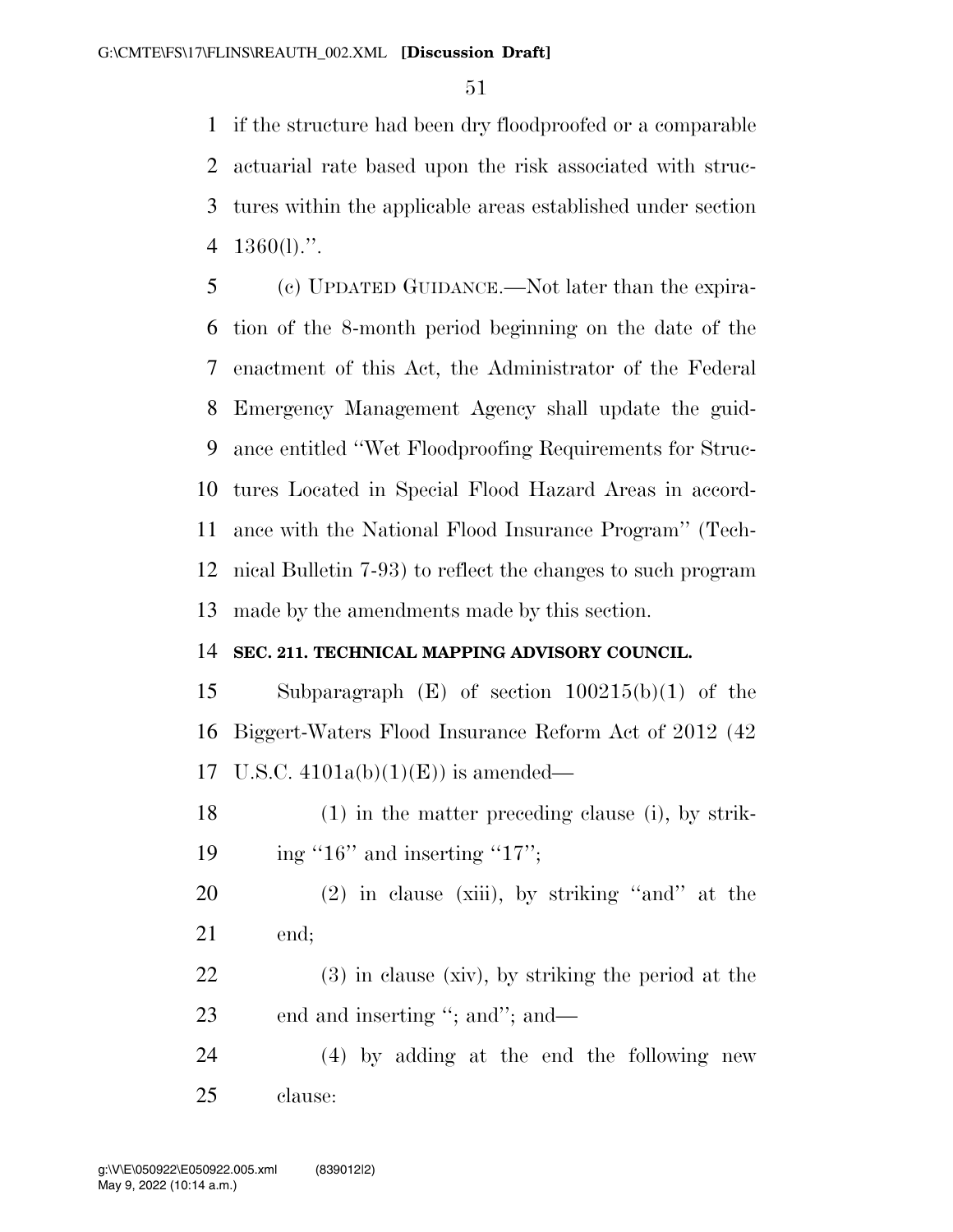if the structure had been dry floodproofed or a comparable actuarial rate based upon the risk associated with structures within the applicable areas established under section 1360(l).''.

(c) UPDATED GUIDANCE.—Not later than the expiration of the 8-month period beginning on the date of the enactment of this Act, the Administrator of the Federal Emergency Management Agency shall update the guidance entitled ''Wet Floodproofing Requirements for Structures Located in Special Flood Hazard Areas in accordance with the National Flood Insurance Program'' (Technical Bulletin 7-93) to reflect the changes to such program made by the amendments made by this section.

**SEC. 211. TECHNICAL MAPPING ADVISORY COUNCIL.**

Subparagraph (E) of section 100215(b)(1) of the Biggert-Waters Flood Insurance Reform Act of 2012 (42 U.S.C. 4101a(b)(1)(E)) is amended—

(1) in the matter preceding clause (i), by striking ''16'' and inserting ''17'';

(2) in clause (xiii), by striking ''and'' at the end;

(3) in clause (xiv), by striking the period at the end and inserting ''; and''; and—

(4) by adding at the end the following new clause: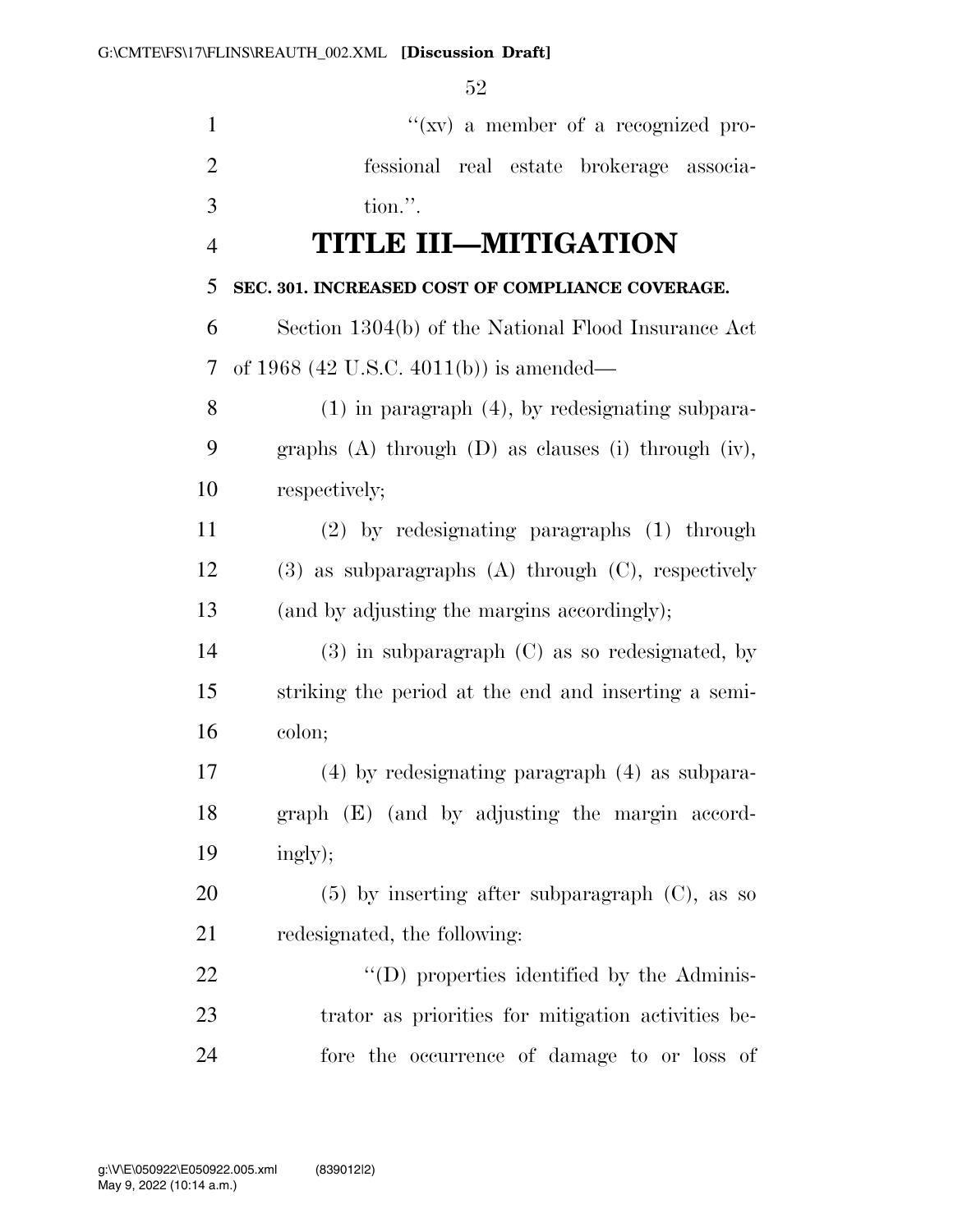"(xv) a member of a recognized professional real estate brokerage association.".

# TITLE III—MITIGATION

**SEC. 301. INCREASED COST OF COMPLIANCE COVERAGE.**

Section 1304(b) of the National Flood Insurance Act of 1968 (42 U.S.C. 4011(b)) is amended—

(1) in paragraph (4), by redesignating subparagraphs (A) through (D) as clauses (i) through (iv), respectively;

(2) by redesignating paragraphs (1) through (3) as subparagraphs (A) through (C), respectively (and by adjusting the margins accordingly);

(3) in subparagraph (C) as so redesignated, by striking the period at the end and inserting a semicolon;

(4) by redesignating paragraph (4) as subparagraph (E) (and by adjusting the margin accordingly);

(5) by inserting after subparagraph (C), as so redesignated, the following:

"(D) properties identified by the Administrator as priorities for mitigation activities before the occurrence of damage to or loss of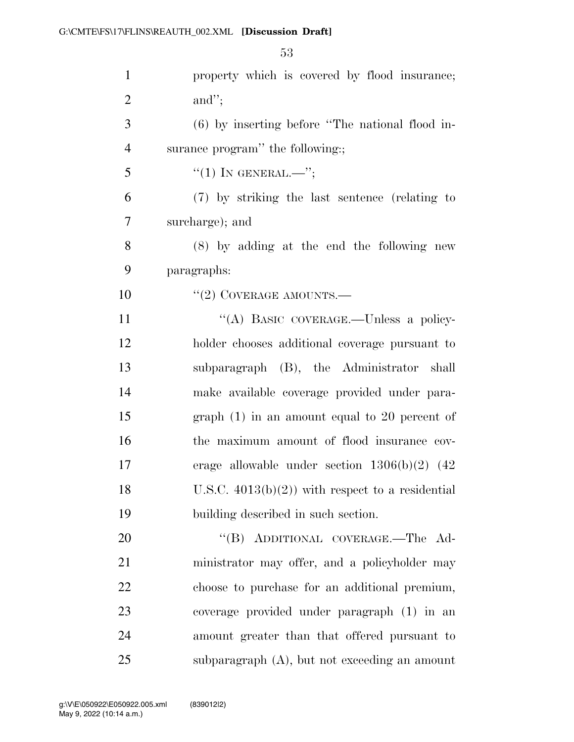property which is covered by flood insurance; and'';

(6) by inserting before ''The national flood insurance program'' the following:;

''(1) IN GENERAL.—'';

(7) by striking the last sentence (relating to surcharge); and

(8) by adding at the end the following new paragraphs:

''(2) COVERAGE AMOUNTS.—

''(A) BASIC COVERAGE.—Unless a policyholder chooses additional coverage pursuant to subparagraph (B), the Administrator shall make available coverage provided under paragraph (1) in an amount equal to 20 percent of the maximum amount of flood insurance coverage allowable under section 1306(b)(2) (42 U.S.C. 4013(b)(2)) with respect to a residential building described in such section.

''(B) ADDITIONAL COVERAGE.—The Administrator may offer, and a policyholder may choose to purchase for an additional premium, coverage provided under paragraph (1) in an amount greater than that offered pursuant to subparagraph (A), but not exceeding an amount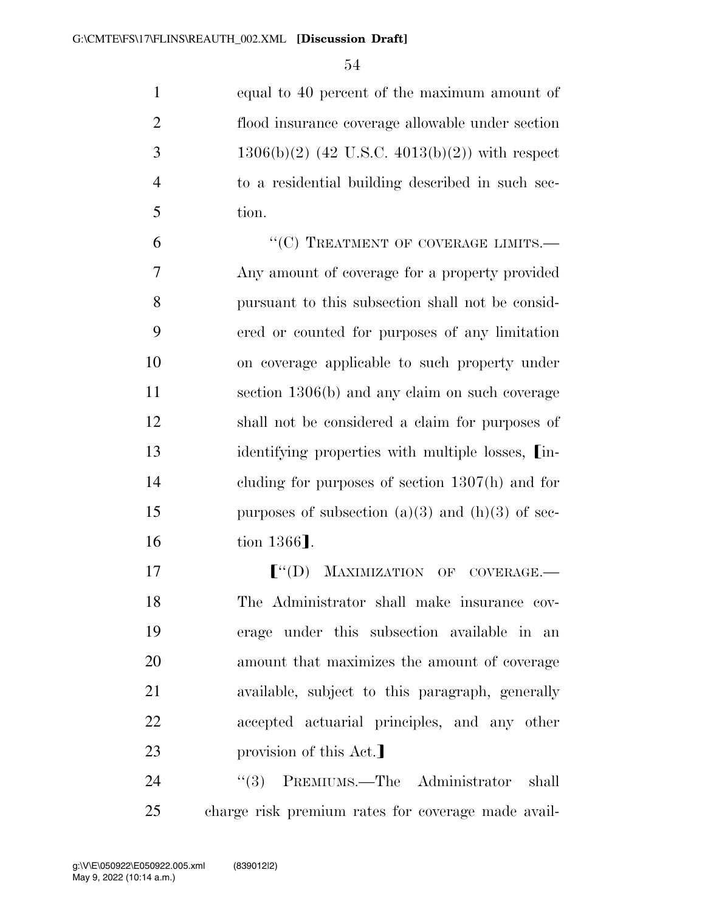equal to 40 percent of the maximum amount of flood insurance coverage allowable under section 1306(b)(2) (42 U.S.C. 4013(b)(2)) with respect to a residential building described in such section.

"(C) TREATMENT OF COVERAGE LIMITS.—Any amount of coverage for a property provided pursuant to this subsection shall not be considered or counted for purposes of any limitation on coverage applicable to such property under section 1306(b) and any claim on such coverage shall not be considered a claim for purposes of identifying properties with multiple losses, ⟦including for purposes of section 1307(h) and for purposes of subsection (a)(3) and (h)(3) of section 1366⟧.

⟦"(D) MAXIMIZATION OF COVERAGE.—The Administrator shall make insurance coverage under this subsection available in an amount that maximizes the amount of coverage available, subject to this paragraph, generally accepted actuarial principles, and any other provision of this Act.⟧

"(3) PREMIUMS.—The Administrator shall charge risk premium rates for coverage made avail-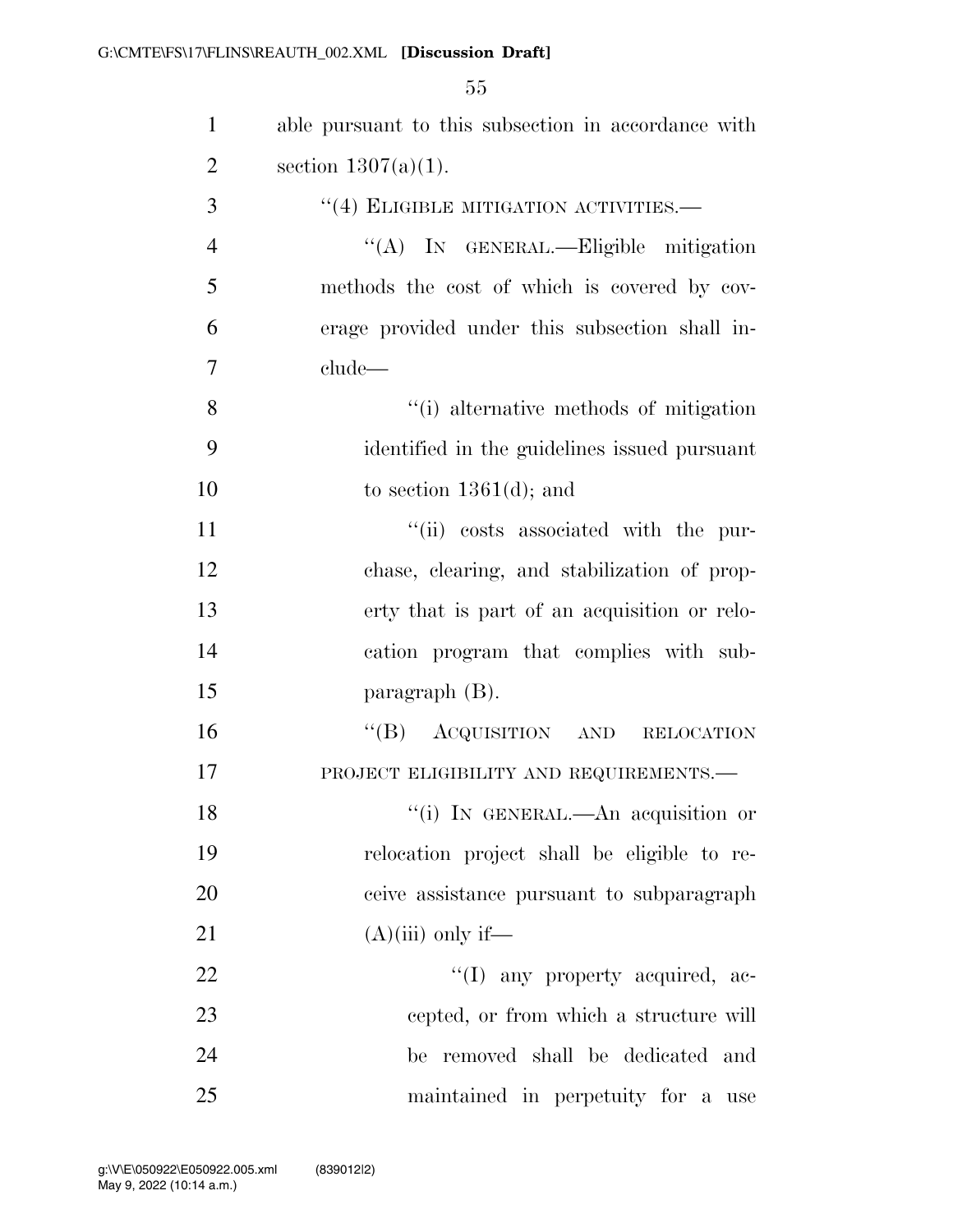able pursuant to this subsection in accordance with section 1307(a)(1).

"(4) ELIGIBLE MITIGATION ACTIVITIES.—

"(A) IN GENERAL.—Eligible mitigation methods the cost of which is covered by coverage provided under this subsection shall include—

"(i) alternative methods of mitigation identified in the guidelines issued pursuant to section 1361(d); and

"(ii) costs associated with the purchase, clearing, and stabilization of property that is part of an acquisition or relocation program that complies with subparagraph (B).

"(B) ACQUISITION AND RELOCATION PROJECT ELIGIBILITY AND REQUIREMENTS.—

"(i) IN GENERAL.—An acquisition or relocation project shall be eligible to receive assistance pursuant to subparagraph (A)(iii) only if—

"(I) any property acquired, accepted, or from which a structure will be removed shall be dedicated and maintained in perpetuity for a use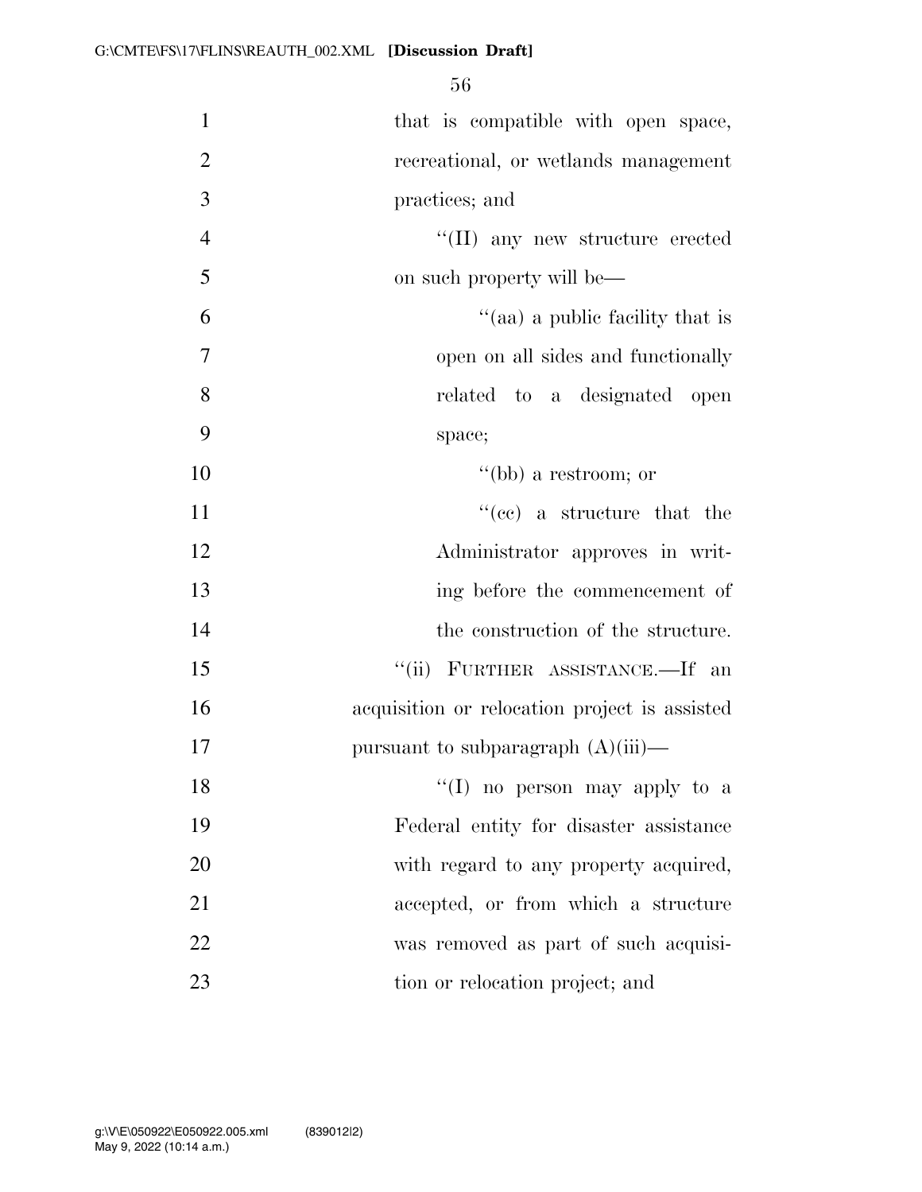that is compatible with open space, recreational, or wetlands management practices; and

''(II) any new structure erected on such property will be—

''(aa) a public facility that is open on all sides and functionally related to a designated open space;

''(bb) a restroom; or

''(cc) a structure that the Administrator approves in writing before the commencement of the construction of the structure.

''(ii) FURTHER ASSISTANCE.—If an acquisition or relocation project is assisted pursuant to subparagraph (A)(iii)—

''(I) no person may apply to a Federal entity for disaster assistance with regard to any property acquired, accepted, or from which a structure was removed as part of such acquisition or relocation project; and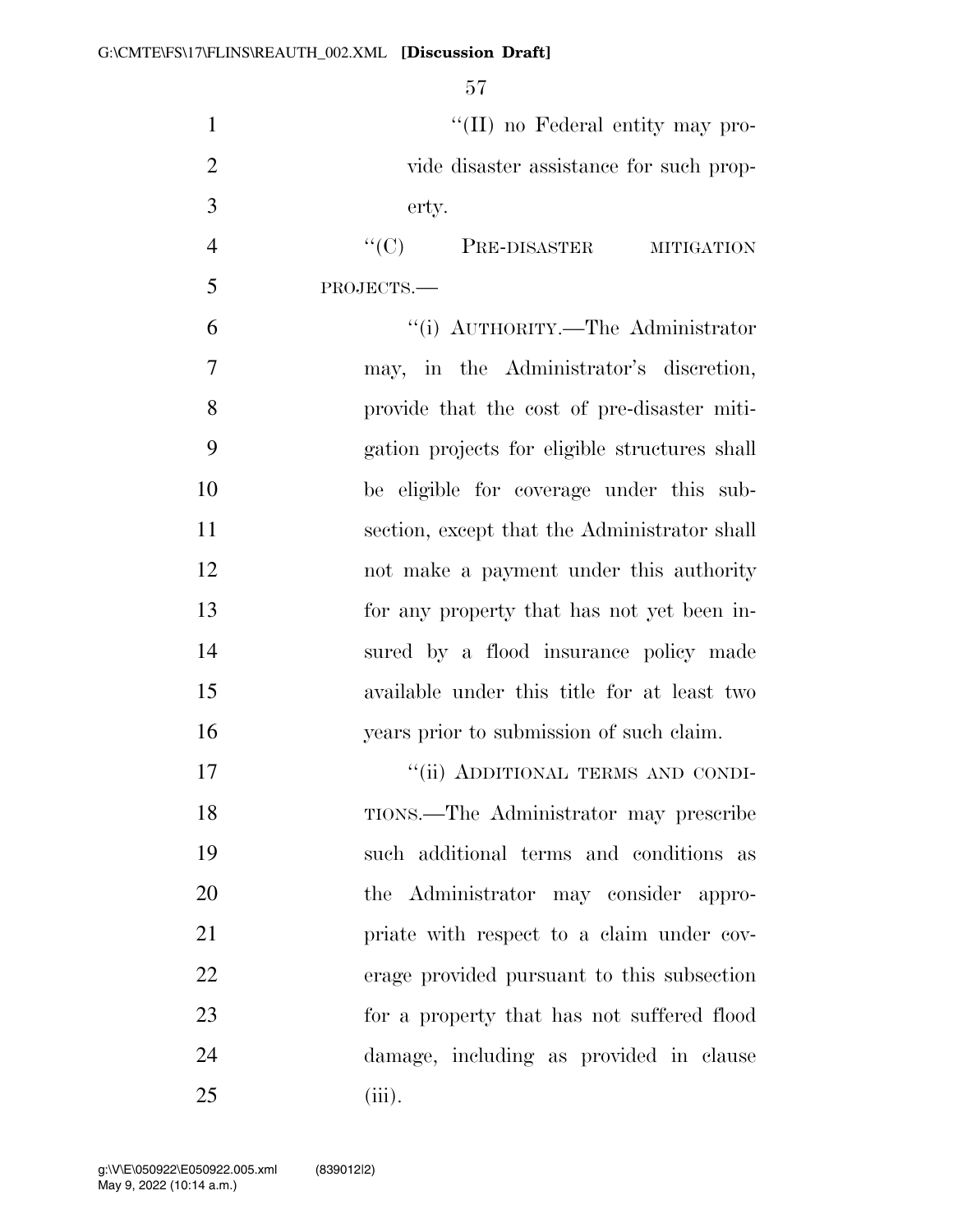"(II) no Federal entity may provide disaster assistance for such property.

"(C) PRE-DISASTER MITIGATION PROJECTS.—

"(i) AUTHORITY.—The Administrator may, in the Administrator's discretion, provide that the cost of pre-disaster mitigation projects for eligible structures shall be eligible for coverage under this subsection, except that the Administrator shall not make a payment under this authority for any property that has not yet been insured by a flood insurance policy made available under this title for at least two years prior to submission of such claim.

"(ii) ADDITIONAL TERMS AND CONDITIONS.—The Administrator may prescribe such additional terms and conditions as the Administrator may consider appropriate with respect to a claim under coverage provided pursuant to this subsection for a property that has not suffered flood damage, including as provided in clause (iii).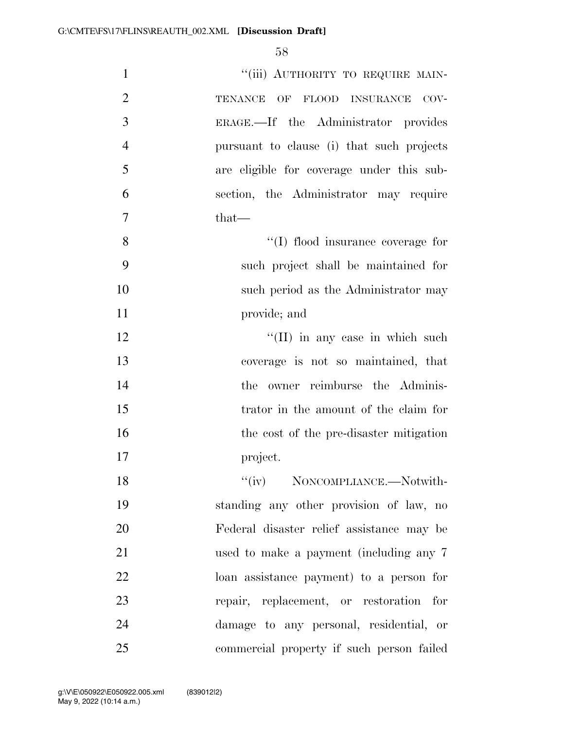"(iii) AUTHORITY TO REQUIRE MAINTENANCE OF FLOOD INSURANCE COVERAGE.—If the Administrator provides pursuant to clause (i) that such projects are eligible for coverage under this subsection, the Administrator may require that—

"(I) flood insurance coverage for such project shall be maintained for such period as the Administrator may provide; and

"(II) in any case in which such coverage is not so maintained, that the owner reimburse the Administrator in the amount of the claim for the cost of the pre-disaster mitigation project.

"(iv) NONCOMPLIANCE.—Notwithstanding any other provision of law, no Federal disaster relief assistance may be used to make a payment (including any 7 loan assistance payment) to a person for repair, replacement, or restoration for damage to any personal, residential, or commercial property if such person failed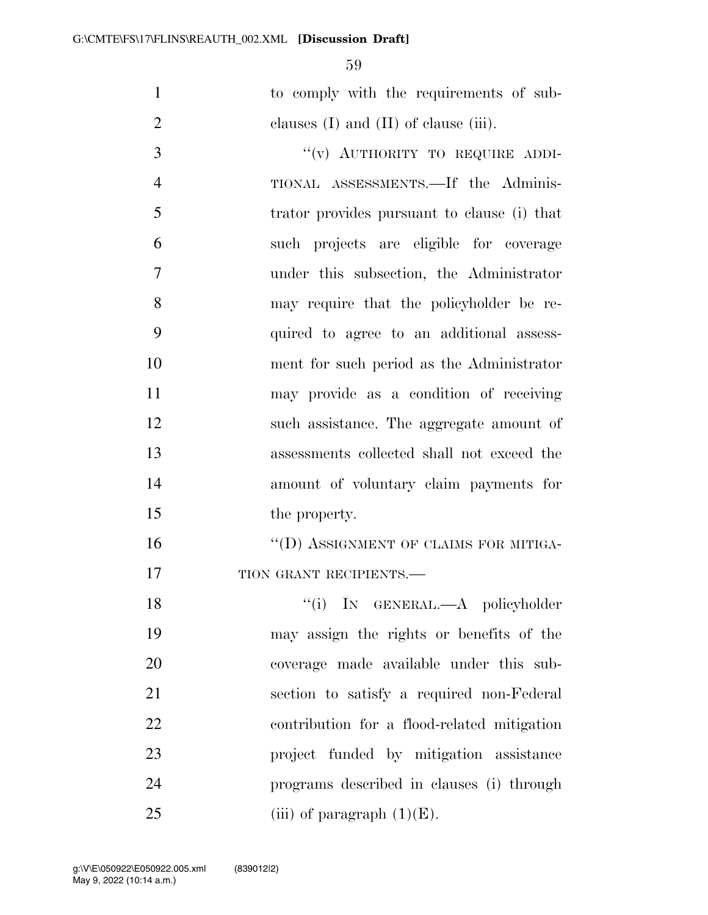to comply with the requirements of subclauses (I) and (II) of clause (iii).

"(v) AUTHORITY TO REQUIRE ADDITIONAL ASSESSMENTS.—If the Administrator provides pursuant to clause (i) that such projects are eligible for coverage under this subsection, the Administrator may require that the policyholder be required to agree to an additional assessment for such period as the Administrator may provide as a condition of receiving such assistance. The aggregate amount of assessments collected shall not exceed the amount of voluntary claim payments for the property.

"(D) ASSIGNMENT OF CLAIMS FOR MITIGATION GRANT RECIPIENTS.—

"(i) IN GENERAL.—A policyholder may assign the rights or benefits of the coverage made available under this subsection to satisfy a required non-Federal contribution for a flood-related mitigation project funded by mitigation assistance programs described in clauses (i) through (iii) of paragraph (1)(E).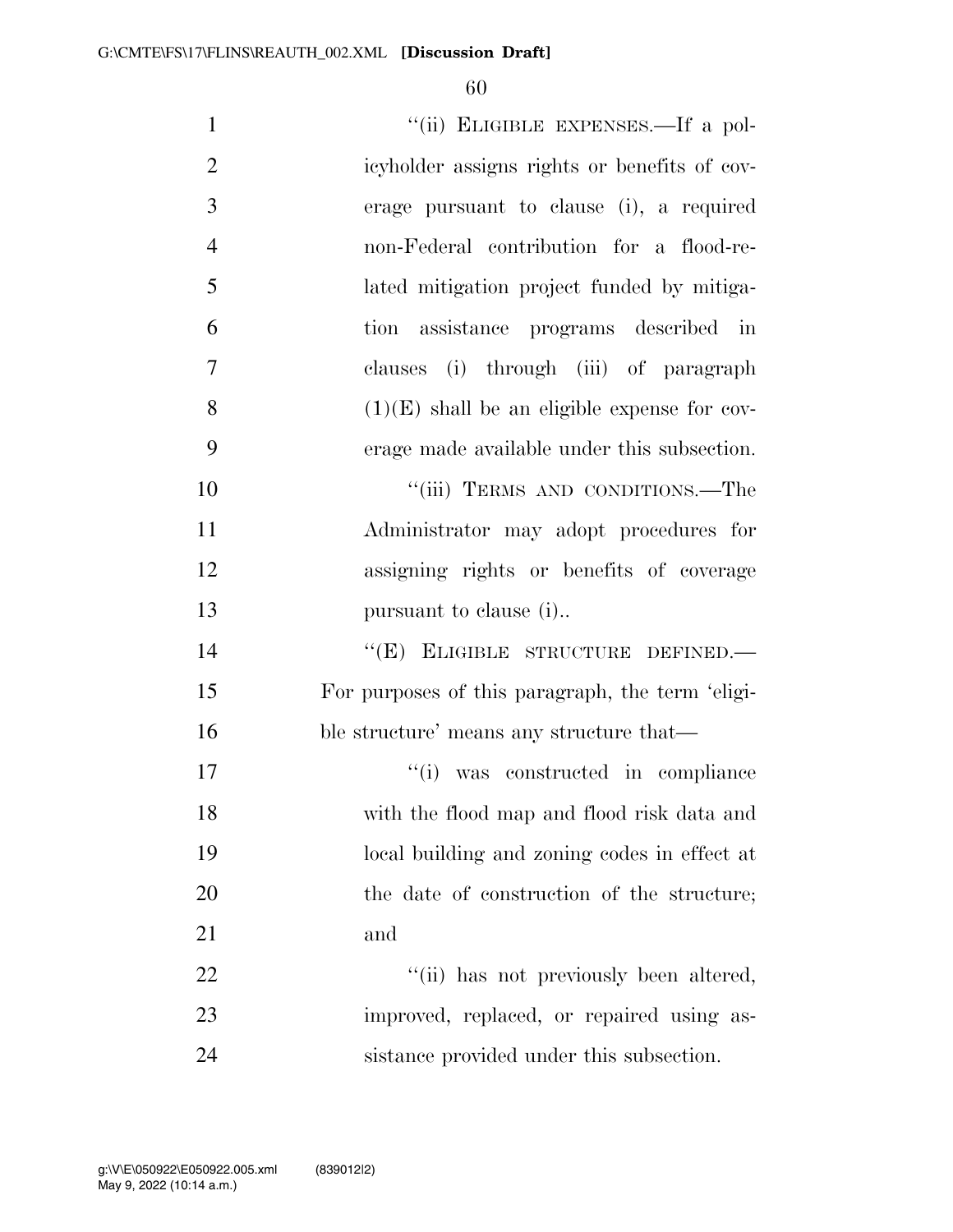"(ii) ELIGIBLE EXPENSES.—If a policyholder assigns rights or benefits of coverage pursuant to clause (i), a required non-Federal contribution for a flood-related mitigation project funded by mitigation assistance programs described in clauses (i) through (iii) of paragraph (1)(E) shall be an eligible expense for coverage made available under this subsection.

"(iii) TERMS AND CONDITIONS.—The Administrator may adopt procedures for assigning rights or benefits of coverage pursuant to clause (i)..

"(E) ELIGIBLE STRUCTURE DEFINED.— For purposes of this paragraph, the term 'eligible structure' means any structure that—

"(i) was constructed in compliance with the flood map and flood risk data and local building and zoning codes in effect at the date of construction of the structure; and

"(ii) has not previously been altered, improved, replaced, or repaired using assistance provided under this subsection.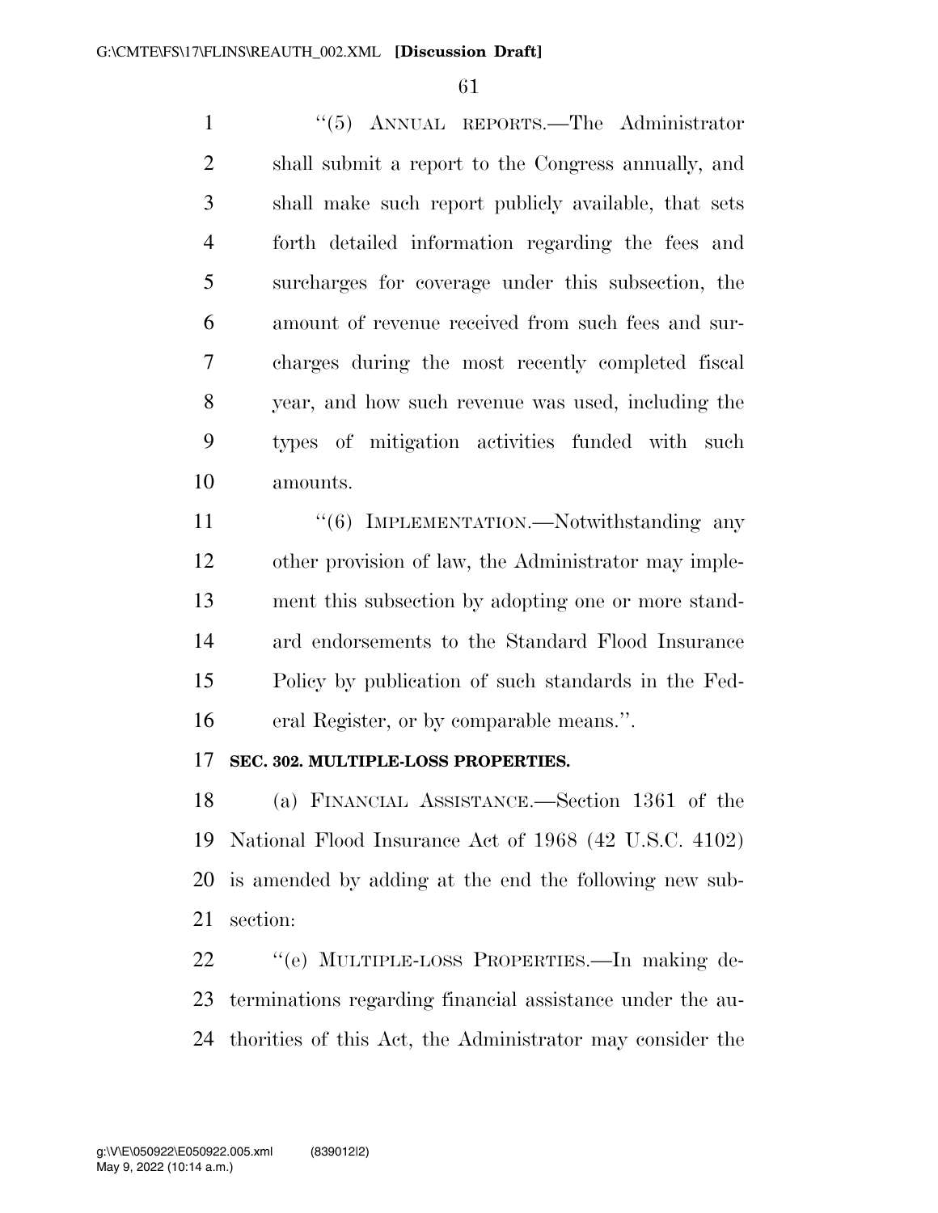"(5) ANNUAL REPORTS.—The Administrator shall submit a report to the Congress annually, and shall make such report publicly available, that sets forth detailed information regarding the fees and surcharges for coverage under this subsection, the amount of revenue received from such fees and surcharges during the most recently completed fiscal year, and how such revenue was used, including the types of mitigation activities funded with such amounts.

"(6) IMPLEMENTATION.—Notwithstanding any other provision of law, the Administrator may implement this subsection by adopting one or more standard endorsements to the Standard Flood Insurance Policy by publication of such standards in the Federal Register, or by comparable means.".

**SEC. 302. MULTIPLE-LOSS PROPERTIES.**

(a) FINANCIAL ASSISTANCE.—Section 1361 of the National Flood Insurance Act of 1968 (42 U.S.C. 4102) is amended by adding at the end the following new subsection:

"(e) MULTIPLE-LOSS PROPERTIES.—In making determinations regarding financial assistance under the authorities of this Act, the Administrator may consider the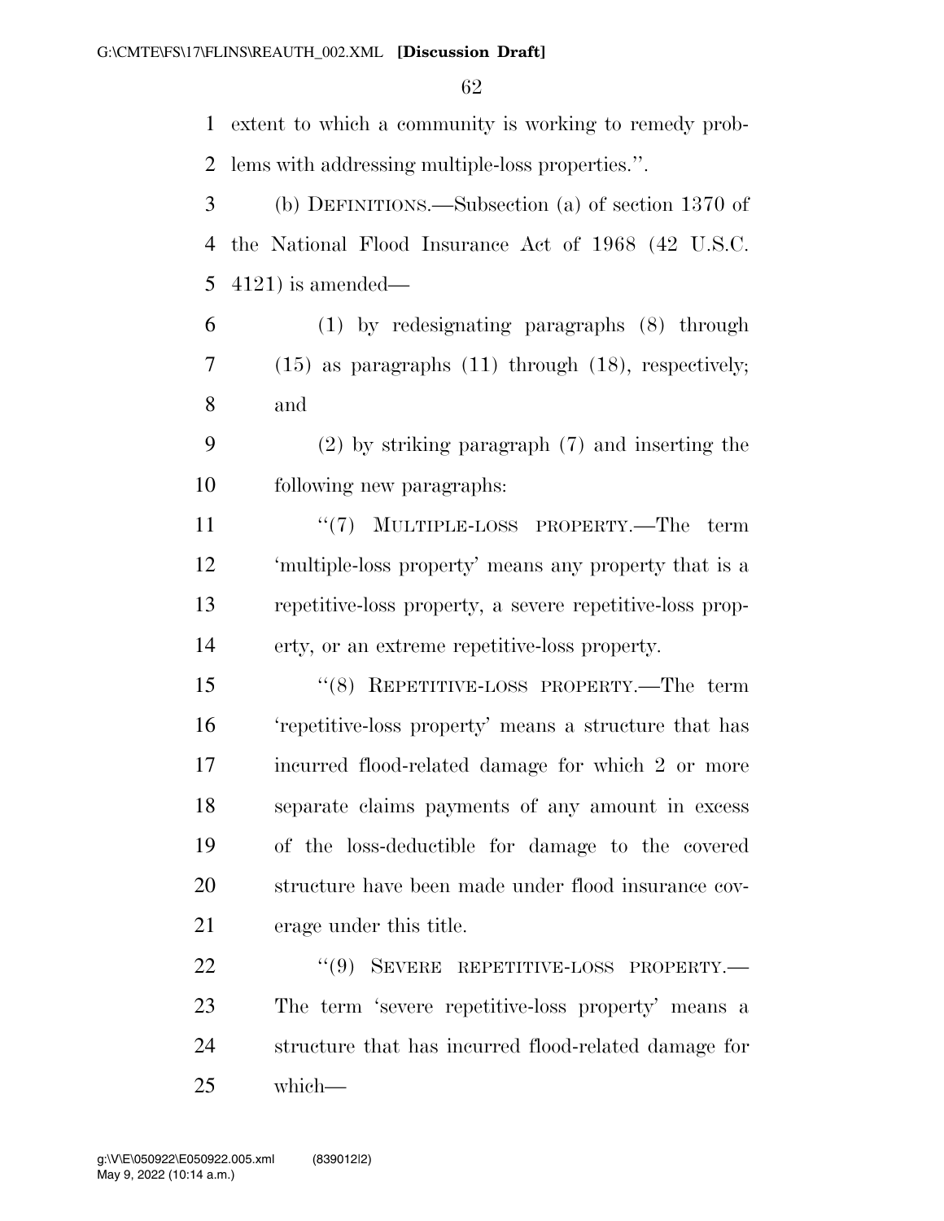extent to which a community is working to remedy problems with addressing multiple-loss properties.''.

(b) DEFINITIONS.—Subsection (a) of section 1370 of the National Flood Insurance Act of 1968 (42 U.S.C. 4121) is amended—

(1) by redesignating paragraphs (8) through (15) as paragraphs (11) through (18), respectively; and

(2) by striking paragraph (7) and inserting the following new paragraphs:

''(7) MULTIPLE-LOSS PROPERTY.—The term 'multiple-loss property' means any property that is a repetitive-loss property, a severe repetitive-loss property, or an extreme repetitive-loss property.

''(8) REPETITIVE-LOSS PROPERTY.—The term 'repetitive-loss property' means a structure that has incurred flood-related damage for which 2 or more separate claims payments of any amount in excess of the loss-deductible for damage to the covered structure have been made under flood insurance coverage under this title.

''(9) SEVERE REPETITIVE-LOSS PROPERTY.—The term 'severe repetitive-loss property' means a structure that has incurred flood-related damage for which—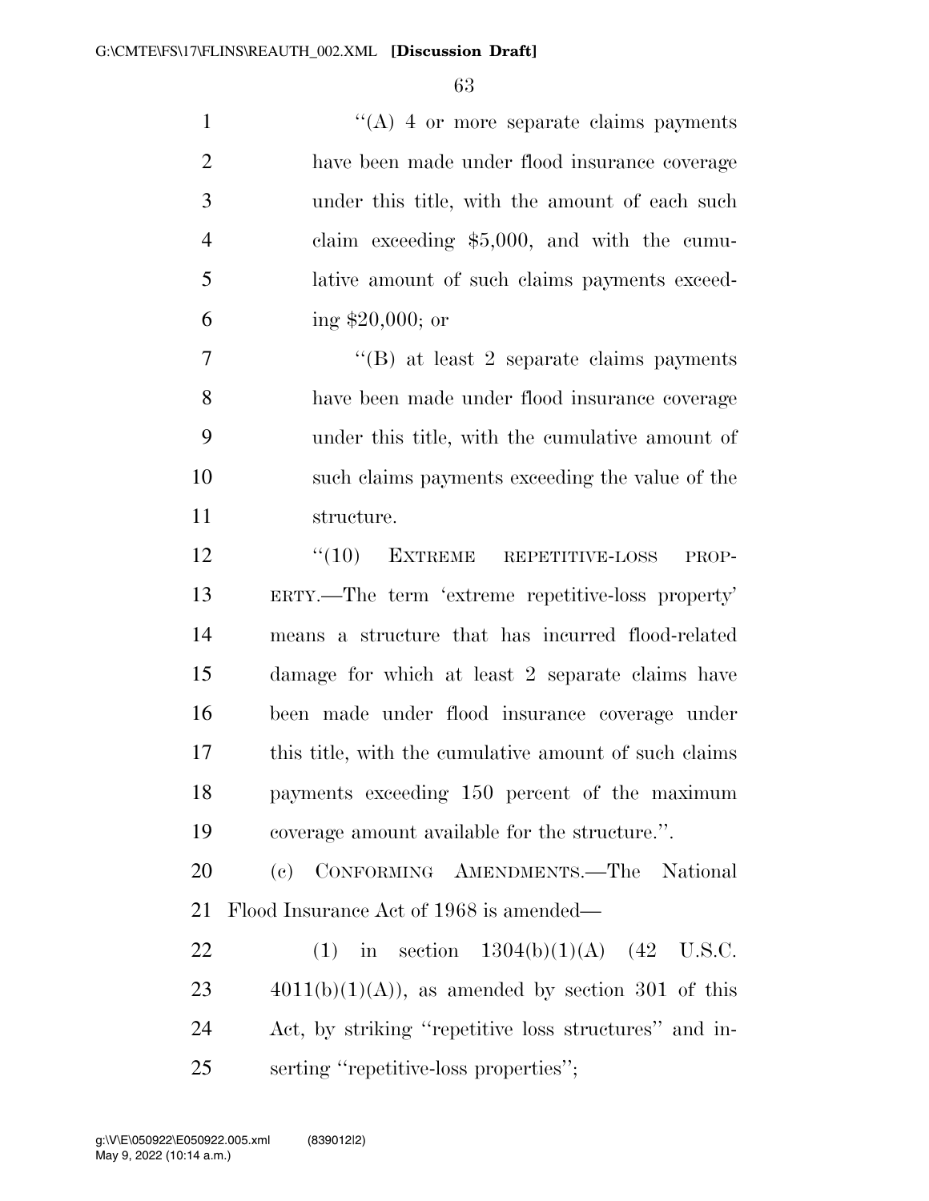''(A) 4 or more separate claims payments have been made under flood insurance coverage under this title, with the amount of each such claim exceeding $5,000, and with the cumulative amount of such claims payments exceeding $20,000; or

''(B) at least 2 separate claims payments have been made under flood insurance coverage under this title, with the cumulative amount of such claims payments exceeding the value of the structure.

''(10) EXTREME REPETITIVE-LOSS PROPERTY.—The term 'extreme repetitive-loss property' means a structure that has incurred flood-related damage for which at least 2 separate claims have been made under flood insurance coverage under this title, with the cumulative amount of such claims payments exceeding 150 percent of the maximum coverage amount available for the structure.''.

(c) CONFORMING AMENDMENTS.—The National Flood Insurance Act of 1968 is amended—

(1) in section 1304(b)(1)(A) (42 U.S.C. 4011(b)(1)(A)), as amended by section 301 of this Act, by striking ''repetitive loss structures'' and inserting ''repetitive-loss properties'';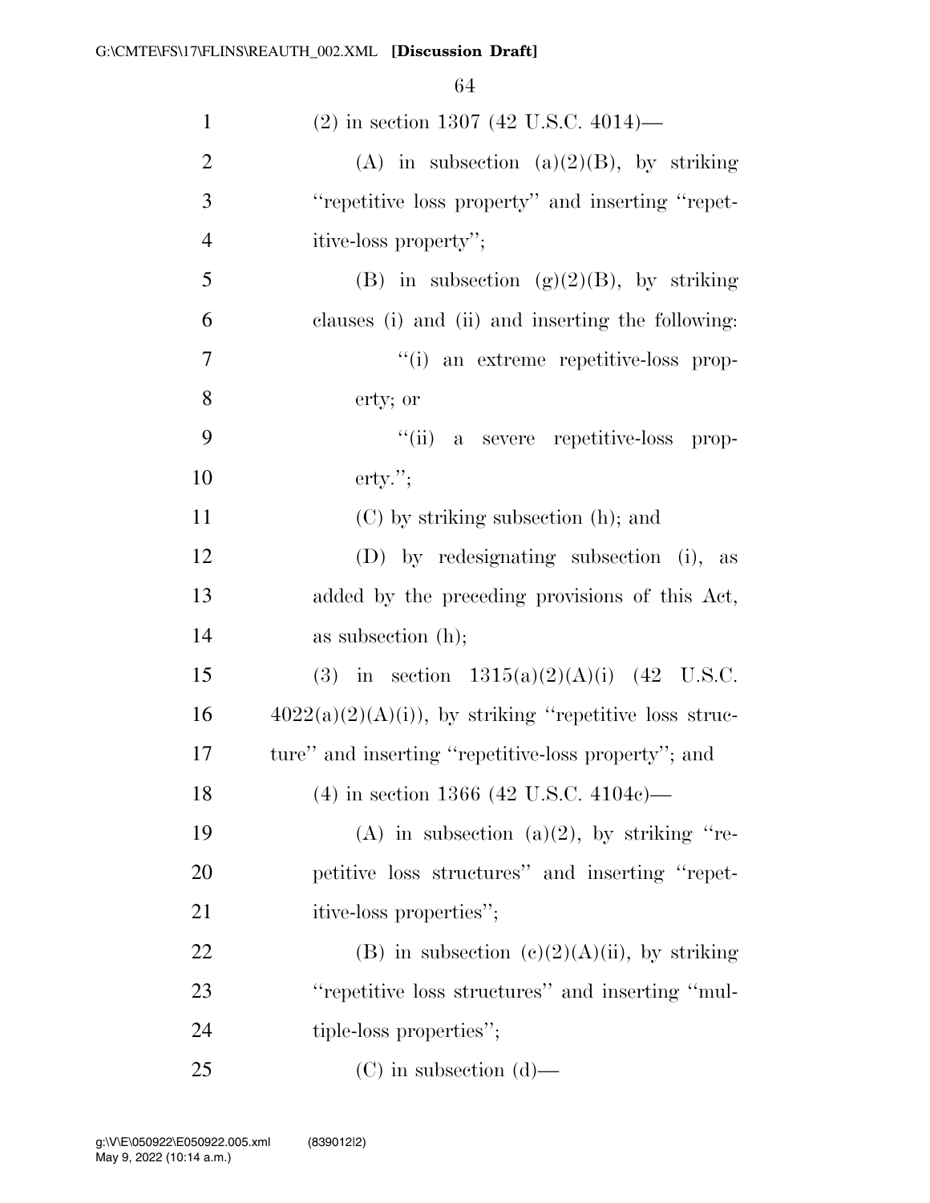(2) in section 1307 (42 U.S.C. 4014)—

(A) in subsection (a)(2)(B), by striking "repetitive loss property" and inserting "repetitive-loss property";

(B) in subsection (g)(2)(B), by striking clauses (i) and (ii) and inserting the following:

"(i) an extreme repetitive-loss property; or

"(ii) a severe repetitive-loss property.";

(C) by striking subsection (h); and

(D) by redesignating subsection (i), as added by the preceding provisions of this Act, as subsection (h);

(3) in section 1315(a)(2)(A)(i) (42 U.S.C. 4022(a)(2)(A)(i)), by striking "repetitive loss structure" and inserting "repetitive-loss property"; and

(4) in section 1366 (42 U.S.C. 4104c)—

(A) in subsection (a)(2), by striking "repetitive loss structures" and inserting "repetitive-loss properties";

(B) in subsection (c)(2)(A)(ii), by striking "repetitive loss structures" and inserting "multiple-loss properties";

(C) in subsection (d)—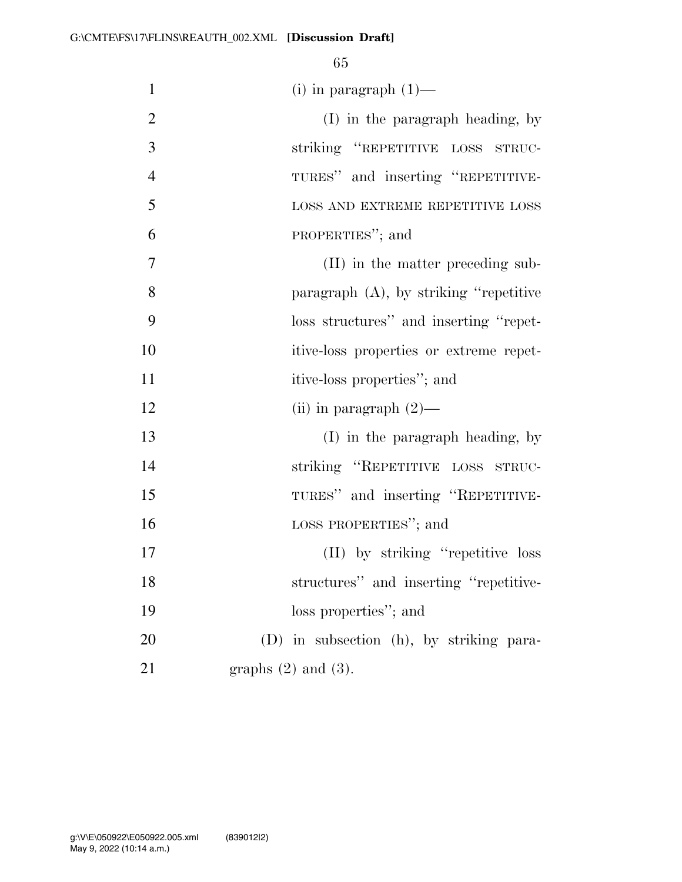(i) in paragraph (1)—

(I) in the paragraph heading, by striking "REPETITIVE LOSS STRUCTURES" and inserting "REPETITIVE-LOSS AND EXTREME REPETITIVE LOSS PROPERTIES"; and

(II) in the matter preceding subparagraph (A), by striking "repetitive loss structures" and inserting "repetitive-loss properties or extreme repetitive-loss properties"; and

(ii) in paragraph (2)—

(I) in the paragraph heading, by striking "REPETITIVE LOSS STRUCTURES" and inserting "REPETITIVE-LOSS PROPERTIES"; and

(II) by striking "repetitive loss structures" and inserting "repetitive-loss properties"; and

(D) in subsection (h), by striking paragraphs (2) and (3).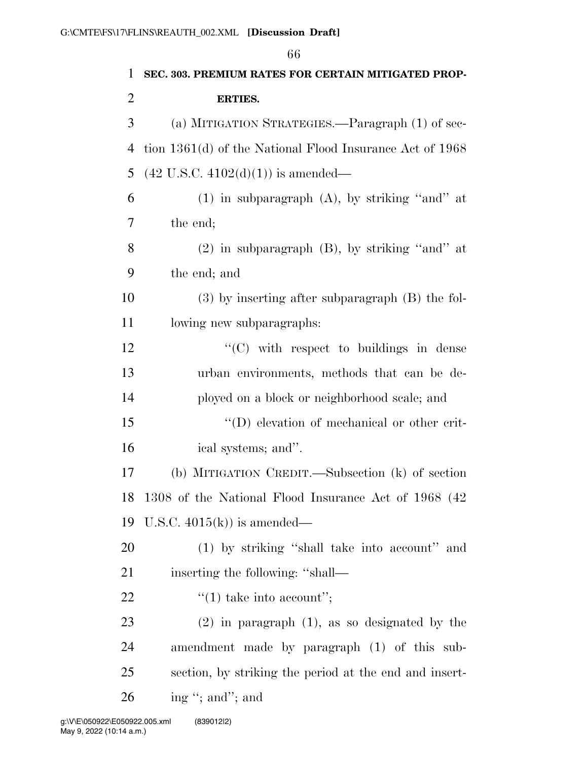**SEC. 303. PREMIUM RATES FOR CERTAIN MITIGATED PROPERTIES.**

(a) MITIGATION STRATEGIES.—Paragraph (1) of section 1361(d) of the National Flood Insurance Act of 1968 (42 U.S.C. 4102(d)(1)) is amended—

(1) in subparagraph (A), by striking "and" at the end;

(2) in subparagraph (B), by striking "and" at the end; and

(3) by inserting after subparagraph (B) the following new subparagraphs:

"(C) with respect to buildings in dense urban environments, methods that can be deployed on a block or neighborhood scale; and

"(D) elevation of mechanical or other critical systems; and".

(b) MITIGATION CREDIT.—Subsection (k) of section 1308 of the National Flood Insurance Act of 1968 (42 U.S.C. 4015(k)) is amended—

(1) by striking "shall take into account" and inserting the following: "shall—

"(1) take into account";

(2) in paragraph (1), as so designated by the amendment made by paragraph (1) of this subsection, by striking the period at the end and inserting "; and"; and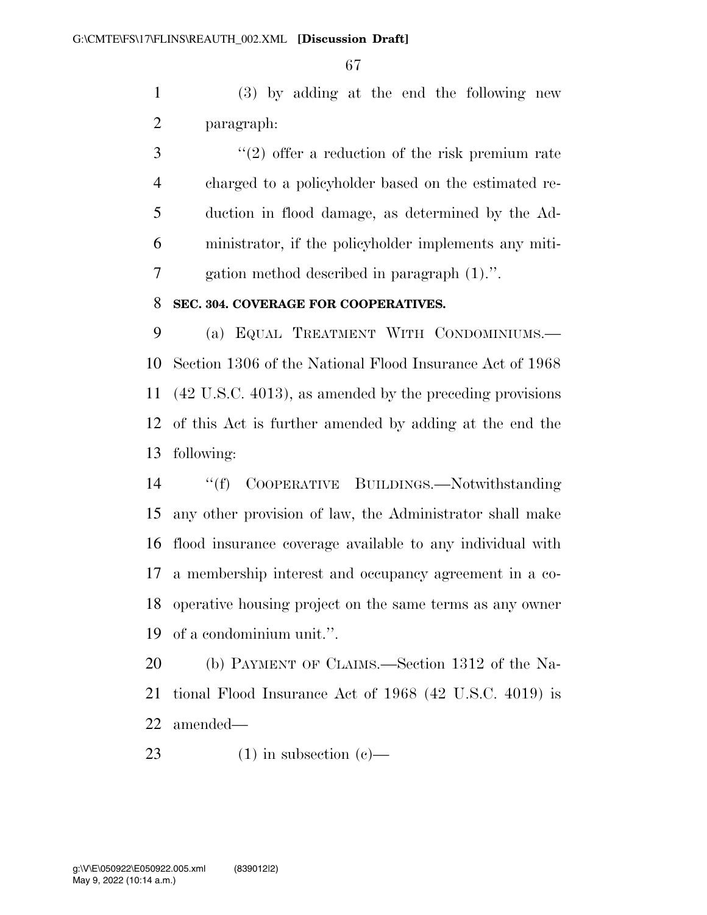(3) by adding at the end the following new paragraph:

"(2) offer a reduction of the risk premium rate charged to a policyholder based on the estimated reduction in flood damage, as determined by the Administrator, if the policyholder implements any mitigation method described in paragraph (1).".

**SEC. 304. COVERAGE FOR COOPERATIVES.**

(a) EQUAL TREATMENT WITH CONDOMINIUMS.—Section 1306 of the National Flood Insurance Act of 1968 (42 U.S.C. 4013), as amended by the preceding provisions of this Act is further amended by adding at the end the following:

"(f) COOPERATIVE BUILDINGS.—Notwithstanding any other provision of law, the Administrator shall make flood insurance coverage available to any individual with a membership interest and occupancy agreement in a cooperative housing project on the same terms as any owner of a condominium unit.".

(b) PAYMENT OF CLAIMS.—Section 1312 of the National Flood Insurance Act of 1968 (42 U.S.C. 4019) is amended—

(1) in subsection (c)—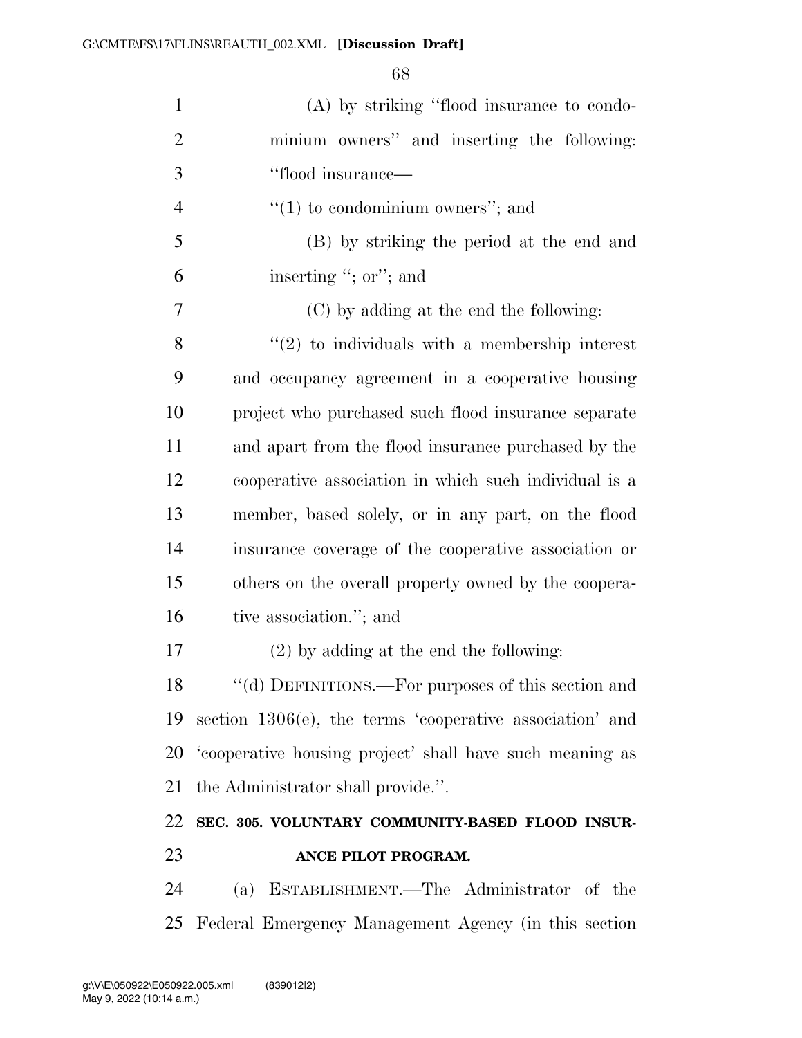(A) by striking "flood insurance to condominium owners" and inserting the following: "flood insurance—

"(1) to condominium owners"; and

(B) by striking the period at the end and inserting "; or"; and

(C) by adding at the end the following:

"(2) to individuals with a membership interest and occupancy agreement in a cooperative housing project who purchased such flood insurance separate and apart from the flood insurance purchased by the cooperative association in which such individual is a member, based solely, or in any part, on the flood insurance coverage of the cooperative association or others on the overall property owned by the cooperative association."; and

(2) by adding at the end the following:

"(d) DEFINITIONS.—For purposes of this section and section 1306(e), the terms 'cooperative association' and 'cooperative housing project' shall have such meaning as the Administrator shall provide.".

**SEC. 305. VOLUNTARY COMMUNITY-BASED FLOOD INSURANCE PILOT PROGRAM.**

(a) ESTABLISHMENT.—The Administrator of the Federal Emergency Management Agency (in this section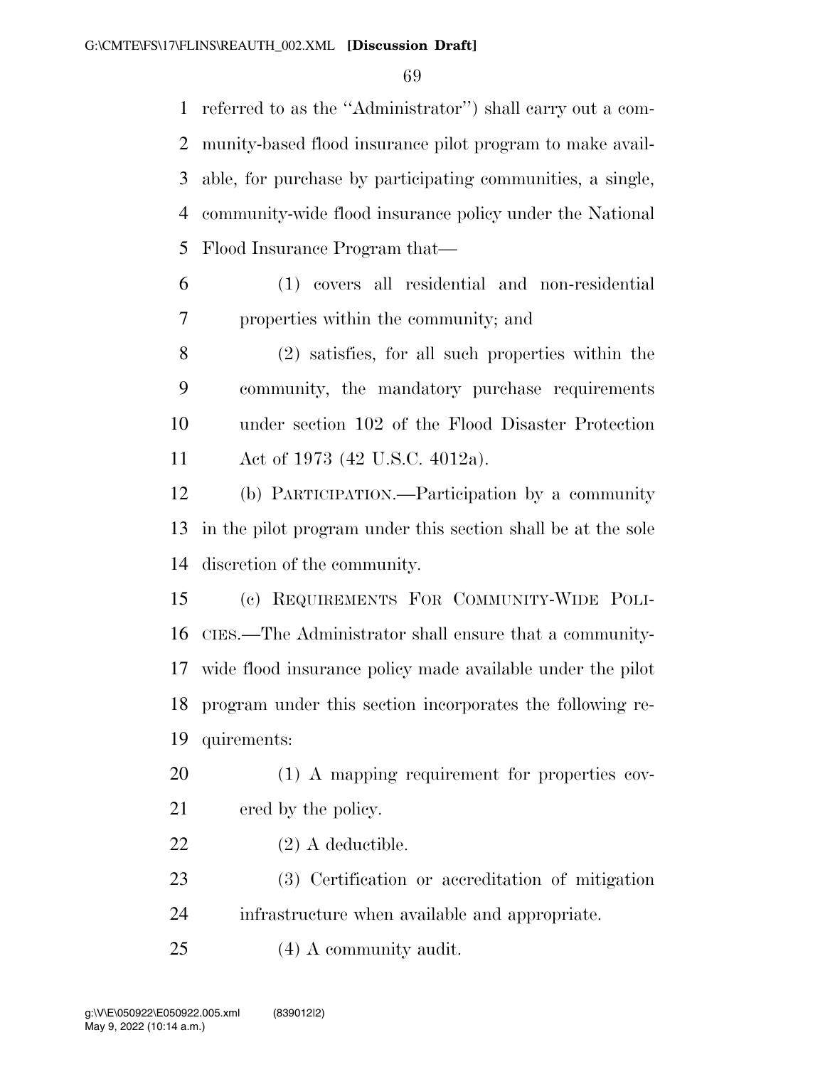referred to as the ''Administrator'') shall carry out a community-based flood insurance pilot program to make available, for purchase by participating communities, a single, community-wide flood insurance policy under the National Flood Insurance Program that—

(1) covers all residential and non-residential properties within the community; and

(2) satisfies, for all such properties within the community, the mandatory purchase requirements under section 102 of the Flood Disaster Protection Act of 1973 (42 U.S.C. 4012a).

(b) PARTICIPATION.—Participation by a community in the pilot program under this section shall be at the sole discretion of the community.

(c) REQUIREMENTS FOR COMMUNITY-WIDE POLICIES.—The Administrator shall ensure that a community-wide flood insurance policy made available under the pilot program under this section incorporates the following requirements:

(1) A mapping requirement for properties covered by the policy.

(2) A deductible.

(3) Certification or accreditation of mitigation infrastructure when available and appropriate.

(4) A community audit.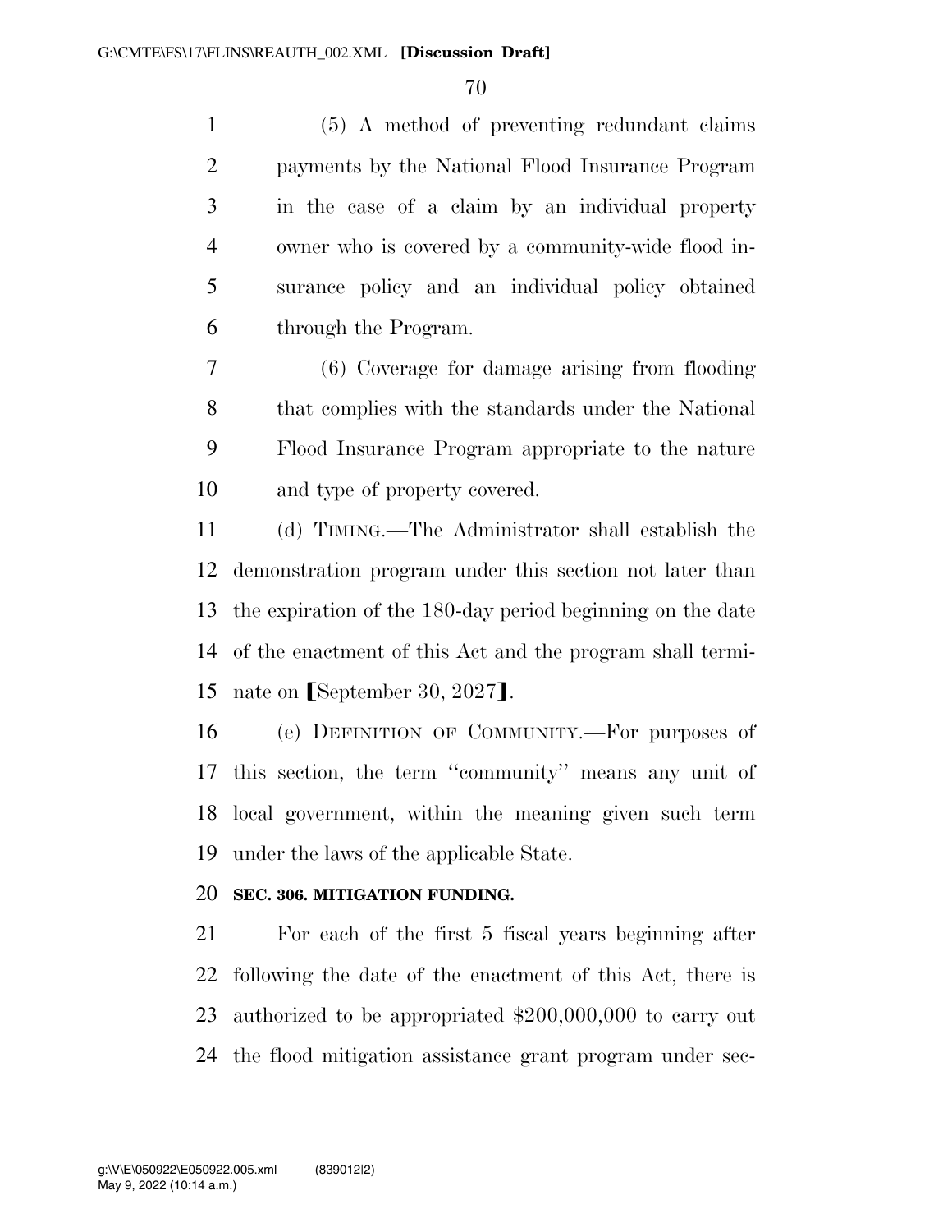(5) A method of preventing redundant claims payments by the National Flood Insurance Program in the case of a claim by an individual property owner who is covered by a community-wide flood insurance policy and an individual policy obtained through the Program.

(6) Coverage for damage arising from flooding that complies with the standards under the National Flood Insurance Program appropriate to the nature and type of property covered.

(d) TIMING.—The Administrator shall establish the demonstration program under this section not later than the expiration of the 180-day period beginning on the date of the enactment of this Act and the program shall terminate on ⟦September 30, 2027⟧.

(e) DEFINITION OF COMMUNITY.—For purposes of this section, the term ''community'' means any unit of local government, within the meaning given such term under the laws of the applicable State.

**SEC. 306. MITIGATION FUNDING.**

For each of the first 5 fiscal years beginning after following the date of the enactment of this Act, there is authorized to be appropriated $200,000,000 to carry out the flood mitigation assistance grant program under sec-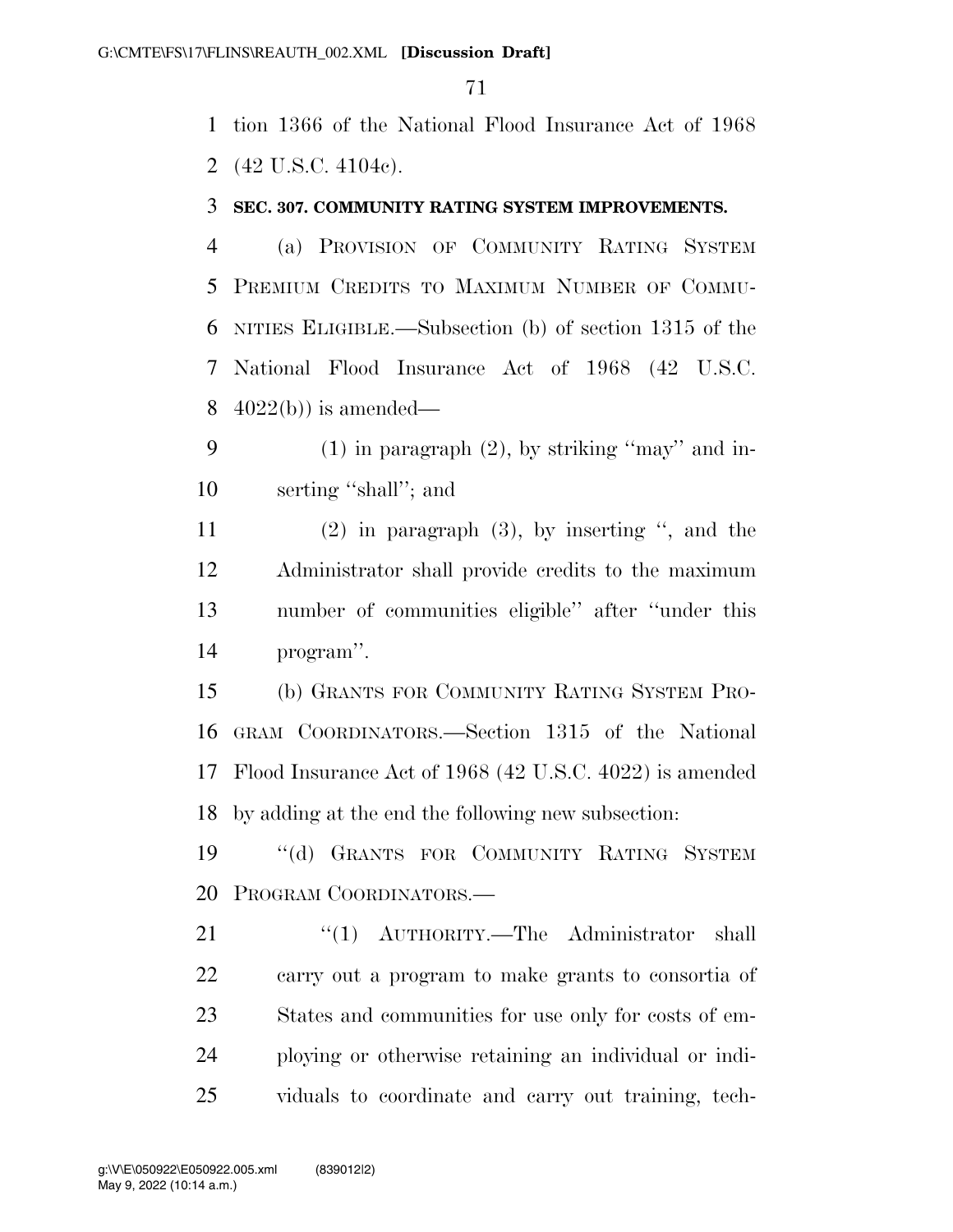tion 1366 of the National Flood Insurance Act of 1968 (42 U.S.C. 4104c).

**SEC. 307. COMMUNITY RATING SYSTEM IMPROVEMENTS.**

(a) PROVISION OF COMMUNITY RATING SYSTEM PREMIUM CREDITS TO MAXIMUM NUMBER OF COMMUNITIES ELIGIBLE.—Subsection (b) of section 1315 of the National Flood Insurance Act of 1968 (42 U.S.C. 4022(b)) is amended—

(1) in paragraph (2), by striking ''may'' and inserting ''shall''; and

(2) in paragraph (3), by inserting '', and the Administrator shall provide credits to the maximum number of communities eligible'' after ''under this program''.

(b) GRANTS FOR COMMUNITY RATING SYSTEM PROGRAM COORDINATORS.—Section 1315 of the National Flood Insurance Act of 1968 (42 U.S.C. 4022) is amended by adding at the end the following new subsection:

''(d) GRANTS FOR COMMUNITY RATING SYSTEM PROGRAM COORDINATORS.—

''(1) AUTHORITY.—The Administrator shall carry out a program to make grants to consortia of States and communities for use only for costs of employing or otherwise retaining an individual or individuals to coordinate and carry out training, tech-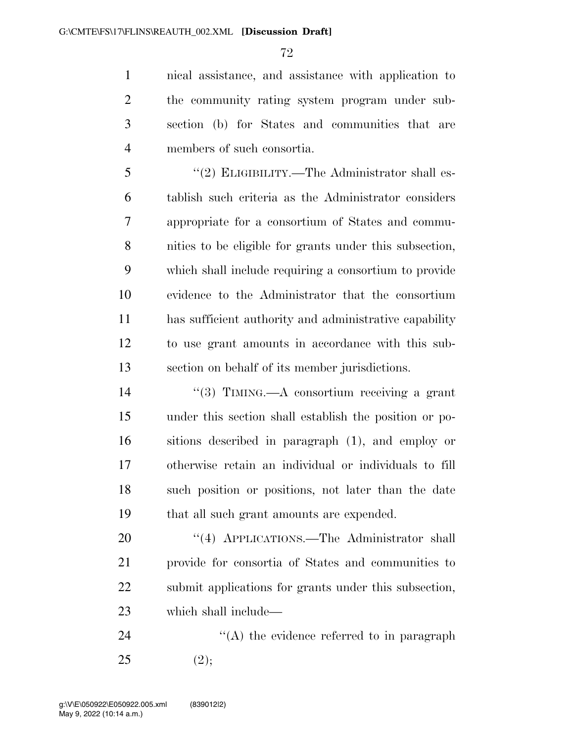nical assistance, and assistance with application to the community rating system program under subsection (b) for States and communities that are members of such consortia.

"(2) ELIGIBILITY.—The Administrator shall establish such criteria as the Administrator considers appropriate for a consortium of States and communities to be eligible for grants under this subsection, which shall include requiring a consortium to provide evidence to the Administrator that the consortium has sufficient authority and administrative capability to use grant amounts in accordance with this subsection on behalf of its member jurisdictions.

"(3) TIMING.—A consortium receiving a grant under this section shall establish the position or positions described in paragraph (1), and employ or otherwise retain an individual or individuals to fill such position or positions, not later than the date that all such grant amounts are expended.

"(4) APPLICATIONS.—The Administrator shall provide for consortia of States and communities to submit applications for grants under this subsection, which shall include—

"(A) the evidence referred to in paragraph (2);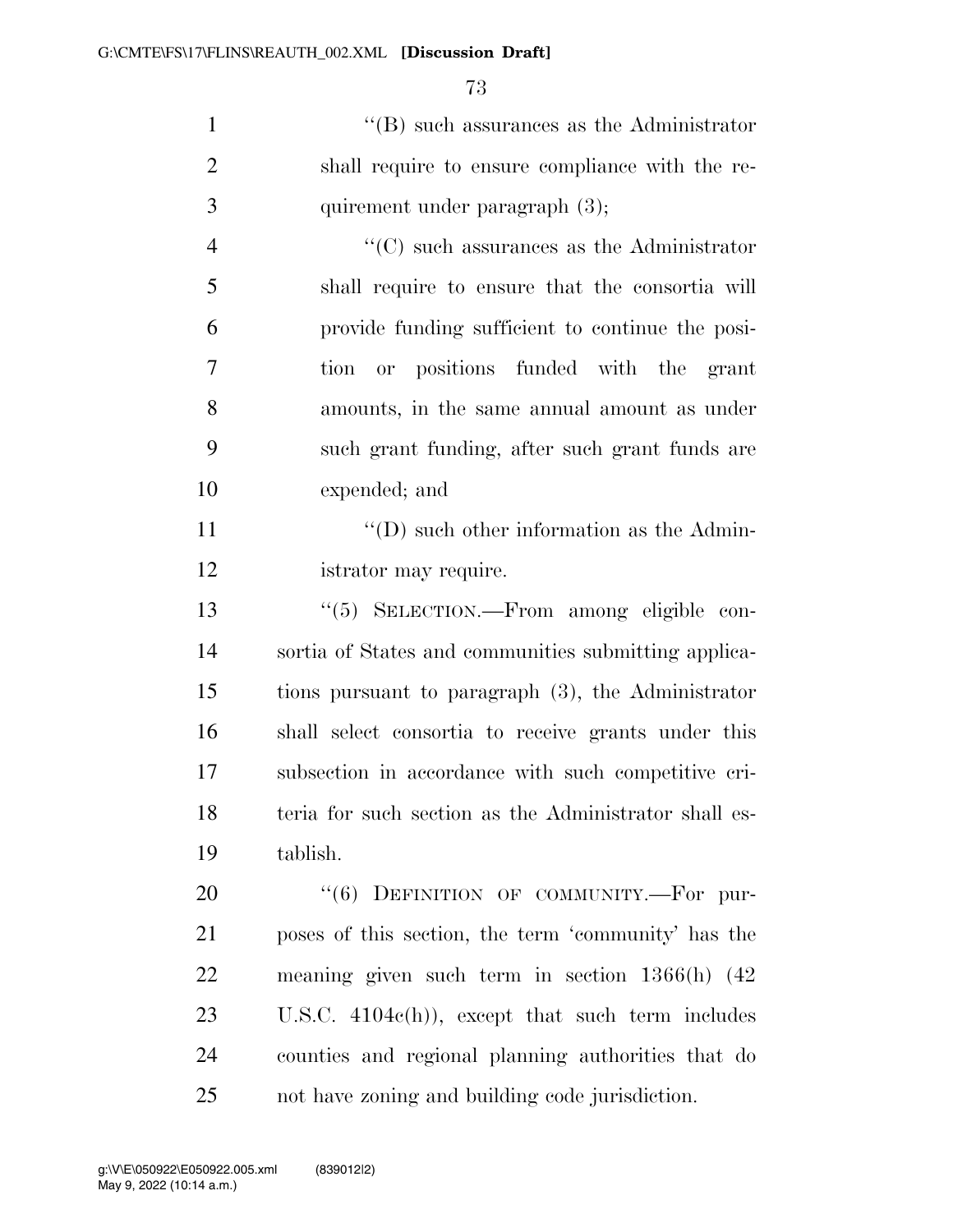''(B) such assurances as the Administrator shall require to ensure compliance with the requirement under paragraph (3);

''(C) such assurances as the Administrator shall require to ensure that the consortia will provide funding sufficient to continue the position or positions funded with the grant amounts, in the same annual amount as under such grant funding, after such grant funds are expended; and

''(D) such other information as the Administrator may require.

''(5) SELECTION.—From among eligible consortia of States and communities submitting applications pursuant to paragraph (3), the Administrator shall select consortia to receive grants under this subsection in accordance with such competitive criteria for such section as the Administrator shall establish.

''(6) DEFINITION OF COMMUNITY.—For purposes of this section, the term 'community' has the meaning given such term in section 1366(h) (42 U.S.C. 4104c(h)), except that such term includes counties and regional planning authorities that do not have zoning and building code jurisdiction.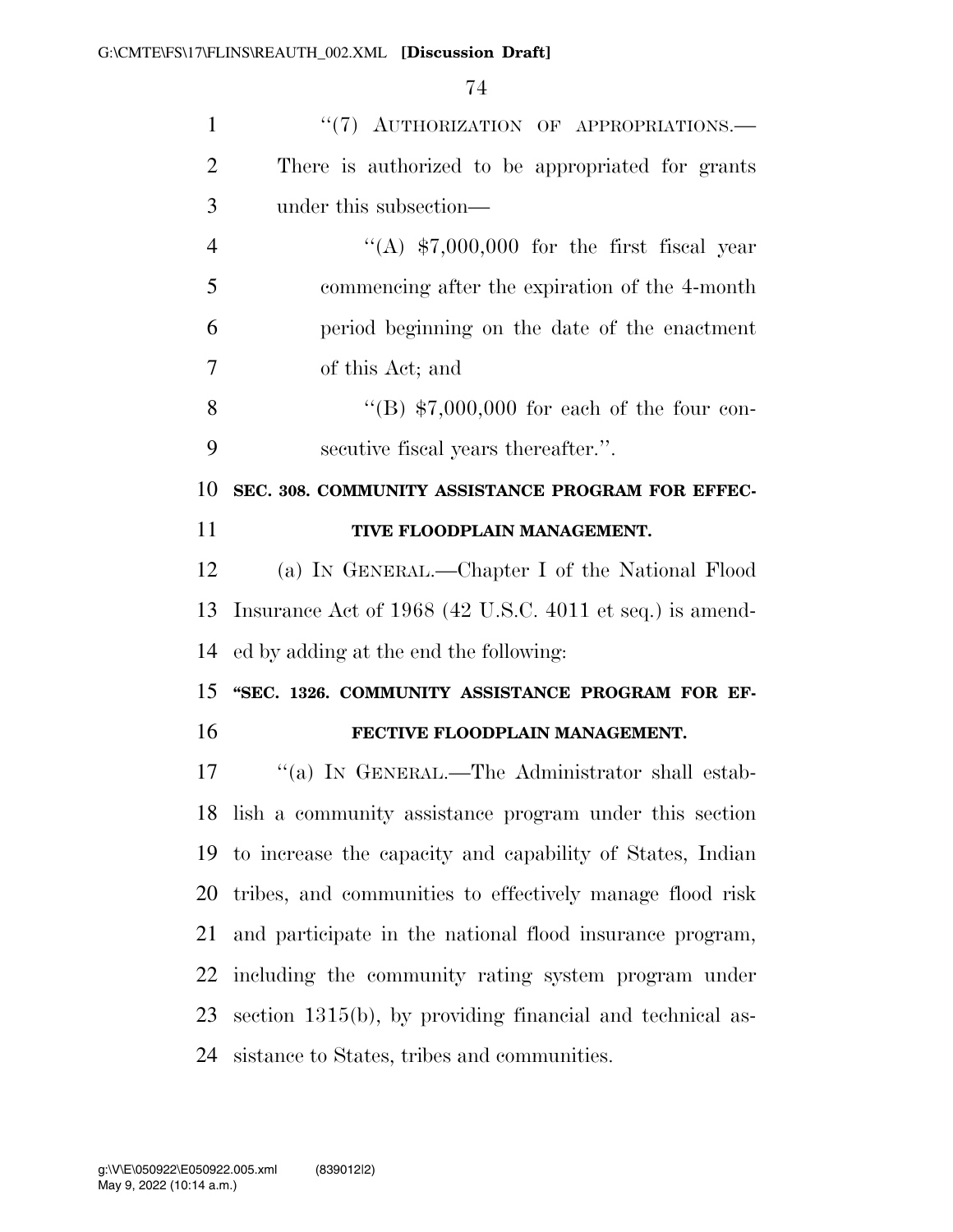''(7) AUTHORIZATION OF APPROPRIATIONS.—There is authorized to be appropriated for grants under this subsection—

''(A) $7,000,000 for the first fiscal year commencing after the expiration of the 4-month period beginning on the date of the enactment of this Act; and

''(B) $7,000,000 for each of the four consecutive fiscal years thereafter.''.

**SEC. 308. COMMUNITY ASSISTANCE PROGRAM FOR EFFECTIVE FLOODPLAIN MANAGEMENT.**

(a) IN GENERAL.—Chapter I of the National Flood Insurance Act of 1968 (42 U.S.C. 4011 et seq.) is amended by adding at the end the following:

**''SEC. 1326. COMMUNITY ASSISTANCE PROGRAM FOR EFFECTIVE FLOODPLAIN MANAGEMENT.**

''(a) IN GENERAL.—The Administrator shall establish a community assistance program under this section to increase the capacity and capability of States, Indian tribes, and communities to effectively manage flood risk and participate in the national flood insurance program, including the community rating system program under section 1315(b), by providing financial and technical assistance to States, tribes and communities.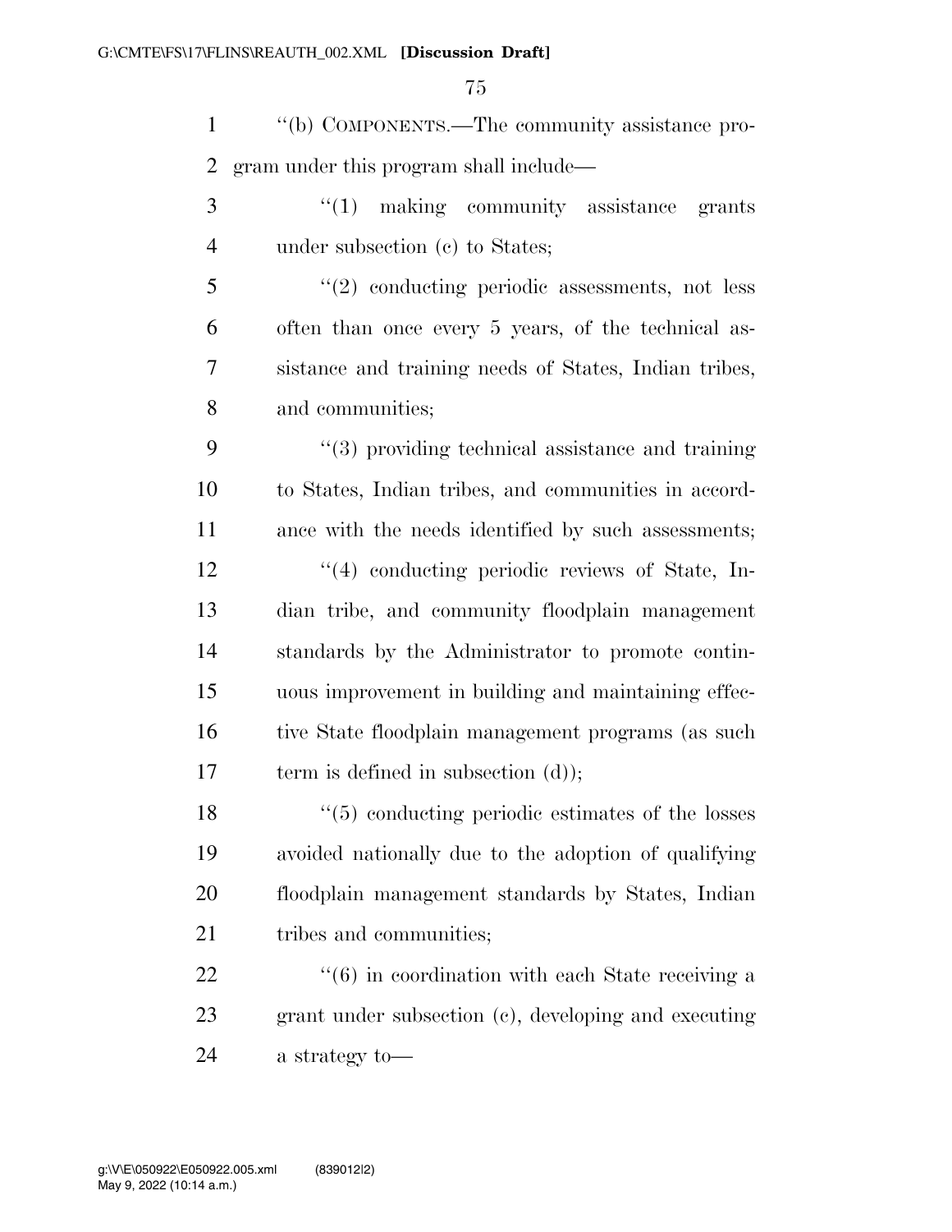''(b) COMPONENTS.—The community assistance program under this program shall include—

''(1) making community assistance grants under subsection (c) to States;

''(2) conducting periodic assessments, not less often than once every 5 years, of the technical assistance and training needs of States, Indian tribes, and communities;

''(3) providing technical assistance and training to States, Indian tribes, and communities in accordance with the needs identified by such assessments;

''(4) conducting periodic reviews of State, Indian tribe, and community floodplain management standards by the Administrator to promote continuous improvement in building and maintaining effective State floodplain management programs (as such term is defined in subsection (d));

''(5) conducting periodic estimates of the losses avoided nationally due to the adoption of qualifying floodplain management standards by States, Indian tribes and communities;

''(6) in coordination with each State receiving a grant under subsection (c), developing and executing a strategy to—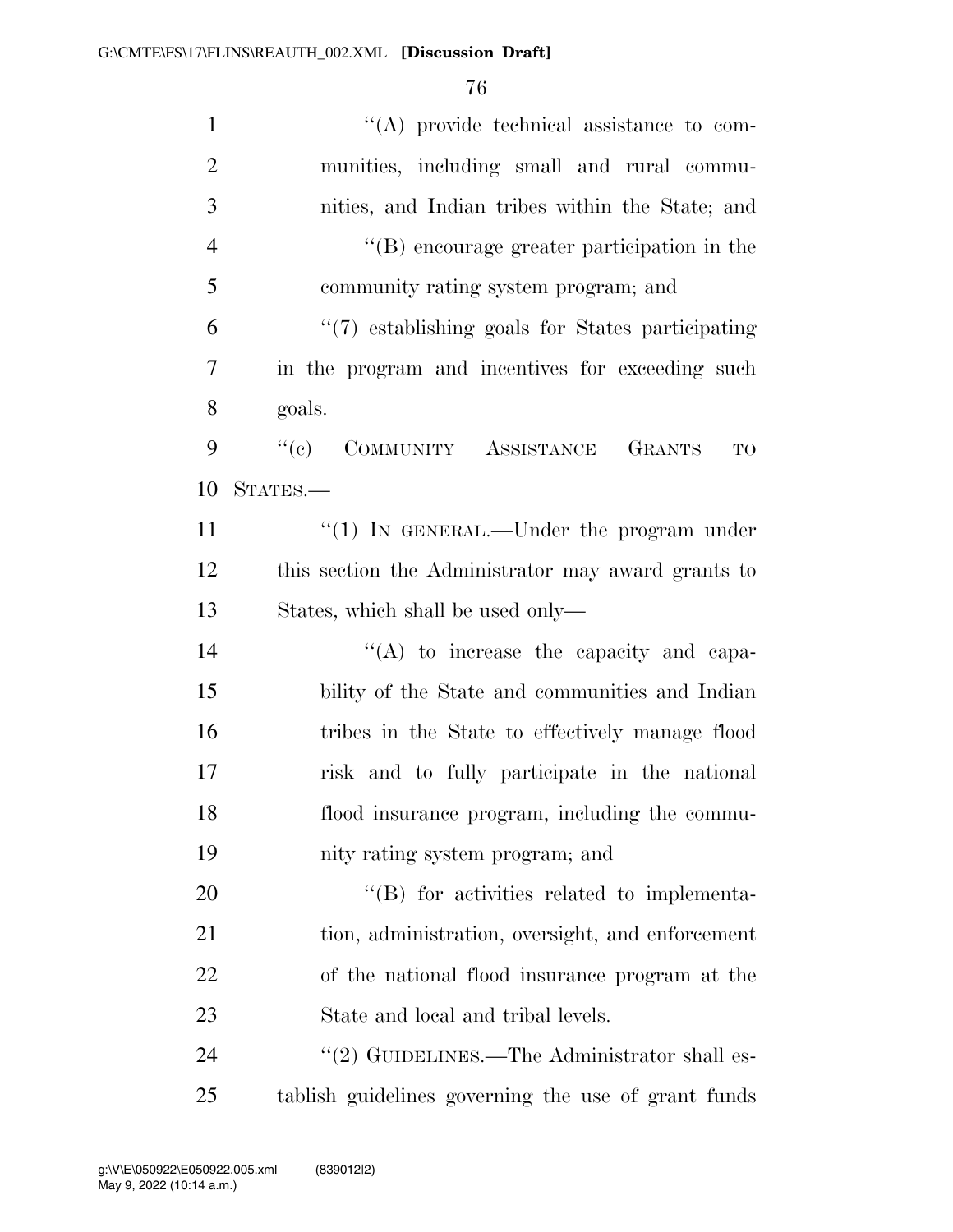''(A) provide technical assistance to communities, including small and rural communities, and Indian tribes within the State; and

''(B) encourage greater participation in the community rating system program; and

''(7) establishing goals for States participating in the program and incentives for exceeding such goals.

''(c) COMMUNITY ASSISTANCE GRANTS TO STATES.—

''(1) IN GENERAL.—Under the program under this section the Administrator may award grants to States, which shall be used only—

''(A) to increase the capacity and capability of the State and communities and Indian tribes in the State to effectively manage flood risk and to fully participate in the national flood insurance program, including the community rating system program; and

''(B) for activities related to implementation, administration, oversight, and enforcement of the national flood insurance program at the State and local and tribal levels.

''(2) GUIDELINES.—The Administrator shall establish guidelines governing the use of grant funds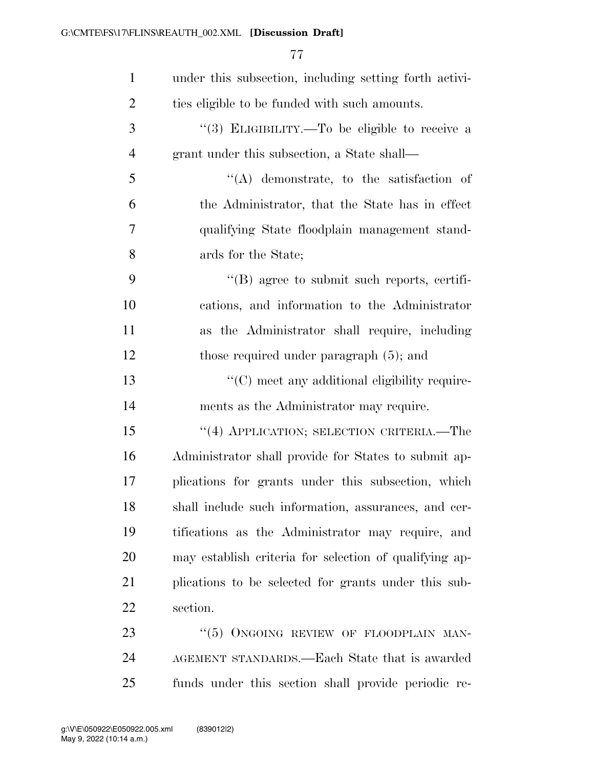under this subsection, including setting forth activities eligible to be funded with such amounts.

"(3) ELIGIBILITY.—To be eligible to receive a grant under this subsection, a State shall—

"(A) demonstrate, to the satisfaction of the Administrator, that the State has in effect qualifying State floodplain management standards for the State;

"(B) agree to submit such reports, certifications, and information to the Administrator as the Administrator shall require, including those required under paragraph (5); and

"(C) meet any additional eligibility requirements as the Administrator may require.

"(4) APPLICATION; SELECTION CRITERIA.—The Administrator shall provide for States to submit applications for grants under this subsection, which shall include such information, assurances, and certifications as the Administrator may require, and may establish criteria for selection of qualifying applications to be selected for grants under this subsection.

"(5) ONGOING REVIEW OF FLOODPLAIN MANAGEMENT STANDARDS.—Each State that is awarded funds under this section shall provide periodic re-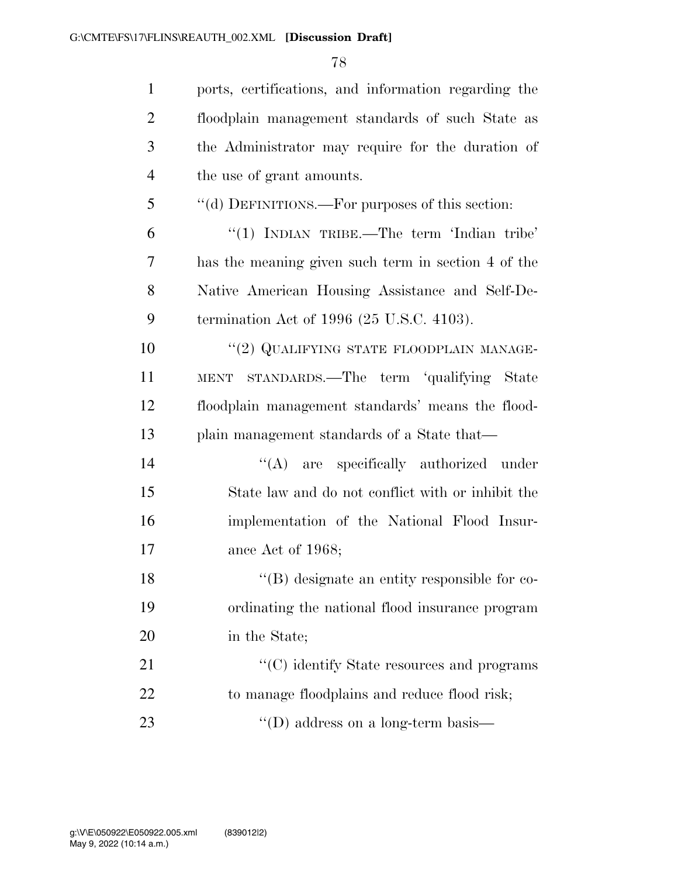ports, certifications, and information regarding the floodplain management standards of such State as the Administrator may require for the duration of the use of grant amounts.

"(d) DEFINITIONS.—For purposes of this section:

"(1) INDIAN TRIBE.—The term 'Indian tribe' has the meaning given such term in section 4 of the Native American Housing Assistance and Self-Determination Act of 1996 (25 U.S.C. 4103).

"(2) QUALIFYING STATE FLOODPLAIN MANAGEMENT STANDARDS.—The term 'qualifying State floodplain management standards' means the floodplain management standards of a State that—

"(A) are specifically authorized under State law and do not conflict with or inhibit the implementation of the National Flood Insurance Act of 1968;

"(B) designate an entity responsible for coordinating the national flood insurance program in the State;

"(C) identify State resources and programs to manage floodplains and reduce flood risk;

"(D) address on a long-term basis—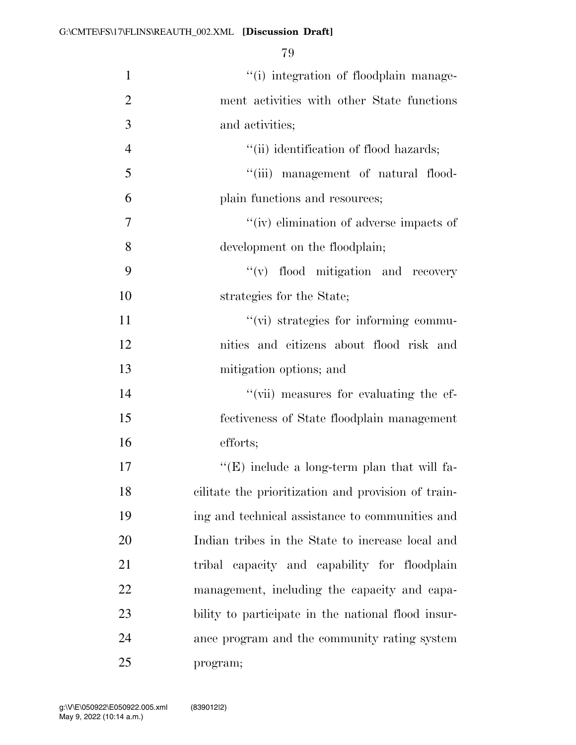''(i) integration of floodplain management activities with other State functions and activities;

''(ii) identification of flood hazards;

''(iii) management of natural floodplain functions and resources;

''(iv) elimination of adverse impacts of development on the floodplain;

''(v) flood mitigation and recovery strategies for the State;

''(vi) strategies for informing communities and citizens about flood risk and mitigation options; and

''(vii) measures for evaluating the effectiveness of State floodplain management efforts;

''(E) include a long-term plan that will facilitate the prioritization and provision of training and technical assistance to communities and Indian tribes in the State to increase local and tribal capacity and capability for floodplain management, including the capacity and capability to participate in the national flood insurance program and the community rating system program;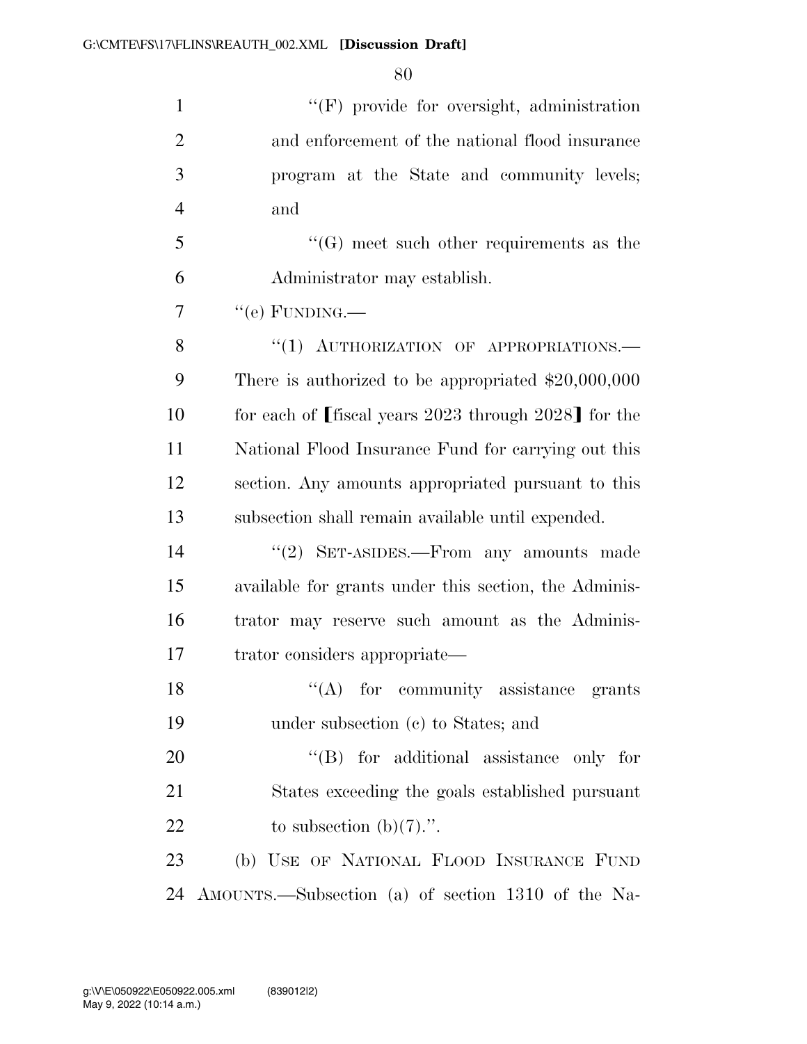"(F) provide for oversight, administration and enforcement of the national flood insurance program at the State and community levels; and

"(G) meet such other requirements as the Administrator may establish.

"(e) FUNDING.—

"(1) AUTHORIZATION OF APPROPRIATIONS.— There is authorized to be appropriated $20,000,000 for each of [fiscal years 2023 through 2028] for the National Flood Insurance Fund for carrying out this section. Any amounts appropriated pursuant to this subsection shall remain available until expended.

"(2) SET-ASIDES.—From any amounts made available for grants under this section, the Administrator may reserve such amount as the Administrator considers appropriate—

"(A) for community assistance grants under subsection (c) to States; and

"(B) for additional assistance only for States exceeding the goals established pursuant to subsection (b)(7).".

(b) USE OF NATIONAL FLOOD INSURANCE FUND AMOUNTS.—Subsection (a) of section 1310 of the Na-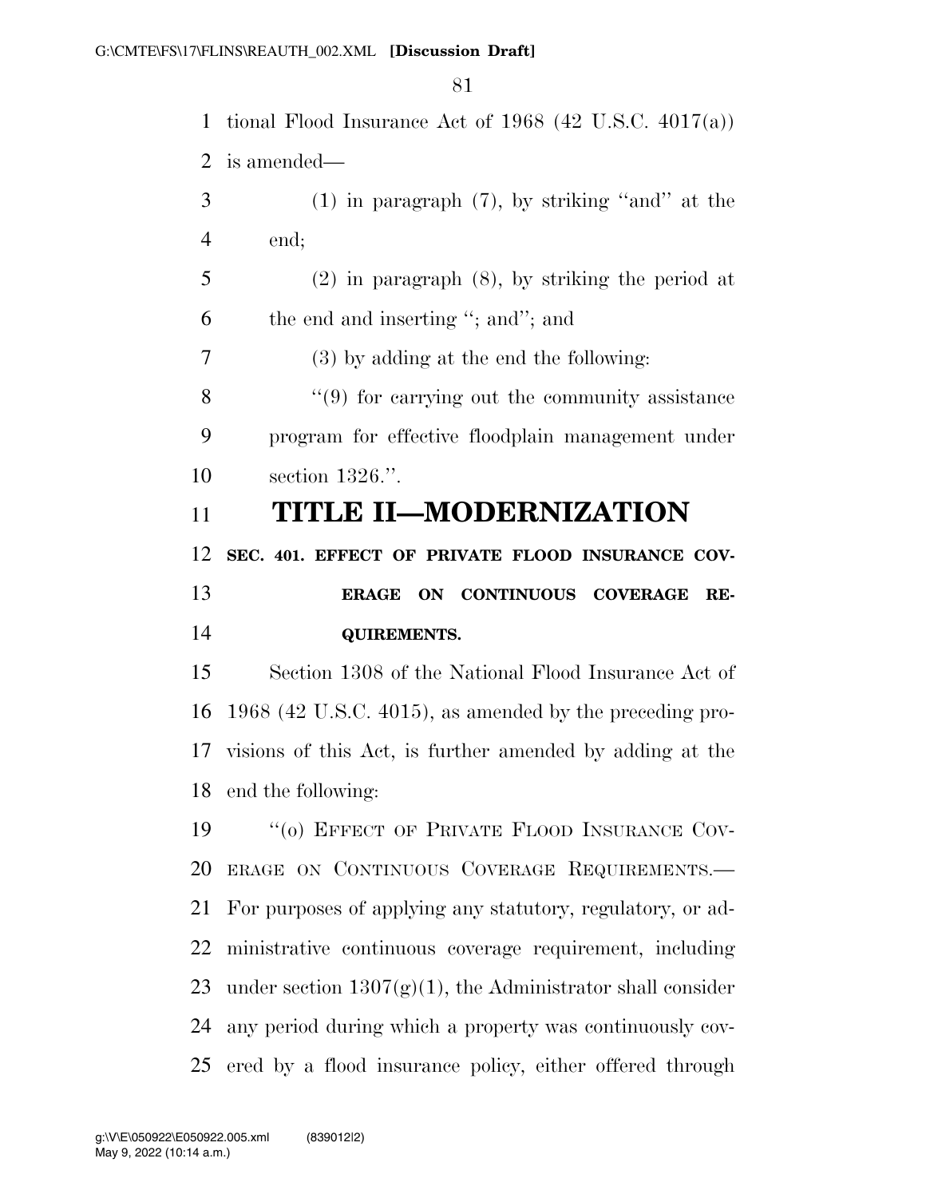tional Flood Insurance Act of 1968 (42 U.S.C. 4017(a)) is amended—

(1) in paragraph (7), by striking "and" at the end;

(2) in paragraph (8), by striking the period at the end and inserting "; and"; and

(3) by adding at the end the following:

"(9) for carrying out the community assistance program for effective floodplain management under section 1326.".

# TITLE II—MODERNIZATION

## SEC. 401. EFFECT OF PRIVATE FLOOD INSURANCE COVERAGE ON CONTINUOUS COVERAGE REQUIREMENTS.

Section 1308 of the National Flood Insurance Act of 1968 (42 U.S.C. 4015), as amended by the preceding provisions of this Act, is further amended by adding at the end the following:

"(o) EFFECT OF PRIVATE FLOOD INSURANCE COVERAGE ON CONTINUOUS COVERAGE REQUIREMENTS.—For purposes of applying any statutory, regulatory, or administrative continuous coverage requirement, including under section 1307(g)(1), the Administrator shall consider any period during which a property was continuously covered by a flood insurance policy, either offered through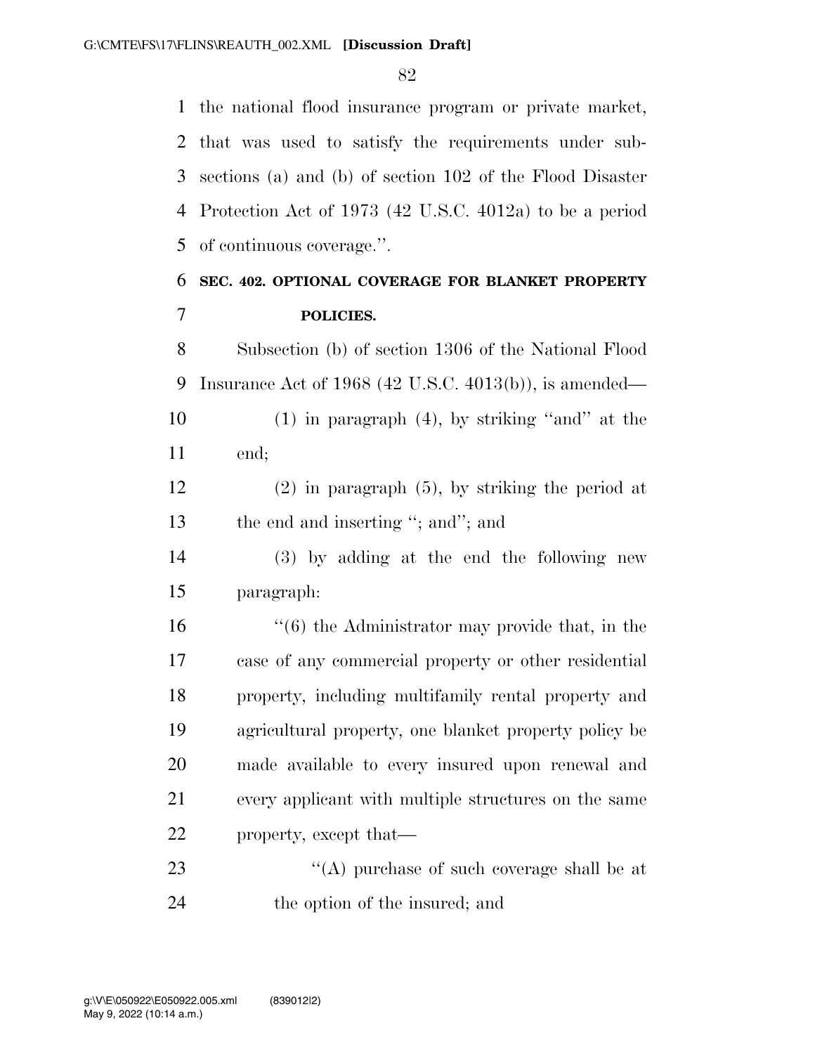the national flood insurance program or private market, that was used to satisfy the requirements under subsections (a) and (b) of section 102 of the Flood Disaster Protection Act of 1973 (42 U.S.C. 4012a) to be a period of continuous coverage.''.

**SEC. 402. OPTIONAL COVERAGE FOR BLANKET PROPERTY POLICIES.**

Subsection (b) of section 1306 of the National Flood Insurance Act of 1968 (42 U.S.C. 4013(b)), is amended—

(1) in paragraph (4), by striking ''and'' at the end;

(2) in paragraph (5), by striking the period at the end and inserting ''; and''; and

(3) by adding at the end the following new paragraph:

''(6) the Administrator may provide that, in the case of any commercial property or other residential property, including multifamily rental property and agricultural property, one blanket property policy be made available to every insured upon renewal and every applicant with multiple structures on the same property, except that—

''(A) purchase of such coverage shall be at the option of the insured; and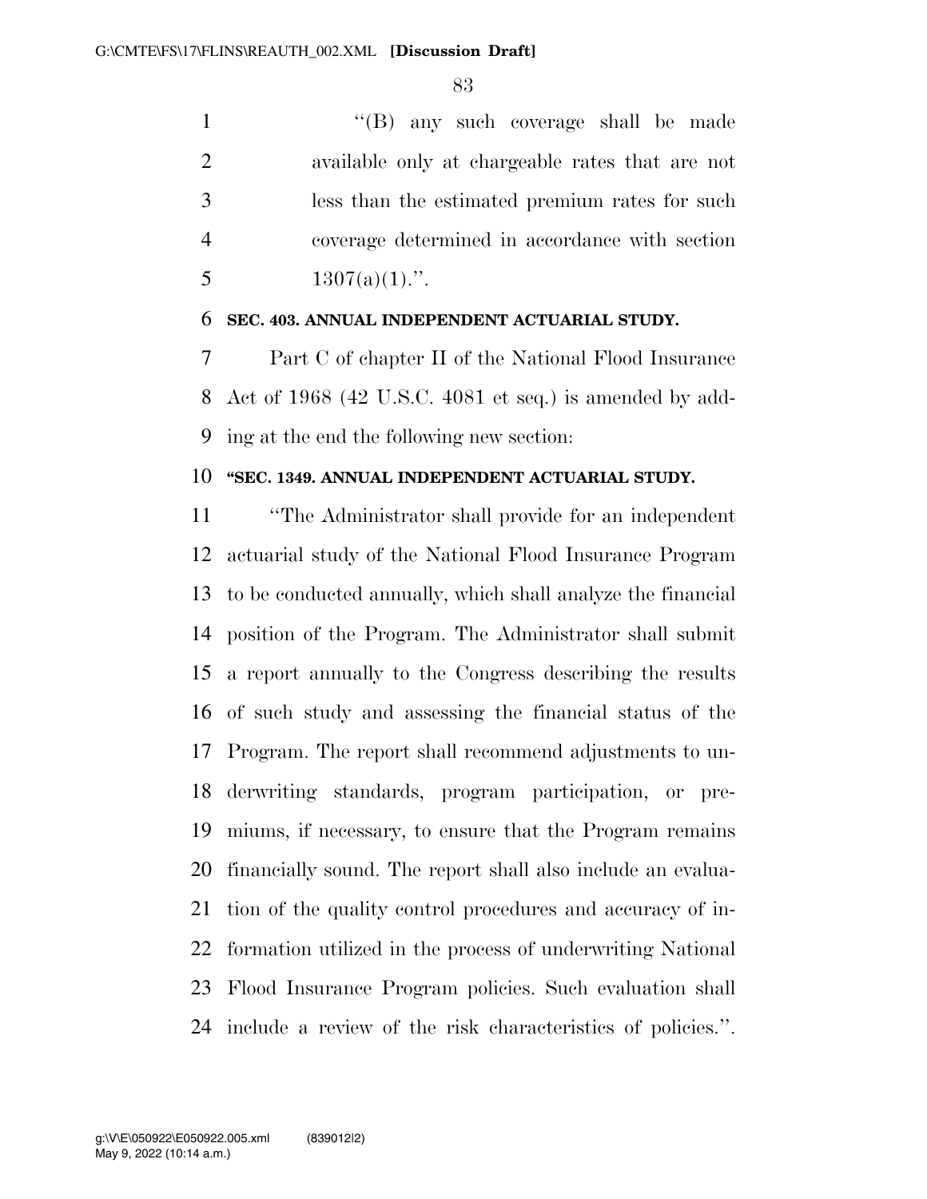"(B) any such coverage shall be made available only at chargeable rates that are not less than the estimated premium rates for such coverage determined in accordance with section 1307(a)(1).".

**SEC. 403. ANNUAL INDEPENDENT ACTUARIAL STUDY.**

Part C of chapter II of the National Flood Insurance Act of 1968 (42 U.S.C. 4081 et seq.) is amended by adding at the end the following new section:

**"SEC. 1349. ANNUAL INDEPENDENT ACTUARIAL STUDY.**

"The Administrator shall provide for an independent actuarial study of the National Flood Insurance Program to be conducted annually, which shall analyze the financial position of the Program. The Administrator shall submit a report annually to the Congress describing the results of such study and assessing the financial status of the Program. The report shall recommend adjustments to underwriting standards, program participation, or premiums, if necessary, to ensure that the Program remains financially sound. The report shall also include an evaluation of the quality control procedures and accuracy of information utilized in the process of underwriting National Flood Insurance Program policies. Such evaluation shall include a review of the risk characteristics of policies.".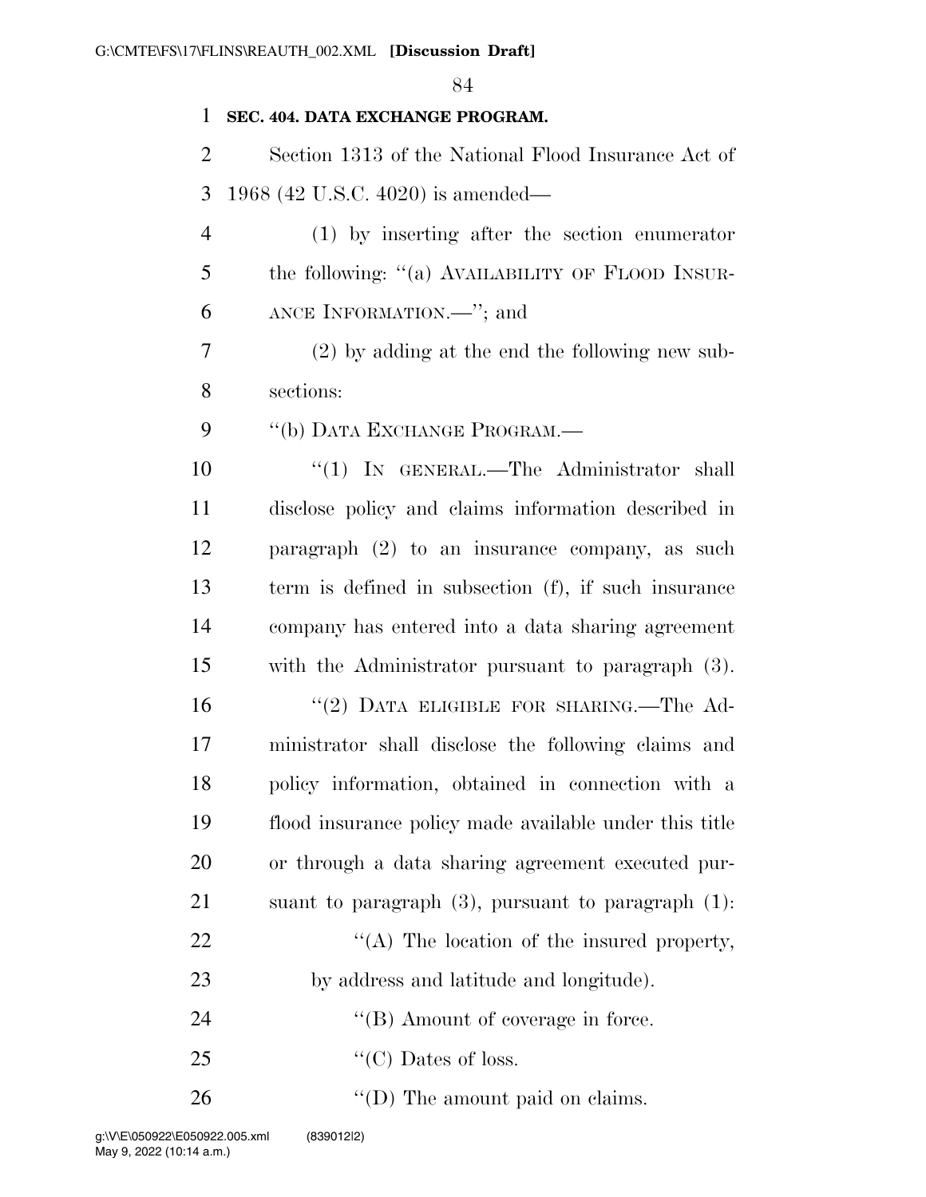**SEC. 404. DATA EXCHANGE PROGRAM.**

Section 1313 of the National Flood Insurance Act of 1968 (42 U.S.C. 4020) is amended—

(1) by inserting after the section enumerator the following: "(a) AVAILABILITY OF FLOOD INSURANCE INFORMATION.—"; and

(2) by adding at the end the following new subsections:

"(b) DATA EXCHANGE PROGRAM.—

"(1) IN GENERAL.—The Administrator shall disclose policy and claims information described in paragraph (2) to an insurance company, as such term is defined in subsection (f), if such insurance company has entered into a data sharing agreement with the Administrator pursuant to paragraph (3).

"(2) DATA ELIGIBLE FOR SHARING.—The Administrator shall disclose the following claims and policy information, obtained in connection with a flood insurance policy made available under this title or through a data sharing agreement executed pursuant to paragraph (3), pursuant to paragraph (1):

"(A) The location of the insured property, by address and latitude and longitude).

"(B) Amount of coverage in force.

"(C) Dates of loss.

"(D) The amount paid on claims.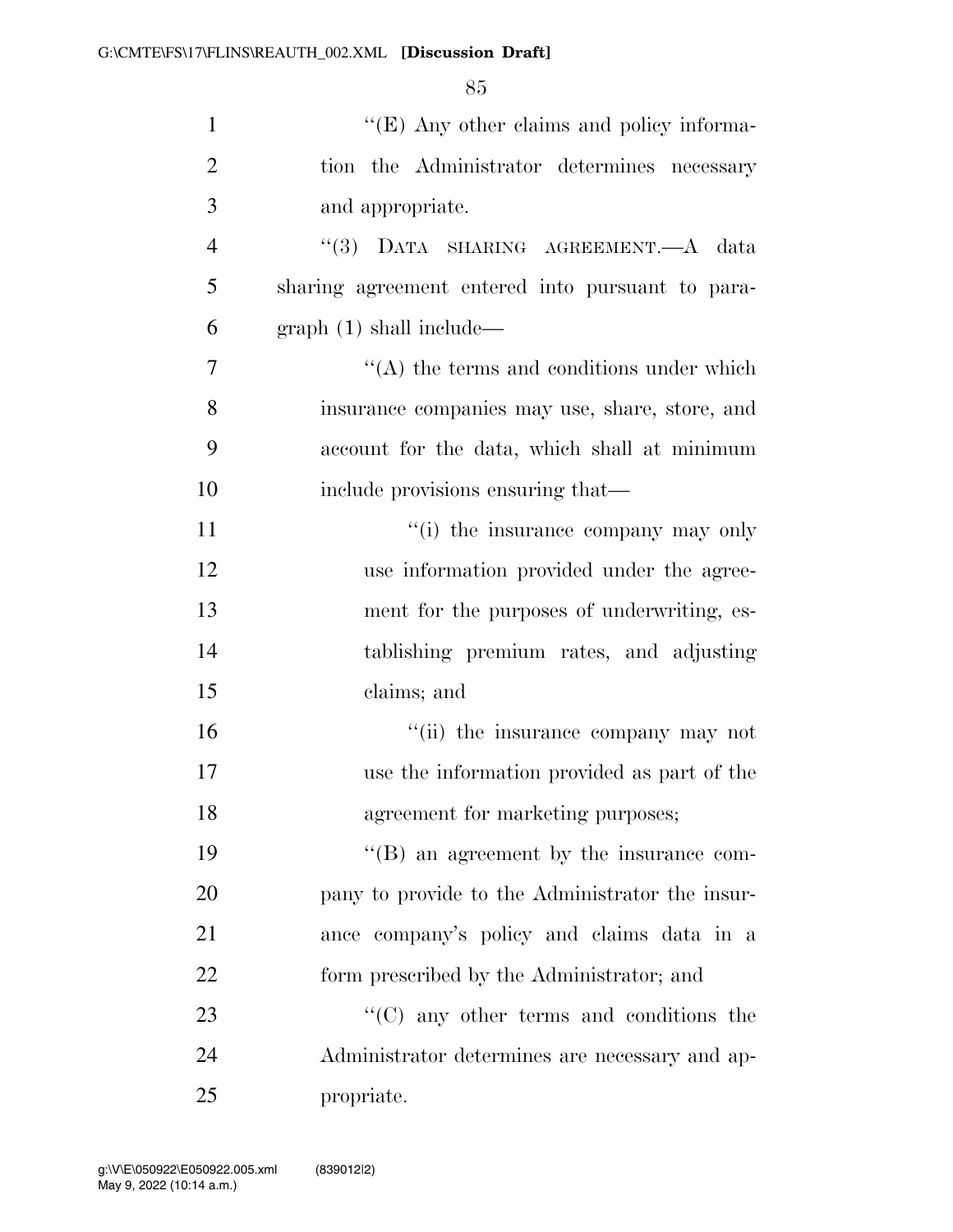''(E) Any other claims and policy information the Administrator determines necessary and appropriate.

''(3) DATA SHARING AGREEMENT.—A data sharing agreement entered into pursuant to paragraph (1) shall include—

''(A) the terms and conditions under which insurance companies may use, share, store, and account for the data, which shall at minimum include provisions ensuring that—

''(i) the insurance company may only use information provided under the agreement for the purposes of underwriting, establishing premium rates, and adjusting claims; and

''(ii) the insurance company may not use the information provided as part of the agreement for marketing purposes;

''(B) an agreement by the insurance company to provide to the Administrator the insurance company's policy and claims data in a form prescribed by the Administrator; and

''(C) any other terms and conditions the Administrator determines are necessary and appropriate.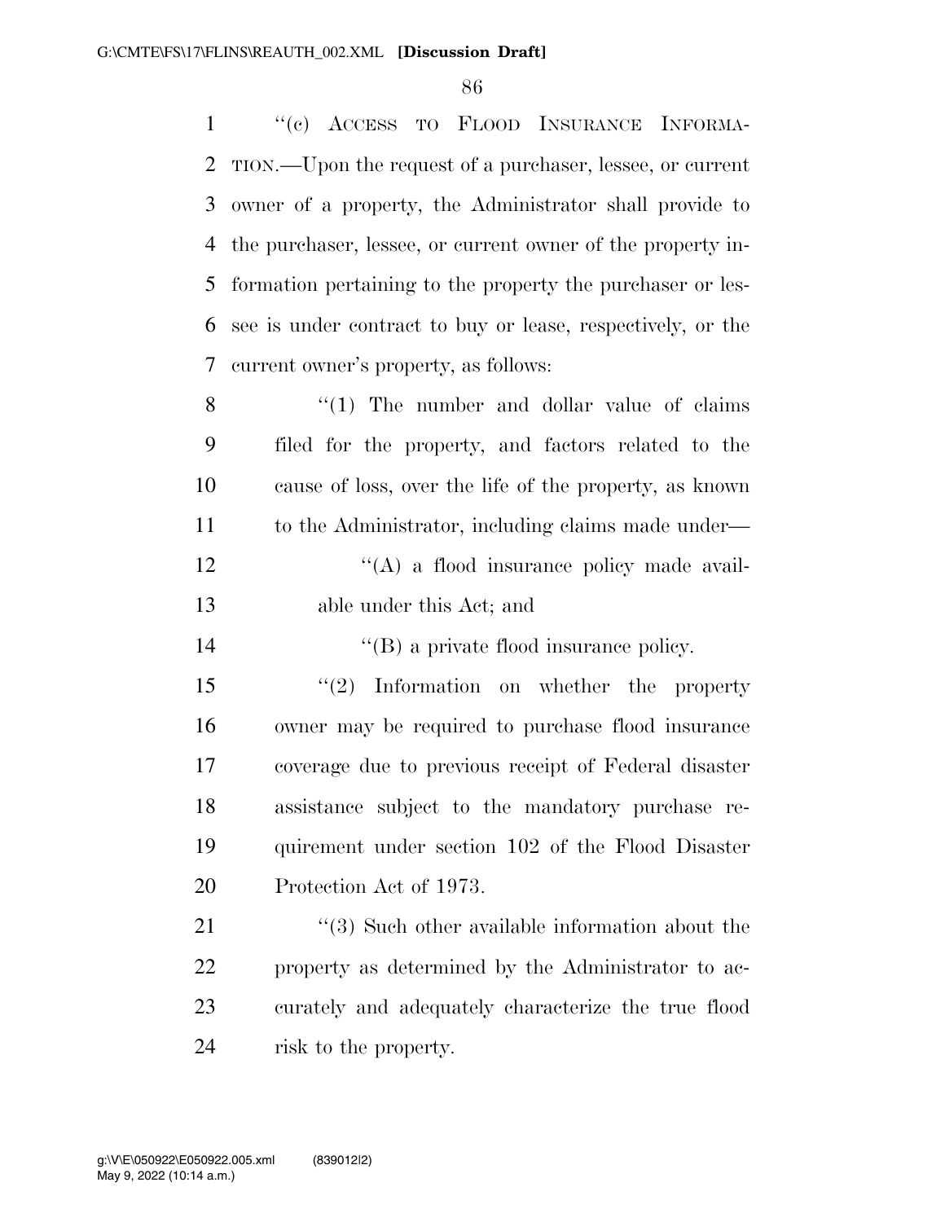''(c) ACCESS TO FLOOD INSURANCE INFORMATION.—Upon the request of a purchaser, lessee, or current owner of a property, the Administrator shall provide to the purchaser, lessee, or current owner of the property information pertaining to the property the purchaser or lessee is under contract to buy or lease, respectively, or the current owner's property, as follows:

''(1) The number and dollar value of claims filed for the property, and factors related to the cause of loss, over the life of the property, as known to the Administrator, including claims made under—

''(A) a flood insurance policy made available under this Act; and

''(B) a private flood insurance policy.

''(2) Information on whether the property owner may be required to purchase flood insurance coverage due to previous receipt of Federal disaster assistance subject to the mandatory purchase requirement under section 102 of the Flood Disaster Protection Act of 1973.

''(3) Such other available information about the property as determined by the Administrator to accurately and adequately characterize the true flood risk to the property.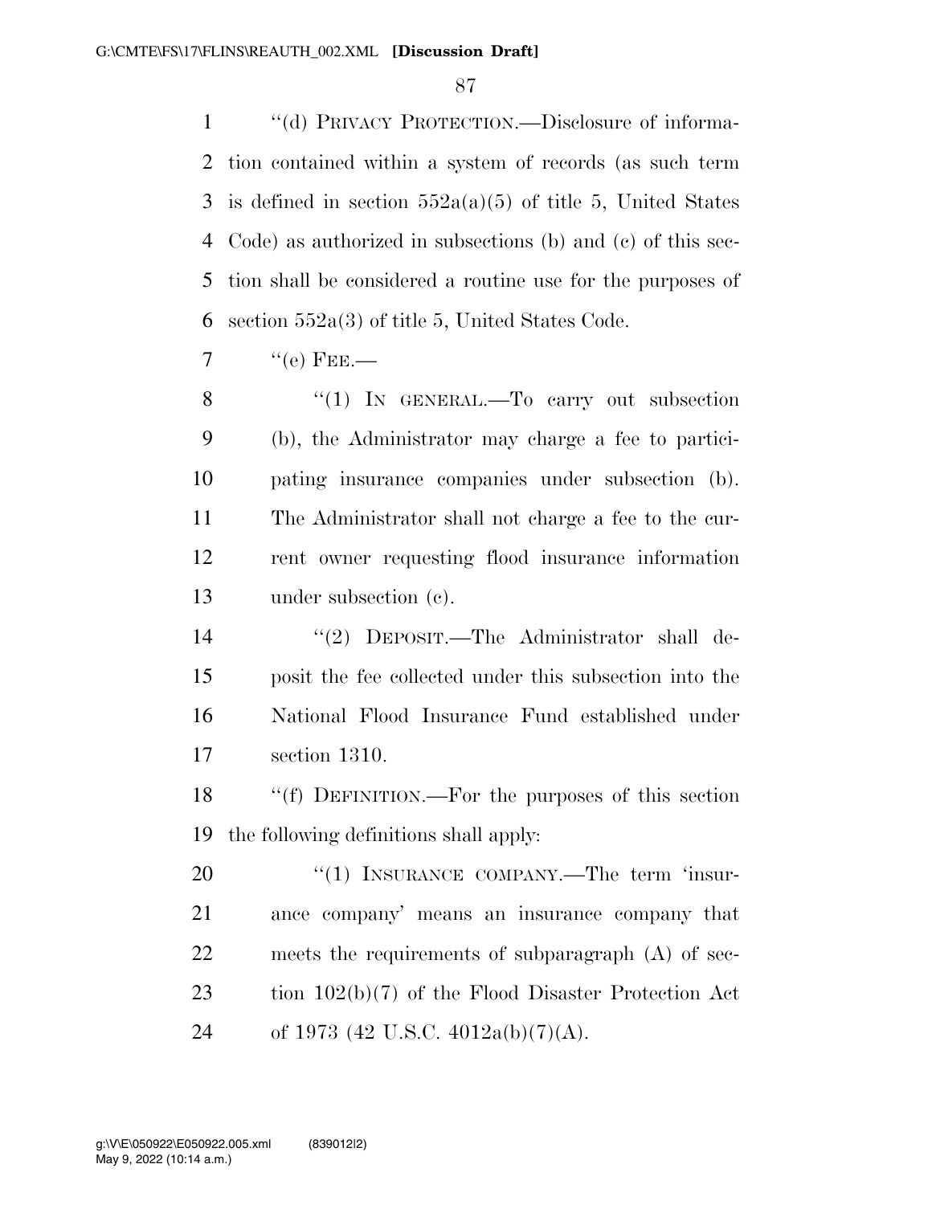''(d) PRIVACY PROTECTION.—Disclosure of information contained within a system of records (as such term is defined in section 552a(a)(5) of title 5, United States Code) as authorized in subsections (b) and (c) of this section shall be considered a routine use for the purposes of section 552a(3) of title 5, United States Code.

''(e) FEE.—

''(1) IN GENERAL.—To carry out subsection (b), the Administrator may charge a fee to participating insurance companies under subsection (b). The Administrator shall not charge a fee to the current owner requesting flood insurance information under subsection (c).

''(2) DEPOSIT.—The Administrator shall deposit the fee collected under this subsection into the National Flood Insurance Fund established under section 1310.

''(f) DEFINITION.—For the purposes of this section the following definitions shall apply:

''(1) INSURANCE COMPANY.—The term 'insurance company' means an insurance company that meets the requirements of subparagraph (A) of section 102(b)(7) of the Flood Disaster Protection Act of 1973 (42 U.S.C. 4012a(b)(7)(A).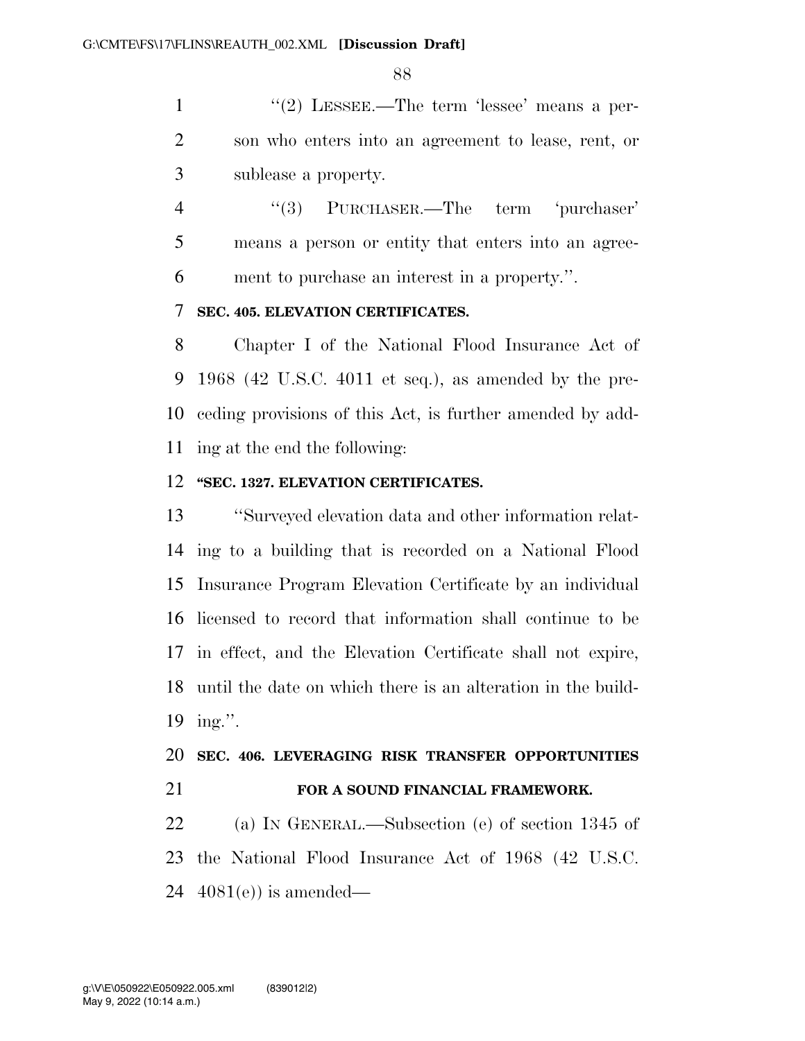"(2) LESSEE.—The term 'lessee' means a person who enters into an agreement to lease, rent, or sublease a property.

"(3) PURCHASER.—The term 'purchaser' means a person or entity that enters into an agreement to purchase an interest in a property.".

**SEC. 405. ELEVATION CERTIFICATES.**

Chapter I of the National Flood Insurance Act of 1968 (42 U.S.C. 4011 et seq.), as amended by the preceding provisions of this Act, is further amended by adding at the end the following:

**"SEC. 1327. ELEVATION CERTIFICATES.**

"Surveyed elevation data and other information relating to a building that is recorded on a National Flood Insurance Program Elevation Certificate by an individual licensed to record that information shall continue to be in effect, and the Elevation Certificate shall not expire, until the date on which there is an alteration in the building.".

**SEC. 406. LEVERAGING RISK TRANSFER OPPORTUNITIES FOR A SOUND FINANCIAL FRAMEWORK.**

(a) IN GENERAL.—Subsection (e) of section 1345 of the National Flood Insurance Act of 1968 (42 U.S.C. 4081(e)) is amended—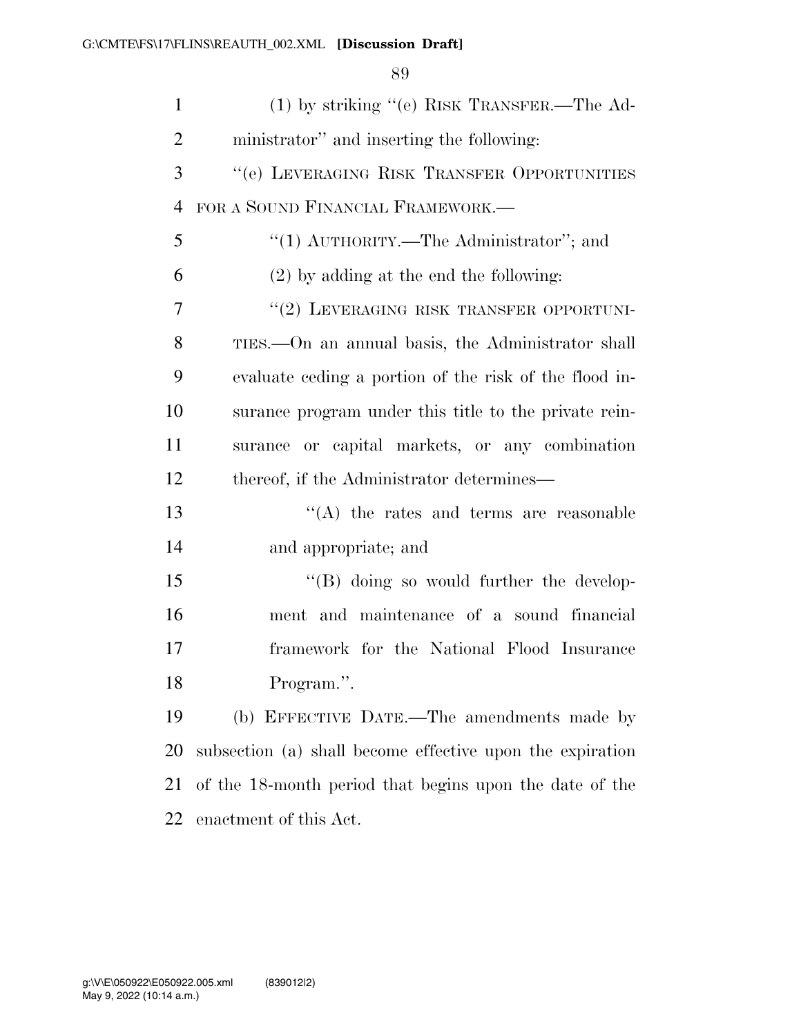(1) by striking "(e) RISK TRANSFER.—The Administrator" and inserting the following:

"(e) LEVERAGING RISK TRANSFER OPPORTUNITIES FOR A SOUND FINANCIAL FRAMEWORK.—

"(1) AUTHORITY.—The Administrator"; and

(2) by adding at the end the following:

"(2) LEVERAGING RISK TRANSFER OPPORTUNITIES.—On an annual basis, the Administrator shall evaluate ceding a portion of the risk of the flood insurance program under this title to the private reinsurance or capital markets, or any combination thereof, if the Administrator determines—

"(A) the rates and terms are reasonable and appropriate; and

"(B) doing so would further the development and maintenance of a sound financial framework for the National Flood Insurance Program.".

(b) EFFECTIVE DATE.—The amendments made by subsection (a) shall become effective upon the expiration of the 18-month period that begins upon the date of the enactment of this Act.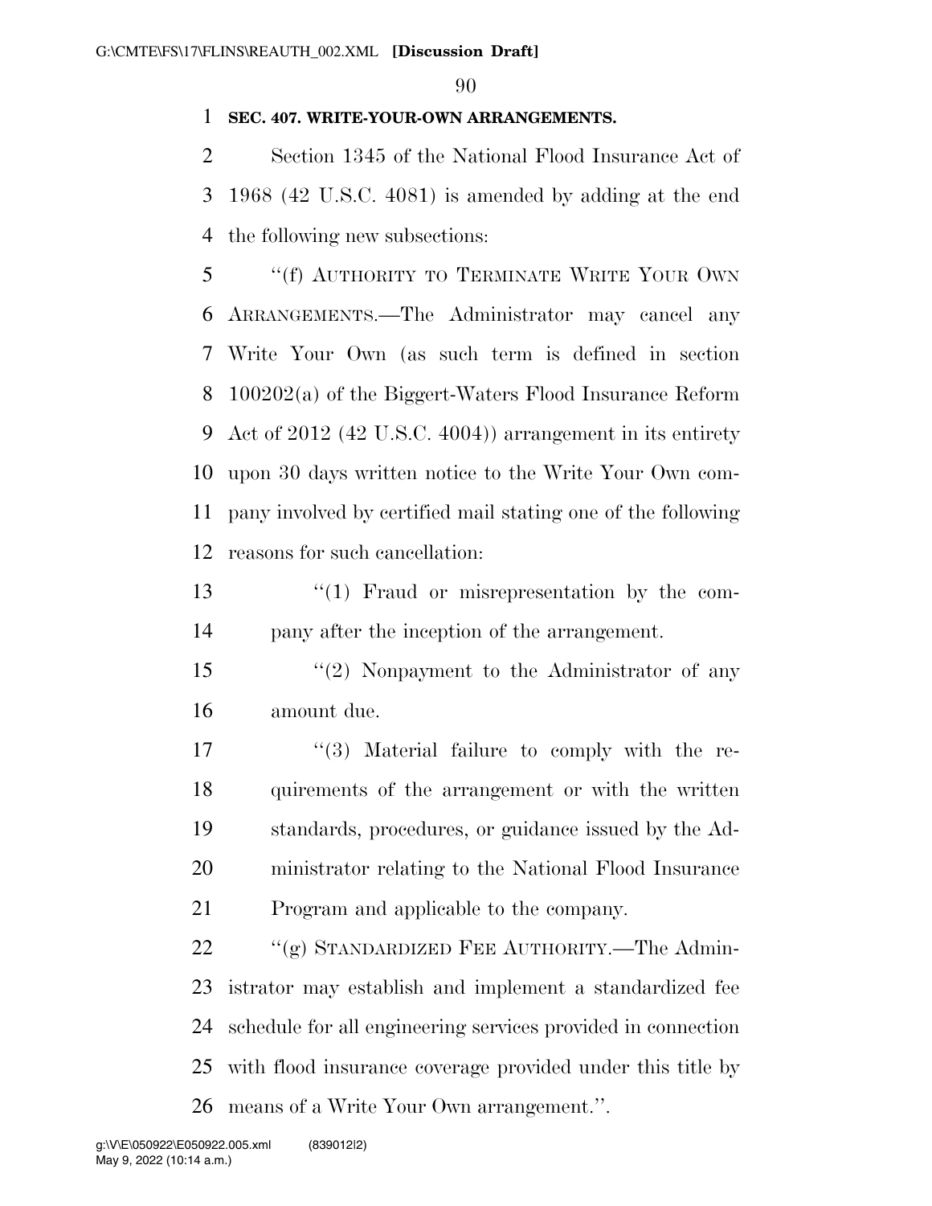**SEC. 407. WRITE-YOUR-OWN ARRANGEMENTS.**

Section 1345 of the National Flood Insurance Act of 1968 (42 U.S.C. 4081) is amended by adding at the end the following new subsections:

"(f) AUTHORITY TO TERMINATE WRITE YOUR OWN ARRANGEMENTS.—The Administrator may cancel any Write Your Own (as such term is defined in section 100202(a) of the Biggert-Waters Flood Insurance Reform Act of 2012 (42 U.S.C. 4004)) arrangement in its entirety upon 30 days written notice to the Write Your Own company involved by certified mail stating one of the following reasons for such cancellation:

"(1) Fraud or misrepresentation by the company after the inception of the arrangement.

"(2) Nonpayment to the Administrator of any amount due.

"(3) Material failure to comply with the requirements of the arrangement or with the written standards, procedures, or guidance issued by the Administrator relating to the National Flood Insurance Program and applicable to the company.

"(g) STANDARDIZED FEE AUTHORITY.—The Administrator may establish and implement a standardized fee schedule for all engineering services provided in connection with flood insurance coverage provided under this title by means of a Write Your Own arrangement.".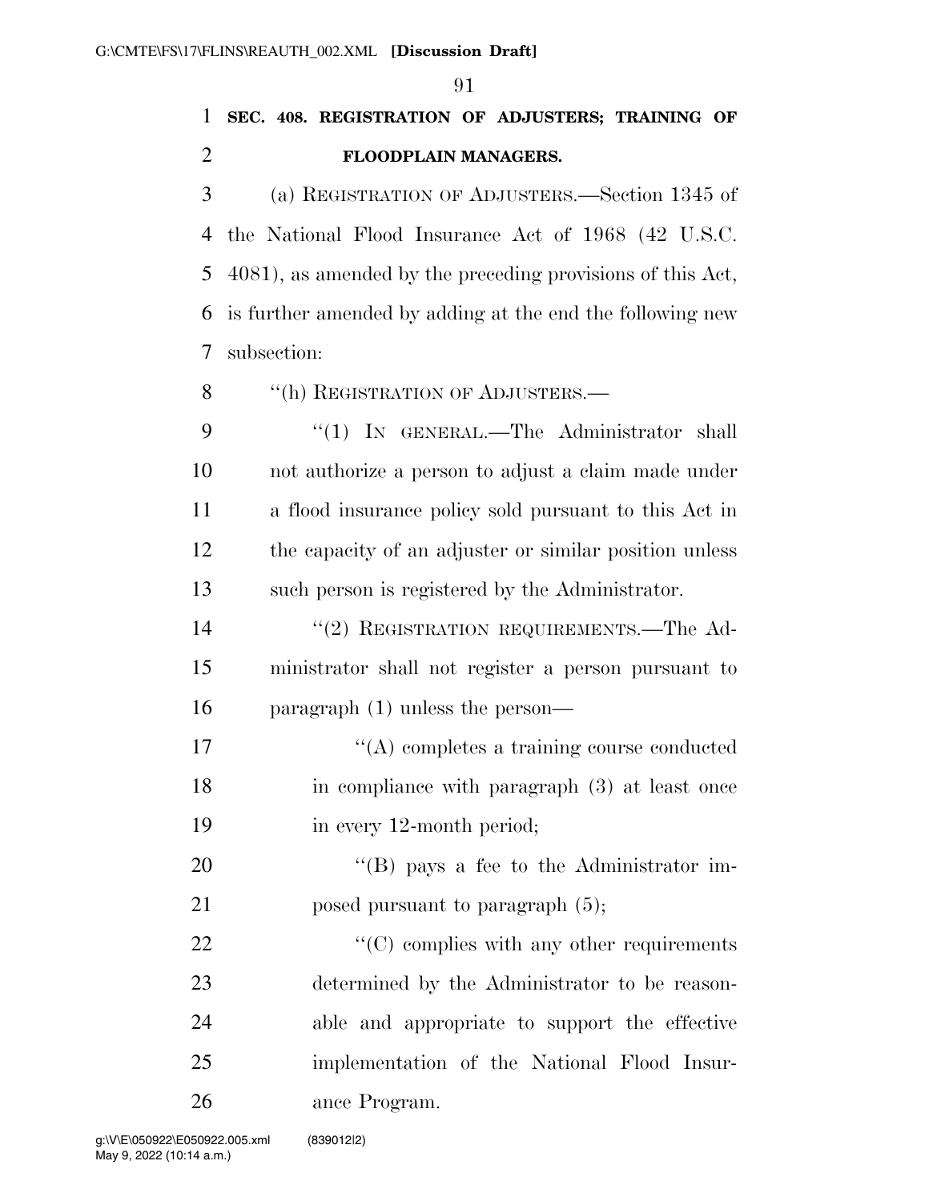**SEC. 408. REGISTRATION OF ADJUSTERS; TRAINING OF FLOODPLAIN MANAGERS.**

(a) REGISTRATION OF ADJUSTERS.—Section 1345 of the National Flood Insurance Act of 1968 (42 U.S.C. 4081), as amended by the preceding provisions of this Act, is further amended by adding at the end the following new subsection:

"(h) REGISTRATION OF ADJUSTERS.—

"(1) IN GENERAL.—The Administrator shall not authorize a person to adjust a claim made under a flood insurance policy sold pursuant to this Act in the capacity of an adjuster or similar position unless such person is registered by the Administrator.

"(2) REGISTRATION REQUIREMENTS.—The Administrator shall not register a person pursuant to paragraph (1) unless the person—

"(A) completes a training course conducted in compliance with paragraph (3) at least once in every 12-month period;

"(B) pays a fee to the Administrator imposed pursuant to paragraph (5);

"(C) complies with any other requirements determined by the Administrator to be reasonable and appropriate to support the effective implementation of the National Flood Insurance Program.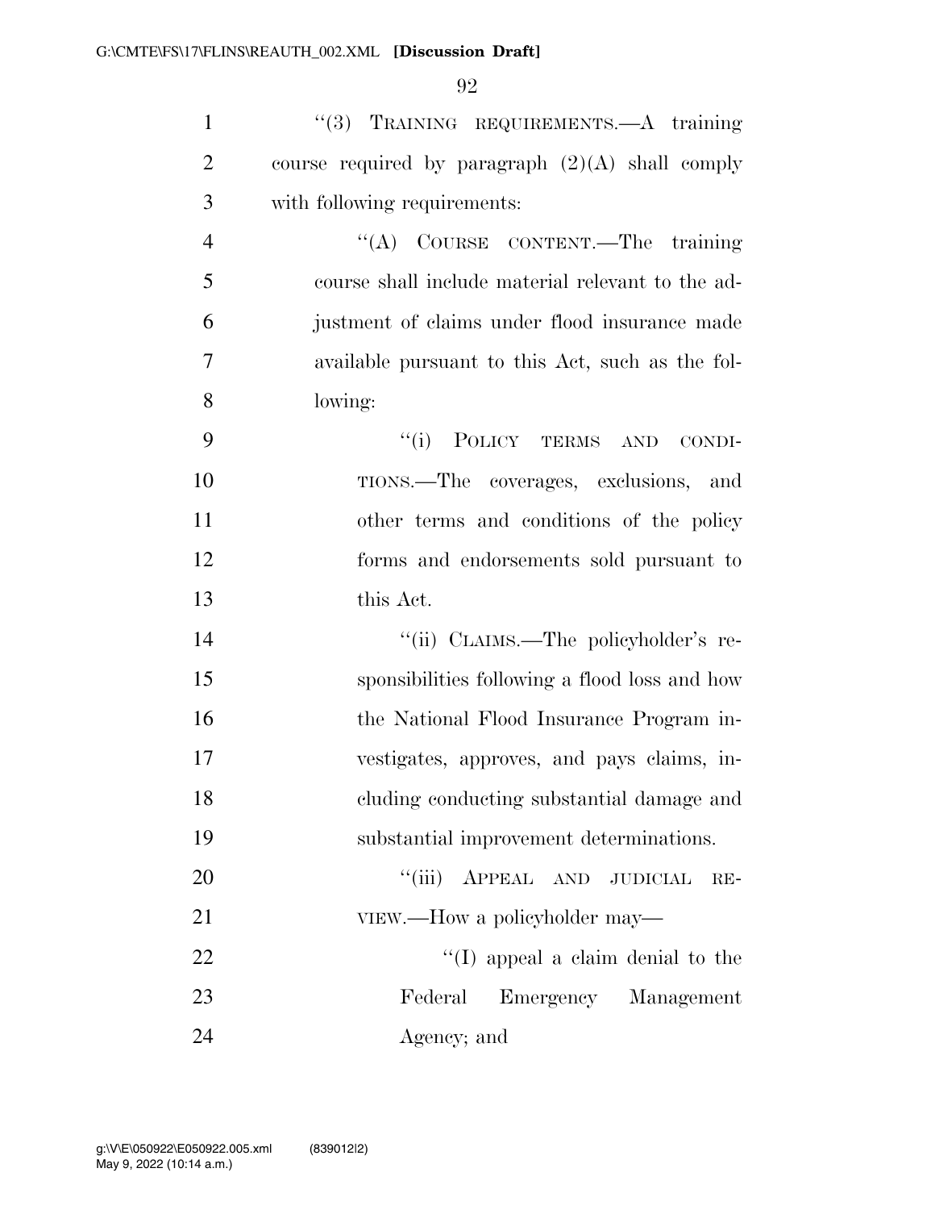"(3) TRAINING REQUIREMENTS.—A training course required by paragraph (2)(A) shall comply with following requirements:

"(A) COURSE CONTENT.—The training course shall include material relevant to the adjustment of claims under flood insurance made available pursuant to this Act, such as the following:

"(i) POLICY TERMS AND CONDITIONS.—The coverages, exclusions, and other terms and conditions of the policy forms and endorsements sold pursuant to this Act.

"(ii) CLAIMS.—The policyholder's responsibilities following a flood loss and how the National Flood Insurance Program investigates, approves, and pays claims, including conducting substantial damage and substantial improvement determinations.

"(iii) APPEAL AND JUDICIAL REVIEW.—How a policyholder may—

"(I) appeal a claim denial to the Federal Emergency Management Agency; and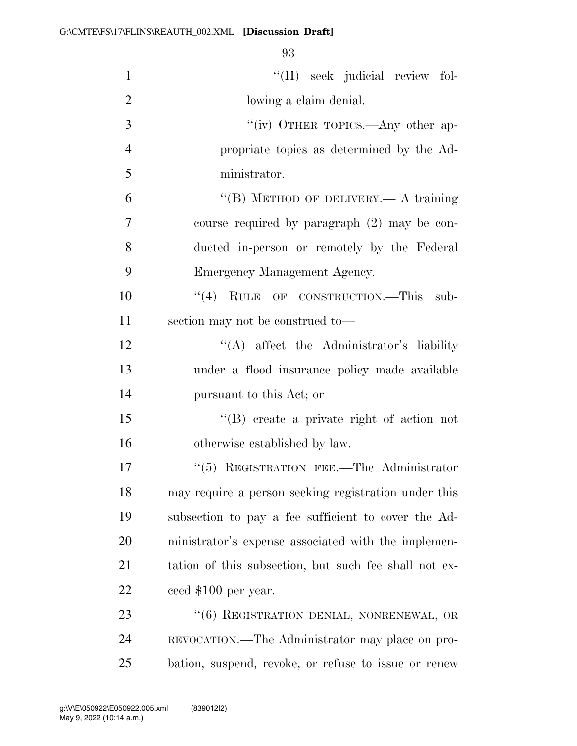"(II) seek judicial review following a claim denial.

"(iv) OTHER TOPICS.—Any other appropriate topics as determined by the Administrator.

"(B) METHOD OF DELIVERY.— A training course required by paragraph (2) may be conducted in-person or remotely by the Federal Emergency Management Agency.

"(4) RULE OF CONSTRUCTION.—This subsection may not be construed to—

"(A) affect the Administrator's liability under a flood insurance policy made available pursuant to this Act; or

"(B) create a private right of action not otherwise established by law.

"(5) REGISTRATION FEE.—The Administrator may require a person seeking registration under this subsection to pay a fee sufficient to cover the Administrator's expense associated with the implementation of this subsection, but such fee shall not exceed $100 per year.

"(6) REGISTRATION DENIAL, NONRENEWAL, OR REVOCATION.—The Administrator may place on probation, suspend, revoke, or refuse to issue or renew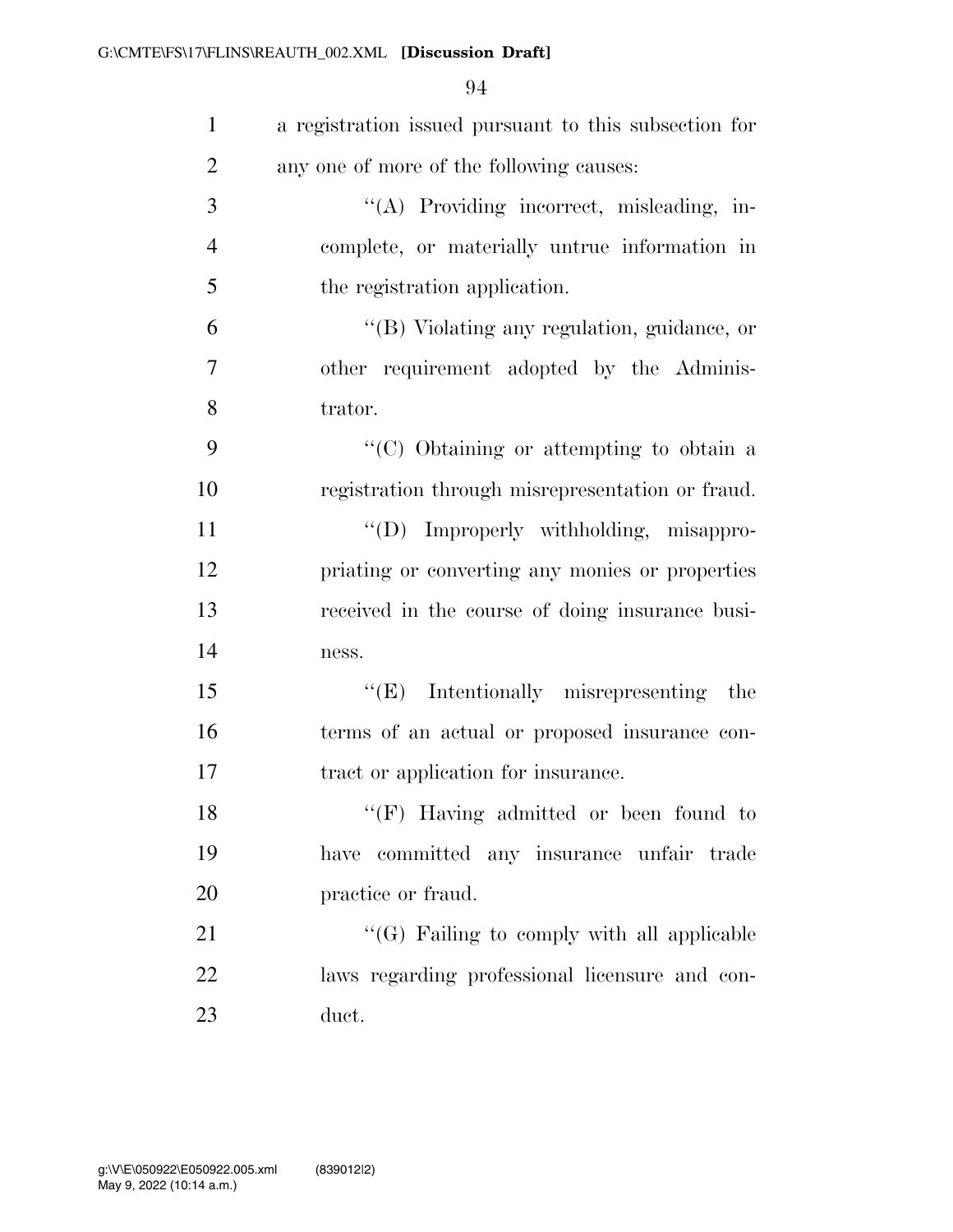a registration issued pursuant to this subsection for any one of more of the following causes:

"(A) Providing incorrect, misleading, incomplete, or materially untrue information in the registration application.

"(B) Violating any regulation, guidance, or other requirement adopted by the Administrator.

"(C) Obtaining or attempting to obtain a registration through misrepresentation or fraud.

"(D) Improperly withholding, misappropriating or converting any monies or properties received in the course of doing insurance business.

"(E) Intentionally misrepresenting the terms of an actual or proposed insurance contract or application for insurance.

"(F) Having admitted or been found to have committed any insurance unfair trade practice or fraud.

"(G) Failing to comply with all applicable laws regarding professional licensure and conduct.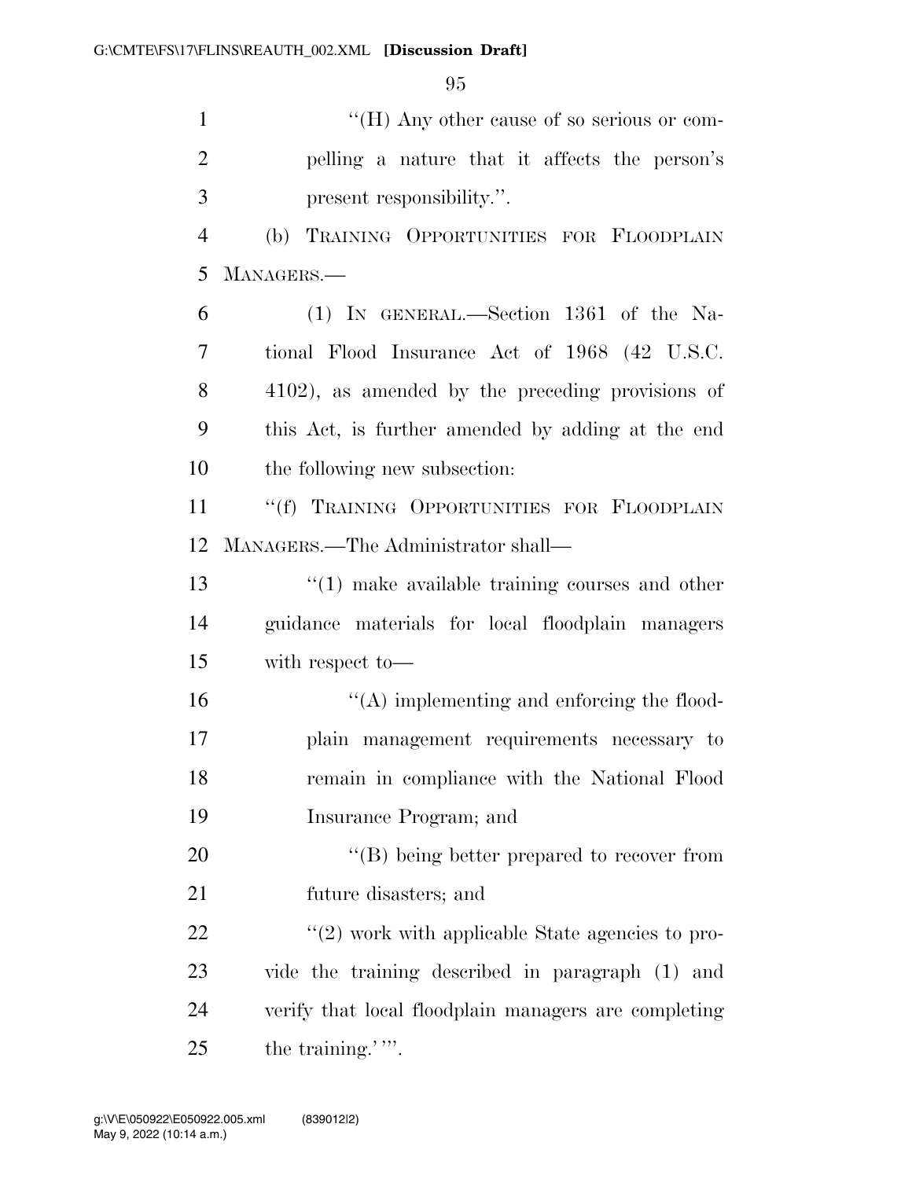''(H) Any other cause of so serious or compelling a nature that it affects the person's present responsibility.''.

(b) TRAINING OPPORTUNITIES FOR FLOODPLAIN MANAGERS.—

(1) IN GENERAL.—Section 1361 of the National Flood Insurance Act of 1968 (42 U.S.C. 4102), as amended by the preceding provisions of this Act, is further amended by adding at the end the following new subsection:

''(f) TRAINING OPPORTUNITIES FOR FLOODPLAIN MANAGERS.—The Administrator shall—

''(1) make available training courses and other guidance materials for local floodplain managers with respect to—

''(A) implementing and enforcing the floodplain management requirements necessary to remain in compliance with the National Flood Insurance Program; and

''(B) being better prepared to recover from future disasters; and

''(2) work with applicable State agencies to provide the training described in paragraph (1) and verify that local floodplain managers are completing the training.' ''.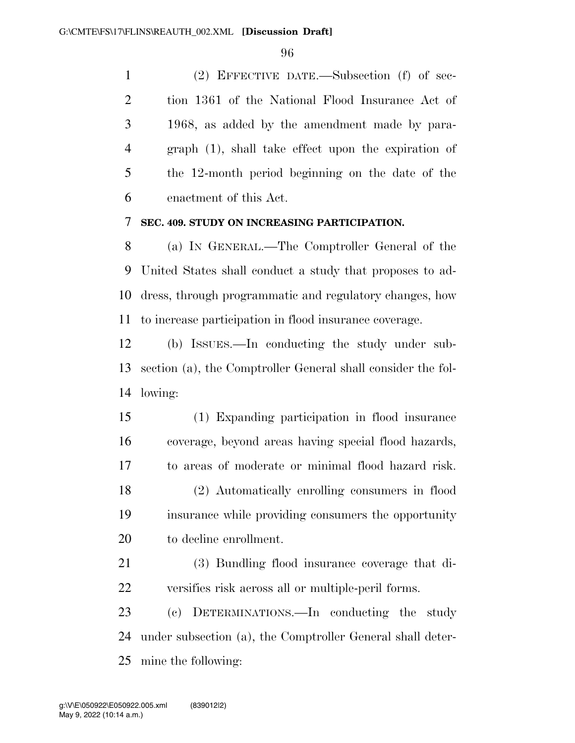(2) EFFECTIVE DATE.—Subsection (f) of section 1361 of the National Flood Insurance Act of 1968, as added by the amendment made by paragraph (1), shall take effect upon the expiration of the 12-month period beginning on the date of the enactment of this Act.

**SEC. 409. STUDY ON INCREASING PARTICIPATION.**

(a) IN GENERAL.—The Comptroller General of the United States shall conduct a study that proposes to address, through programmatic and regulatory changes, how to increase participation in flood insurance coverage.

(b) ISSUES.—In conducting the study under subsection (a), the Comptroller General shall consider the following:

(1) Expanding participation in flood insurance coverage, beyond areas having special flood hazards, to areas of moderate or minimal flood hazard risk.

(2) Automatically enrolling consumers in flood insurance while providing consumers the opportunity to decline enrollment.

(3) Bundling flood insurance coverage that diversifies risk across all or multiple-peril forms.

(c) DETERMINATIONS.—In conducting the study under subsection (a), the Comptroller General shall determine the following: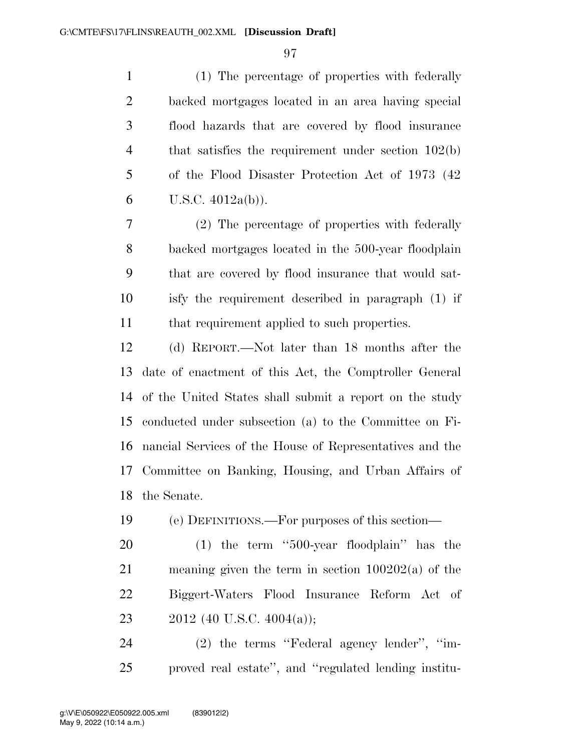(1) The percentage of properties with federally backed mortgages located in an area having special flood hazards that are covered by flood insurance that satisfies the requirement under section 102(b) of the Flood Disaster Protection Act of 1973 (42 U.S.C. 4012a(b)).

(2) The percentage of properties with federally backed mortgages located in the 500-year floodplain that are covered by flood insurance that would satisfy the requirement described in paragraph (1) if that requirement applied to such properties.

(d) REPORT.—Not later than 18 months after the date of enactment of this Act, the Comptroller General of the United States shall submit a report on the study conducted under subsection (a) to the Committee on Financial Services of the House of Representatives and the Committee on Banking, Housing, and Urban Affairs of the Senate.

(e) DEFINITIONS.—For purposes of this section—

(1) the term ''500-year floodplain'' has the meaning given the term in section 100202(a) of the Biggert-Waters Flood Insurance Reform Act of 2012 (40 U.S.C. 4004(a));

(2) the terms ''Federal agency lender'', ''improved real estate'', and ''regulated lending institu-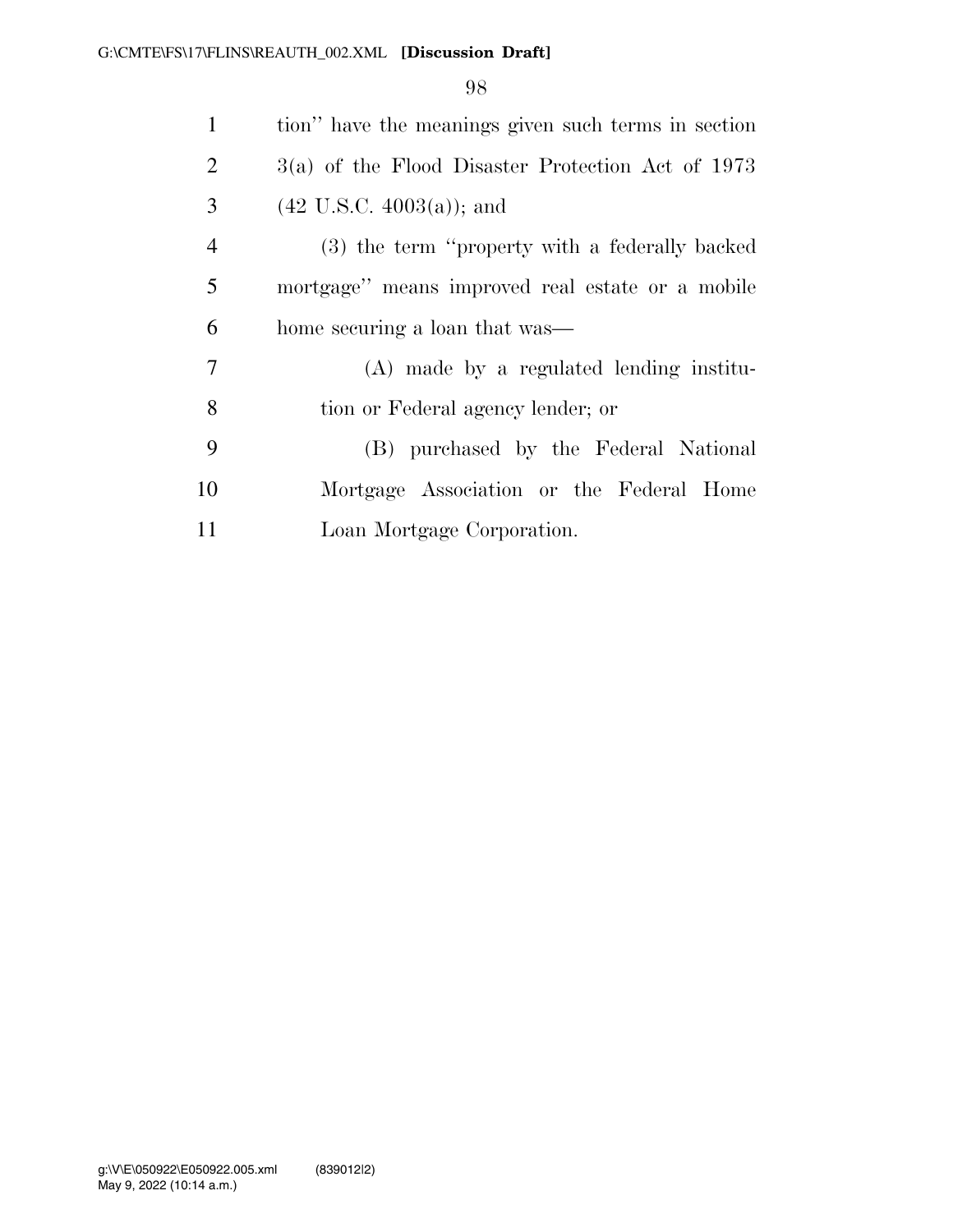tion'' have the meanings given such terms in section 3(a) of the Flood Disaster Protection Act of 1973 (42 U.S.C. 4003(a)); and

(3) the term ''property with a federally backed mortgage'' means improved real estate or a mobile home securing a loan that was—

(A) made by a regulated lending institution or Federal agency lender; or

(B) purchased by the Federal National Mortgage Association or the Federal Home Loan Mortgage Corporation.